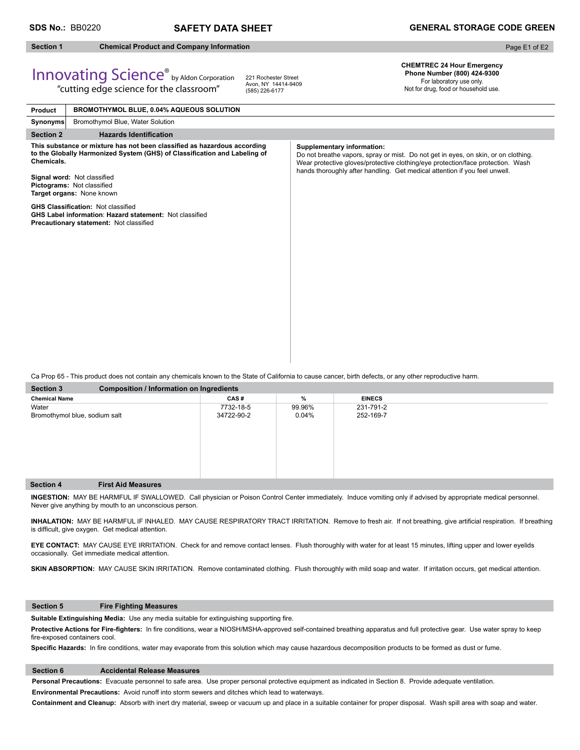**SDS No.:** BB0220 **SAFETY DATA SHEET** **GENERAL STORAGE CODE GREEN**

## Section 1 Chemical Product and Company Information

Innovating Science® by Aldon Corporation
"cutting edge science for the classroom"

221 Rochester Street
Avon, NY 14414-9409
(585) 226-6177

**CHEMTREC 24 Hour Emergency Phone Number (800) 424-9300**
For laboratory use only.
Not for drug, food or household use.

| **Product** | **BROMOTHYMOL BLUE, 0.04% AQUEOUS SOLUTION** |
|---|---|
| **Synonyms** | Bromothymol Blue, Water Solution |

## Section 2 Hazards Identification

**This substance or mixture has not been classified as hazardous according to the Globally Harmonized System (GHS) of Classification and Labeling of Chemicals.**

**Signal word:** Not classified
**Pictograms:** Not classified
**Target organs:** None known

**GHS Classification:** Not classified
**GHS Label information**: **Hazard statement:** Not classified
**Precautionary statement:** Not classified

**Supplementary information:**
Do not breathe vapors, spray or mist. Do not get in eyes, on skin, or on clothing. Wear protective gloves/protective clothing/eye protection/face protection. Wash hands thoroughly after handling. Get medical attention if you feel unwell.

Ca Prop 65 - This product does not contain any chemicals known to the State of California to cause cancer, birth defects, or any other reproductive harm.

## Section 3 Composition / Information on Ingredients

| Chemical Name | CAS # | % | EINECS |
|---|---|---|---|
| Water | 7732-18-5 | 99.96% | 231-791-2 |
| Bromothymol blue, sodium salt | 34722-90-2 | 0.04% | 252-169-7 |

## Section 4 First Aid Measures

**INGESTION:** MAY BE HARMFUL IF SWALLOWED. Call physician or Poison Control Center immediately. Induce vomiting only if advised by appropriate medical personnel. Never give anything by mouth to an unconscious person.

**INHALATION:** MAY BE HARMFUL IF INHALED. MAY CAUSE RESPIRATORY TRACT IRRITATION. Remove to fresh air. If not breathing, give artificial respiration. If breathing is difficult, give oxygen. Get medical attention.

**EYE CONTACT:** MAY CAUSE EYE IRRITATION. Check for and remove contact lenses. Flush thoroughly with water for at least 15 minutes, lifting upper and lower eyelids occasionally. Get immediate medical attention.

**SKIN ABSORPTION:** MAY CAUSE SKIN IRRITATION. Remove contaminated clothing. Flush thoroughly with mild soap and water. If irritation occurs, get medical attention.

## Section 5 Fire Fighting Measures

**Suitable Extinguishing Media:** Use any media suitable for extinguishing supporting fire.

**Protective Actions for Fire-fighters:** In fire conditions, wear a NIOSH/MSHA-approved self-contained breathing apparatus and full protective gear. Use water spray to keep fire-exposed containers cool.

**Specific Hazards:** In fire conditions, water may evaporate from this solution which may cause hazardous decomposition products to be formed as dust or fume.

## Section 6 Accidental Release Measures

**Personal Precautions:** Evacuate personnel to safe area. Use proper personal protective equipment as indicated in Section 8. Provide adequate ventilation.

**Environmental Precautions:** Avoid runoff into storm sewers and ditches which lead to waterways.

**Containment and Cleanup:** Absorb with inert dry material, sweep or vacuum up and place in a suitable container for proper disposal. Wash spill area with soap and water.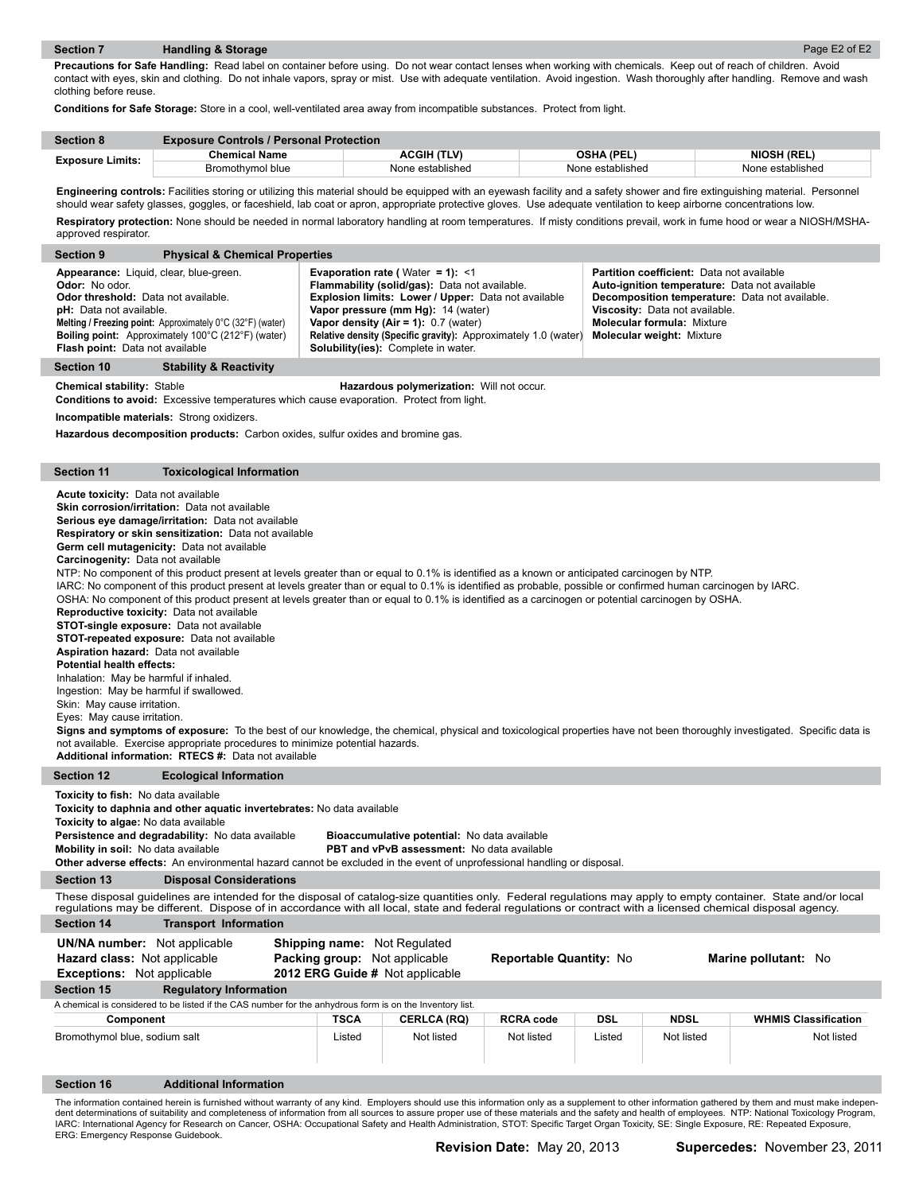## Section 7 Handling & Storage

**Precautions for Safe Handling:** Read label on container before using. Do not wear contact lenses when working with chemicals. Keep out of reach of children. Avoid contact with eyes, skin and clothing. Do not inhale vapors, spray or mist. Use with adequate ventilation. Avoid ingestion. Wash thoroughly after handling. Remove and wash clothing before reuse.

**Conditions for Safe Storage:** Store in a cool, well-ventilated area away from incompatible substances. Protect from light.

## Section 8 Exposure Controls / Personal Protection

| Exposure Limits: | Chemical Name | ACGIH (TLV) | OSHA (PEL) | NIOSH (REL) |
|---|---|---|---|---|
| | Bromothymol blue | None established | None established | None established |

**Engineering controls:** Facilities storing or utilizing this material should be equipped with an eyewash facility and a safety shower and fire extinguishing material. Personnel should wear safety glasses, goggles, or faceshield, lab coat or apron, appropriate protective gloves. Use adequate ventilation to keep airborne concentrations low.

**Respiratory protection:** None should be needed in normal laboratory handling at room temperatures. If misty conditions prevail, work in fume hood or wear a NIOSH/MSHA-approved respirator.

## Section 9 Physical & Chemical Properties

**Appearance:** Liquid, clear, blue-green.
**Odor:** No odor.
**Odor threshold:** Data not available.
**pH:** Data not available.
**Melting / Freezing point:** Approximately 0°C (32°F) (water)
**Boiling point:** Approximately 100°C (212°F) (water)
**Flash point:** Data not available

**Evaporation rate (** Water **= 1):** <1
**Flammability (solid/gas):** Data not available.
**Explosion limits: Lower / Upper:** Data not available
**Vapor pressure (mm Hg):** 14 (water)
**Vapor density (Air = 1):** 0.7 (water)
**Relative density (Specific gravity):** Approximately 1.0 (water)
**Solubility(ies):** Complete in water.

**Partition coefficient:** Data not available
**Auto-ignition temperature:** Data not available
**Decomposition temperature:** Data not available.
**Viscosity:** Data not available.
**Molecular formula:** Mixture
**Molecular weight:** Mixture

## Section 10 Stability & Reactivity

**Chemical stability:** Stable
**Hazardous polymerization:** Will not occur.
**Conditions to avoid:** Excessive temperatures which cause evaporation. Protect from light.

**Incompatible materials:** Strong oxidizers.

**Hazardous decomposition products:** Carbon oxides, sulfur oxides and bromine gas.

## Section 11 Toxicological Information

**Acute toxicity:** Data not available
**Skin corrosion/irritation:** Data not available
**Serious eye damage/irritation:** Data not available
**Respiratory or skin sensitization:** Data not available
**Germ cell mutagenicity:** Data not available
**Carcinogenity:** Data not available
NTP: No component of this product present at levels greater than or equal to 0.1% is identified as a known or anticipated carcinogen by NTP.
IARC: No component of this product present at levels greater than or equal to 0.1% is identified as probable, possible or confirmed human carcinogen by IARC.
OSHA: No component of this product present at levels greater than or equal to 0.1% is identified as a carcinogen or potential carcinogen by OSHA.
**Reproductive toxicity:** Data not available
**STOT-single exposure:** Data not available
**STOT-repeated exposure:** Data not available
**Aspiration hazard:** Data not available
**Potential health effects:**
Inhalation: May be harmful if inhaled.
Ingestion: May be harmful if swallowed.
Skin: May cause irritation.
Eyes: May cause irritation.
**Signs and symptoms of exposure:** To the best of our knowledge, the chemical, physical and toxicological properties have not been thoroughly investigated. Specific data is not available. Exercise appropriate procedures to minimize potential hazards.
**Additional information: RTECS #:** Data not available

## Section 12 Ecological Information

**Toxicity to fish:** No data available
**Toxicity to daphnia and other aquatic invertebrates:** No data available
**Toxicity to algae:** No data available
**Persistence and degradability:** No data available
**Bioaccumulative potential:** No data available
**Mobility in soil:** No data available
**PBT and vPvB assessment:** No data available
**Other adverse effects:** An environmental hazard cannot be excluded in the event of unprofessional handling or disposal.

## Section 13 Disposal Considerations

These disposal guidelines are intended for the disposal of catalog-size quantities only. Federal regulations may apply to empty container. State and/or local regulations may be different. Dispose of in accordance with all local, state and federal regulations or contract with a licensed chemical disposal agency.

## Section 14 Transport Information

**UN/NA number:** Not applicable
**Hazard class:** Not applicable
**Exceptions:** Not applicable
**Shipping name:** Not Regulated
**Packing group:** Not applicable
**2012 ERG Guide #** Not applicable
**Reportable Quantity:** No
**Marine pollutant:** No

## Section 15 Regulatory Information

A chemical is considered to be listed if the CAS number for the anhydrous form is on the Inventory list.

| Component | TSCA | CERLCA (RQ) | RCRA code | DSL | NDSL | WHMIS Classification |
|---|---|---|---|---|---|---|
| Bromothymol blue, sodium salt | Listed | Not listed | Not listed | Listed | Not listed | Not listed |

## Section 16 Additional Information

The information contained herein is furnished without warranty of any kind. Employers should use this information only as a supplement to other information gathered by them and must make independent determinations of suitability and completeness of information from all sources to assure proper use of these materials and the safety and health of employees. NTP: National Toxicology Program, IARC: International Agency for Research on Cancer, OSHA: Occupational Safety and Health Administration, STOT: Specific Target Organ Toxicity, SE: Single Exposure, RE: Repeated Exposure, ERG: Emergency Response Guidebook.

**Revision Date:** May 20, 2013 **Supercedes:** November 23, 2011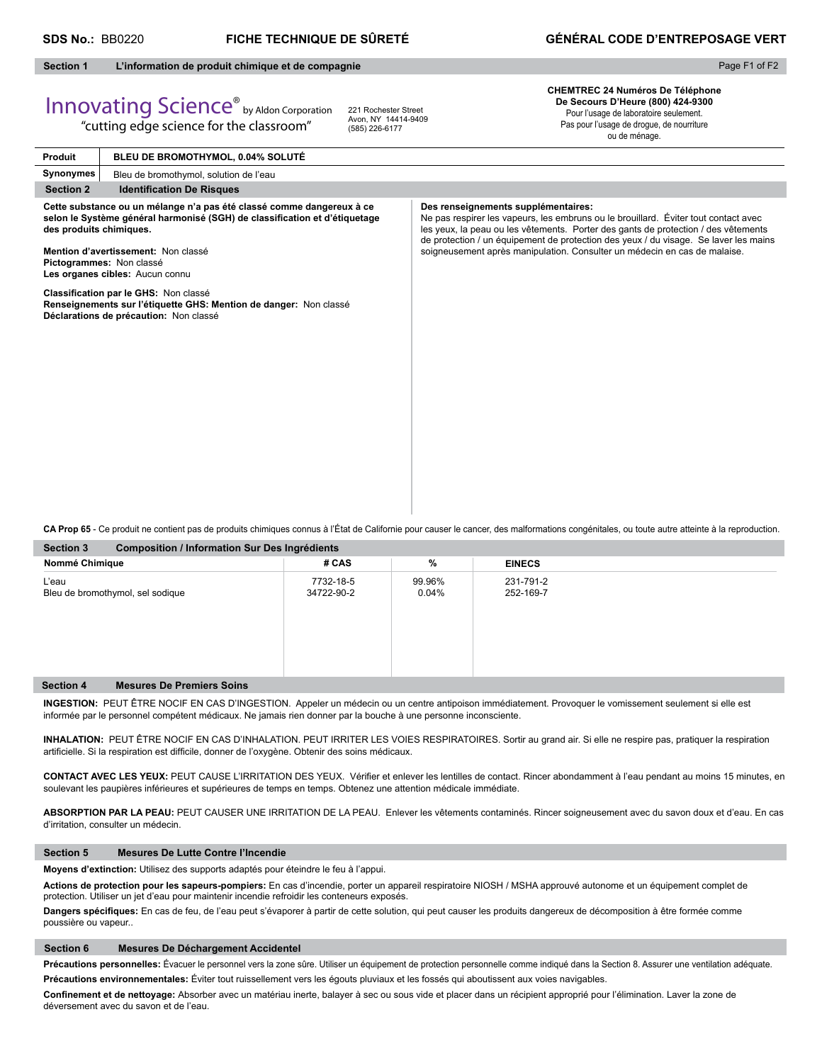**SDS No.:** BB0220 **FICHE TECHNIQUE DE SÛRETÉ** **GÉNÉRAL CODE D'ENTREPOSAGE VERT**

## Section 1 L'information de produit chimique et de compagnie

Innovating Science® by Aldon Corporation
"cutting edge science for the classroom"

221 Rochester Street
Avon, NY 14414-9409
(585) 226-6177

**CHEMTREC 24 Numéros De Téléphone De Secours D'Heure (800) 424-9300**
Pour l'usage de laboratoire seulement.
Pas pour l'usage de drogue, de nourriture ou de ménage.

| | |
|---|---|
| **Produit** | **BLEU DE BROMOTHYMOL, 0.04% SOLUTÉ** |
| **Synonymes** | Bleu de bromothymol, solution de l'eau |

## Section 2 Identification De Risques

**Cette substance ou un mélange n'a pas été classé comme dangereux à ce selon le Système général harmonisé (SGH) de classification et d'étiquetage des produits chimiques.**

**Mention d'avertissement:** Non classé
**Pictogrammes:** Non classé
**Les organes cibles:** Aucun connu

**Classification par le GHS:** Non classé
**Renseignements sur l'étiquette GHS: Mention de danger:** Non classé
**Déclarations de précaution:** Non classé

**Des renseignements supplémentaires:**
Ne pas respirer les vapeurs, les embruns ou le brouillard. Éviter tout contact avec les yeux, la peau ou les vêtements. Porter des gants de protection / des vêtements de protection / un équipement de protection des yeux / du visage. Se laver les mains soigneusement après manipulation. Consulter un médecin en cas de malaise.

**CA Prop 65** - Ce produit ne contient pas de produits chimiques connus à l'État de Californie pour causer le cancer, des malformations congénitales, ou toute autre atteinte à la reproduction.

## Section 3 Composition / Information Sur Des Ingrédients

| Nommé Chimique | # CAS | % | EINECS |
|---|---|---|---|
| L'eau | 7732-18-5 | 99.96% | 231-791-2 |
| Bleu de bromothymol, sel sodique | 34722-90-2 | 0.04% | 252-169-7 |

## Section 4 Mesures De Premiers Soins

**INGESTION:** PEUT ÊTRE NOCIF EN CAS D'INGESTION. Appeler un médecin ou un centre antipoison immédiatement. Provoquer le vomissement seulement si elle est informée par le personnel compétent médicaux. Ne jamais rien donner par la bouche à une personne inconsciente.

**INHALATION:** PEUT ÊTRE NOCIF EN CAS D'INHALATION. PEUT IRRITER LES VOIES RESPIRATOIRES. Sortir au grand air. Si elle ne respire pas, pratiquer la respiration artificielle. Si la respiration est difficile, donner de l'oxygène. Obtenir des soins médicaux.

**CONTACT AVEC LES YEUX:** PEUT CAUSE L'IRRITATION DES YEUX. Vérifier et enlever les lentilles de contact. Rincer abondamment à l'eau pendant au moins 15 minutes, en soulevant les paupières inférieures et supérieures de temps en temps. Obtenez une attention médicale immédiate.

**ABSORPTION PAR LA PEAU:** PEUT CAUSER UNE IRRITATION DE LA PEAU. Enlever les vêtements contaminés. Rincer soigneusement avec du savon doux et d'eau. En cas d'irritation, consulter un médecin.

## Section 5 Mesures De Lutte Contre l'Incendie

**Moyens d'extinction:** Utilisez des supports adaptés pour éteindre le feu à l'appui.

**Actions de protection pour les sapeurs-pompiers:** En cas d'incendie, porter un appareil respiratoire NIOSH / MSHA approuvé autonome et un équipement complet de protection. Utiliser un jet d'eau pour maintenir incendie refroidir les conteneurs exposés.

**Dangers spécifiques:** En cas de feu, de l'eau peut s'évaporer à partir de cette solution, qui peut causer les produits dangereux de décomposition à être formée comme poussière ou vapeur..

## Section 6 Mesures De Déchargement Accidentel

**Précautions personnelles:** Évacuer le personnel vers la zone sûre. Utiliser un équipement de protection personnelle comme indiqué dans la Section 8. Assurer une ventilation adéquate.

**Précautions environnementales:** Éviter tout ruissellement vers les égouts pluviaux et les fossés qui aboutissent aux voies navigables.

**Confinement et de nettoyage:** Absorber avec un matériau inerte, balayer à sec ou sous vide et placer dans un récipient approprié pour l'élimination. Laver la zone de déversement avec du savon et de l'eau.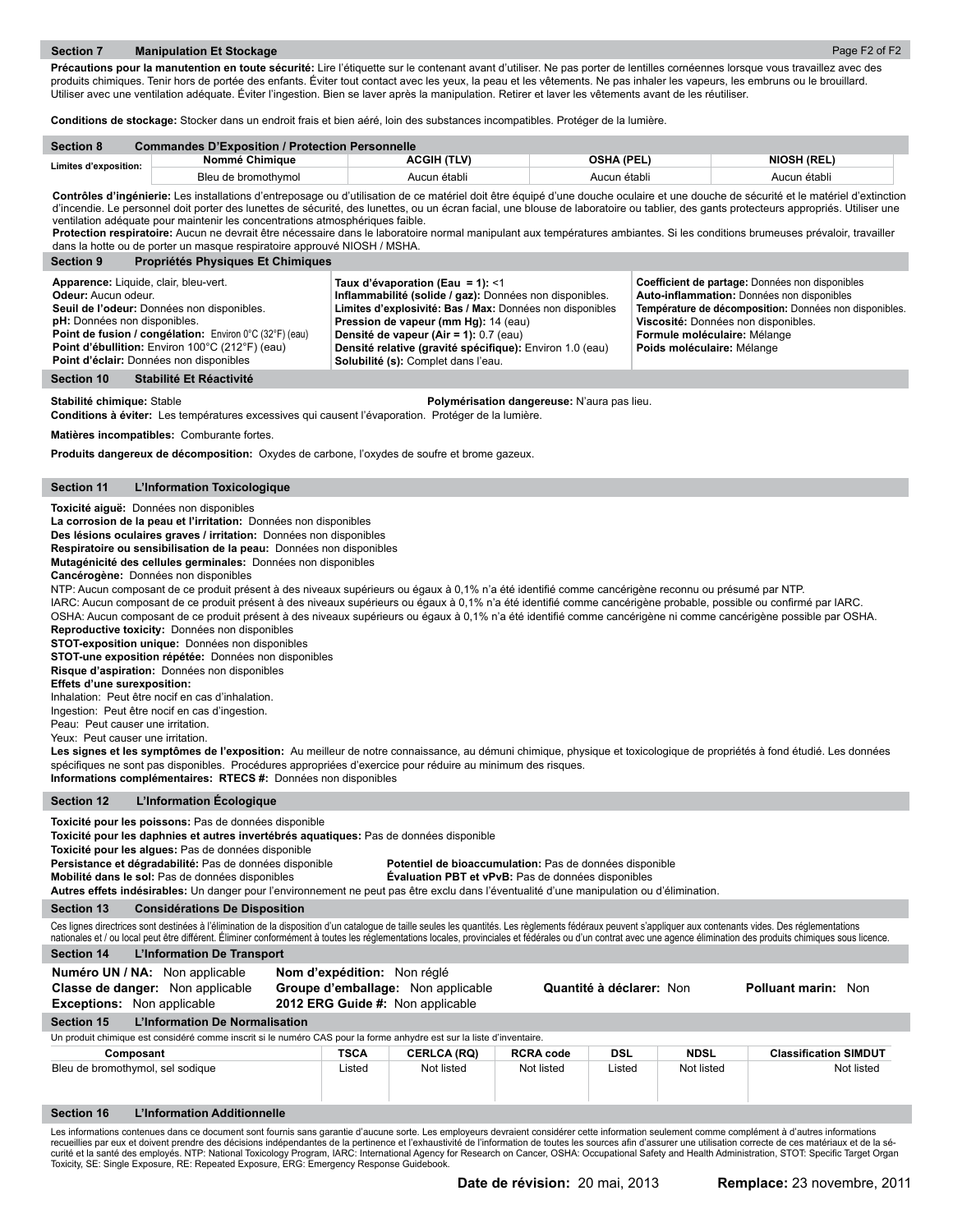## Section 7 Manipulation Et Stockage

**Précautions pour la manutention en toute sécurité:** Lire l'étiquette sur le contenant avant d'utiliser. Ne pas porter de lentilles cornéennes lorsque vous travaillez avec des produits chimiques. Tenir hors de portée des enfants. Éviter tout contact avec les yeux, la peau et les vêtements. Ne pas inhaler les vapeurs, les embruns ou le brouillard. Utiliser avec une ventilation adéquate. Éviter l'ingestion. Bien se laver après la manipulation. Retirer et laver les vêtements avant de les réutiliser.

**Conditions de stockage:** Stocker dans un endroit frais et bien aéré, loin des substances incompatibles. Protéger de la lumière.

## Section 8 Commandes D'Exposition / Protection Personnelle

| Limites d'exposition: | Nommé Chimique | ACGIH (TLV) | OSHA (PEL) | NIOSH (REL) |
|---|---|---|---|---|
| | Bleu de bromothymol | Aucun établi | Aucun établi | Aucun établi |

**Contrôles d'ingénierie:** Les installations d'entreposage ou d'utilisation de ce matériel doit être équipé d'une douche oculaire et une douche de sécurité et le matériel d'extinction d'incendie. Le personnel doit porter des lunettes de sécurité, des lunettes, ou un écran facial, une blouse de laboratoire ou tablier, des gants protecteurs appropriés. Utiliser une ventilation adéquate pour maintenir les concentrations atmosphériques faible.

**Protection respiratoire:** Aucun ne devrait être nécessaire dans le laboratoire normal manipulant aux températures ambiantes. Si les conditions brumeuses prévaloir, travailler dans la hotte ou de porter un masque respiratoire approuvé NIOSH / MSHA.

## Section 9 Propriétés Physiques Et Chimiques

**Apparence:** Liquide, clair, bleu-vert.
**Odeur:** Aucun odeur.
**Seuil de l'odeur:** Données non disponibles.
**pH:** Données non disponibles.
**Point de fusion / congélation:** Environ 0°C (32°F) (eau)
**Point d'ébullition:** Environ 100°C (212°F) (eau)
**Point d'éclair:** Données non disponibles

**Taux d'évaporation (Eau = 1):** <1
**Inflammabilité (solide / gaz):** Données non disponibles.
**Limites d'explosivité: Bas / Max:** Données non disponibles
**Pression de vapeur (mm Hg):** 14 (eau)
**Densité de vapeur (Air = 1):** 0.7 (eau)
**Densité relative (gravité spécifique):** Environ 1.0 (eau)
**Solubilité (s):** Complet dans l'eau.

**Coefficient de partage:** Données non disponibles
**Auto-inflammation:** Données non disponibles
**Température de décomposition:** Données non disponibles.
**Viscosité:** Données non disponibles.
**Formule moléculaire:** Mélange
**Poids moléculaire:** Mélange

## Section 10 Stabilité Et Réactivité

**Stabilité chimique:** Stable
**Polymérisation dangereuse:** N'aura pas lieu.
**Conditions à éviter:** Les températures excessives qui causent l'évaporation. Protéger de la lumière.

**Matières incompatibles:** Comburante fortes.

**Produits dangereux de décomposition:** Oxydes de carbone, l'oxydes de soufre et brome gazeux.

## Section 11 L'Information Toxicologique

**Toxicité aiguë:** Données non disponibles
**La corrosion de la peau et l'irritation:** Données non disponibles
**Des lésions oculaires graves / irritation:** Données non disponibles
**Respiratoire ou sensibilisation de la peau:** Données non disponibles
**Mutagénicité des cellules germinales:** Données non disponibles
**Cancérogène:** Données non disponibles
NTP: Aucun composant de ce produit présent à des niveaux supérieurs ou égaux à 0,1% n'a été identifié comme cancérigène reconnu ou présumé par NTP.
IARC: Aucun composant de ce produit présent à des niveaux supérieurs ou égaux à 0,1% n'a été identifié comme cancérigène probable, possible ou confirmé par IARC.
OSHA: Aucun composant de ce produit présent à des niveaux supérieurs ou égaux à 0,1% n'a été identifié comme cancérigène ni comme cancérigène possible par OSHA.
**Reproductive toxicity:** Données non disponibles
**STOT-exposition unique:** Données non disponibles
**STOT-une exposition répétée:** Données non disponibles
**Risque d'aspiration:** Données non disponibles
**Effets d'une surexposition:**
Inhalation: Peut être nocif en cas d'inhalation.
Ingestion: Peut être nocif en cas d'ingestion.
Peau: Peut causer une irritation.
Yeux: Peut causer une irritation.
**Les signes et les symptômes de l'exposition:** Au meilleur de notre connaissance, au démuni chimique, physique et toxicologique de propriétés à fond étudié. Les données spécifiques ne sont pas disponibles. Procédures appropriées d'exercice pour réduire au minimum des risques.
**Informations complémentaires: RTECS #:** Données non disponibles

## Section 12 L'Information Écologique

**Toxicité pour les poissons:** Pas de données disponible
**Toxicité pour les daphnies et autres invertébrés aquatiques:** Pas de données disponible
**Toxicité pour les algues:** Pas de données disponible
**Persistance et dégradabilité:** Pas de données disponible
**Potentiel de bioaccumulation:** Pas de données disponible
**Mobilité dans le sol:** Pas de données disponibles
**Évaluation PBT et vPvB:** Pas de données disponibles
**Autres effets indésirables:** Un danger pour l'environnement ne peut pas être exclu dans l'éventualité d'une manipulation ou d'élimination.

## Section 13 Considérations De Disposition

Ces lignes directrices sont destinées à l'élimination de la disposition d'un catalogue de taille seules les quantités. Les règlements fédéraux peuvent s'appliquer aux contenants vides. Des réglementations nationales et / ou local peut être différent. Éliminer conformément à toutes les réglementations locales, provinciales et fédérales ou d'un contrat avec une agence élimination des produits chimiques sous licence.

## Section 14 L'Information De Transport

**Numéro UN / NA:** Non applicable
**Classe de danger:** Non applicable
**Exceptions:** Non applicable
**Nom d'expédition:** Non réglé
**Groupe d'emballage:** Non applicable
**2012 ERG Guide #:** Non applicable
**Quantité à déclarer:** Non
**Polluant marin:** Non

## Section 15 L'Information De Normalisation

Un produit chimique est considéré comme inscrit si le numéro CAS pour la forme anhydre est sur la liste d'inventaire.

| Composant | TSCA | CERLCA (RQ) | RCRA code | DSL | NDSL | Classification SIMDUT |
|---|---|---|---|---|---|---|
| Bleu de bromothymol, sel sodique | Listed | Not listed | Not listed | Listed | Not listed | Not listed |

## Section 16 L'Information Additionnelle

Les informations contenues dans ce document sont fournis sans garantie d'aucune sorte. Les employeurs devraient considérer cette information seulement comme complément à d'autres informations recueillies par eux et doivent prendre des décisions indépendantes de la pertinence et l'exhaustivité de l'information de toutes les sources afin d'assurer une utilisation correcte de ces matériaux et de la sécurité et la santé des employés. NTP: National Toxicology Program, IARC: International Agency for Research on Cancer, OSHA: Occupational Safety and Health Administration, STOT: Specific Target Organ Toxicity, SE: Single Exposure, RE: Repeated Exposure, ERG: Emergency Response Guidebook.

**Date de révision:** 20 mai, 2013 **Remplace:** 23 novembre, 2011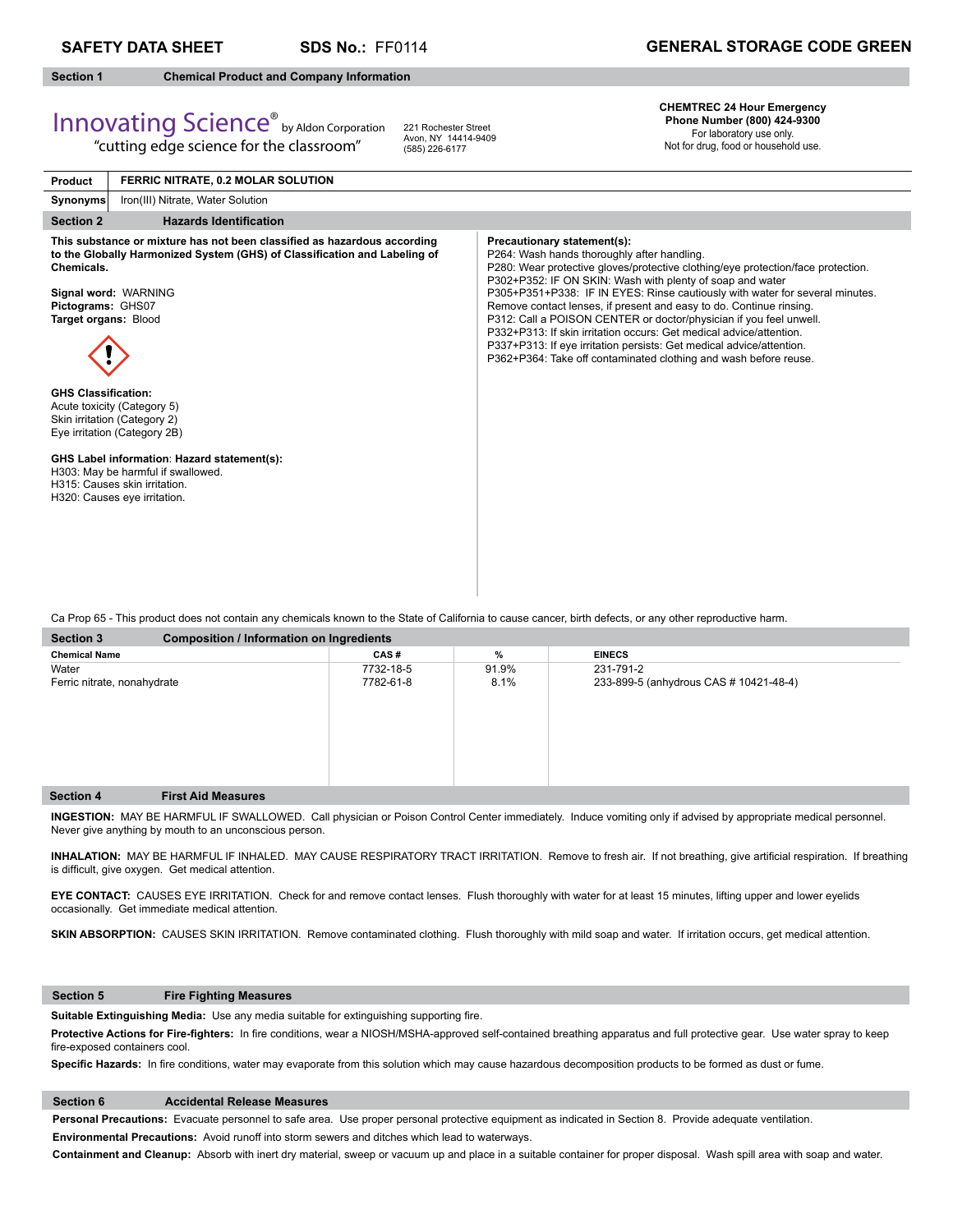**SAFETY DATA SHEET** **SDS No.:** FF0114 **GENERAL STORAGE CODE GREEN**

## Section 1 Chemical Product and Company Information

Innovating Science® by Aldon Corporation
"cutting edge science for the classroom"

221 Rochester Street
Avon, NY 14414-9409
(585) 226-6177

**CHEMTREC 24 Hour Emergency Phone Number (800) 424-9300**
For laboratory use only.
Not for drug, food or household use.

| **Product** | **FERRIC NITRATE, 0.2 MOLAR SOLUTION** |
|---|---|
| **Synonyms** | Iron(III) Nitrate, Water Solution |

## Section 2 Hazards Identification

**This substance or mixture has not been classified as hazardous according to the Globally Harmonized System (GHS) of Classification and Labeling of Chemicals.**

**Signal word:** WARNING
**Pictograms:** GHS07
**Target organs:** Blood

**GHS Classification:**
Acute toxicity (Category 5)
Skin irritation (Category 2)
Eye irritation (Category 2B)

**GHS Label information**: **Hazard statement(s):**
H303: May be harmful if swallowed.
H315: Causes skin irritation.
H320: Causes eye irritation.

**Precautionary statement(s):**
P264: Wash hands thoroughly after handling.
P280: Wear protective gloves/protective clothing/eye protection/face protection.
P302+P352: IF ON SKIN: Wash with plenty of soap and water
P305+P351+P338: IF IN EYES: Rinse cautiously with water for several minutes. Remove contact lenses, if present and easy to do. Continue rinsing.
P312: Call a POISON CENTER or doctor/physician if you feel unwell.
P332+P313: If skin irritation occurs: Get medical advice/attention.
P337+P313: If eye irritation persists: Get medical advice/attention.
P362+P364: Take off contaminated clothing and wash before reuse.

Ca Prop 65 - This product does not contain any chemicals known to the State of California to cause cancer, birth defects, or any other reproductive harm.

## Section 3 Composition / Information on Ingredients

| Chemical Name | CAS # | % | EINECS |
|---|---|---|---|
| Water | 7732-18-5 | 91.9% | 231-791-2 |
| Ferric nitrate, nonahydrate | 7782-61-8 | 8.1% | 233-899-5 (anhydrous CAS # 10421-48-4) |

## Section 4 First Aid Measures

**INGESTION:** MAY BE HARMFUL IF SWALLOWED. Call physician or Poison Control Center immediately. Induce vomiting only if advised by appropriate medical personnel. Never give anything by mouth to an unconscious person.

**INHALATION:** MAY BE HARMFUL IF INHALED. MAY CAUSE RESPIRATORY TRACT IRRITATION. Remove to fresh air. If not breathing, give artificial respiration. If breathing is difficult, give oxygen. Get medical attention.

**EYE CONTACT:** CAUSES EYE IRRITATION. Check for and remove contact lenses. Flush thoroughly with water for at least 15 minutes, lifting upper and lower eyelids occasionally. Get immediate medical attention.

**SKIN ABSORPTION:** CAUSES SKIN IRRITATION. Remove contaminated clothing. Flush thoroughly with mild soap and water. If irritation occurs, get medical attention.

## Section 5 Fire Fighting Measures

**Suitable Extinguishing Media:** Use any media suitable for extinguishing supporting fire.

**Protective Actions for Fire-fighters:** In fire conditions, wear a NIOSH/MSHA-approved self-contained breathing apparatus and full protective gear. Use water spray to keep fire-exposed containers cool.

**Specific Hazards:** In fire conditions, water may evaporate from this solution which may cause hazardous decomposition products to be formed as dust or fume.

## Section 6 Accidental Release Measures

**Personal Precautions:** Evacuate personnel to safe area. Use proper personal protective equipment as indicated in Section 8. Provide adequate ventilation.

**Environmental Precautions:** Avoid runoff into storm sewers and ditches which lead to waterways.

**Containment and Cleanup:** Absorb with inert dry material, sweep or vacuum up and place in a suitable container for proper disposal. Wash spill area with soap and water.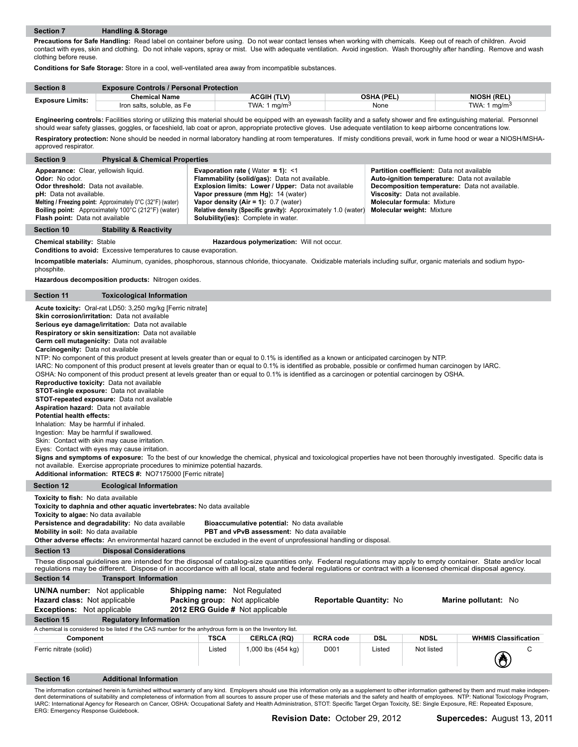## Section 7 Handling & Storage

**Precautions for Safe Handling:** Read label on container before using. Do not wear contact lenses when working with chemicals. Keep out of reach of children. Avoid contact with eyes, skin and clothing. Do not inhale vapors, spray or mist. Use with adequate ventilation. Avoid ingestion. Wash thoroughly after handling. Remove and wash clothing before reuse.

**Conditions for Safe Storage:** Store in a cool, well-ventilated area away from incompatible substances.

## Section 8 Exposure Controls / Personal Protection

| Exposure Limits: | Chemical Name | ACGIH (TLV) | OSHA (PEL) | NIOSH (REL) |
|---|---|---|---|---|
| | Iron salts, soluble, as Fe | TWA: 1 mg/m$^3$ | None | TWA: 1 mg/m$^3$ |

**Engineering controls:** Facilities storing or utilizing this material should be equipped with an eyewash facility and a safety shower and fire extinguishing material. Personnel should wear safety glasses, goggles, or faceshield, lab coat or apron, appropriate protective gloves. Use adequate ventilation to keep airborne concentrations low.

**Respiratory protection:** None should be needed in normal laboratory handling at room temperatures. If misty conditions prevail, work in fume hood or wear a NIOSH/MSHA-approved respirator.

## Section 9 Physical & Chemical Properties

**Appearance:** Clear, yellowish liquid.
**Odor:** No odor.
**Odor threshold:** Data not available.
**pH:** Data not available.
**Melting / Freezing point:** Approximately 0°C (32°F) (water)
**Boiling point:** Approximately 100°C (212°F) (water)
**Flash point:** Data not available

**Evaporation rate (** Water **= 1):** <1
**Flammability (solid/gas):** Data not available.
**Explosion limits: Lower / Upper:** Data not available
**Vapor pressure (mm Hg):** 14 (water)
**Vapor density (Air = 1):** 0.7 (water)
**Relative density (Specific gravity):** Approximately 1.0 (water)
**Solubility(ies):** Complete in water.

**Partition coefficient:** Data not available
**Auto-ignition temperature:** Data not available
**Decomposition temperature:** Data not available.
**Viscosity:** Data not available.
**Molecular formula:** Mixture
**Molecular weight:** Mixture

## Section 10 Stability & Reactivity

**Chemical stability:** Stable
**Hazardous polymerization:** Will not occur.
**Conditions to avoid:** Excessive temperatures to cause evaporation.

**Incompatible materials:** Aluminum, cyanides, phosphorous, stannous chloride, thiocyanate. Oxidizable materials including sulfur, organic materials and sodium hypophosphite.

**Hazardous decomposition products:** Nitrogen oxides.

## Section 11 Toxicological Information

**Acute toxicity:** Oral-rat LD50: 3,250 mg/kg [Ferric nitrate]
**Skin corrosion/irritation:** Data not available
**Serious eye damage/irritation:** Data not available
**Respiratory or skin sensitization:** Data not available
**Germ cell mutagenicity:** Data not available
**Carcinogenity:** Data not available
NTP: No component of this product present at levels greater than or equal to 0.1% is identified as a known or anticipated carcinogen by NTP.
IARC: No component of this product present at levels greater than or equal to 0.1% is identified as probable, possible or confirmed human carcinogen by IARC.
OSHA: No component of this product present at levels greater than or equal to 0.1% is identified as a carcinogen or potential carcinogen by OSHA.
**Reproductive toxicity:** Data not available
**STOT-single exposure:** Data not available
**STOT-repeated exposure:** Data not available
**Aspiration hazard:** Data not available
**Potential health effects:**
Inhalation: May be harmful if inhaled.
Ingestion: May be harmful if swallowed.
Skin: Contact with skin may cause irritation.
Eyes: Contact with eyes may cause irritation.
**Signs and symptoms of exposure:** To the best of our knowledge the chemical, physical and toxicological properties have not been thoroughly investigated. Specific data is not available. Exercise appropriate procedures to minimize potential hazards.
**Additional information: RTECS #:** NO7175000 [Ferric nitrate]

## Section 12 Ecological Information

**Toxicity to fish:** No data available
**Toxicity to daphnia and other aquatic invertebrates:** No data available
**Toxicity to algae:** No data available
**Persistence and degradability:** No data available
**Bioaccumulative potential:** No data available
**Mobility in soil:** No data available
**PBT and vPvB assessment:** No data available
**Other adverse effects:** An environmental hazard cannot be excluded in the event of unprofessional handling or disposal.

## Section 13 Disposal Considerations

These disposal guidelines are intended for the disposal of catalog-size quantities only. Federal regulations may apply to empty container. State and/or local regulations may be different. Dispose of in accordance with all local, state and federal regulations or contract with a licensed chemical disposal agency.

## Section 14 Transport Information

**UN/NA number:** Not applicable
**Hazard class:** Not applicable
**Exceptions:** Not applicable
**Shipping name:** Not Regulated
**Packing group:** Not applicable
**2012 ERG Guide #** Not applicable
**Reportable Quantity:** No
**Marine pollutant:** No

## Section 15 Regulatory Information

A chemical is considered to be listed if the CAS number for the anhydrous form is on the Inventory list.

| Component | TSCA | CERLCA (RQ) | RCRA code | DSL | NDSL | WHMIS Classification |
|---|---|---|---|---|---|---|
| Ferric nitrate (solid) | Listed | 1,000 lbs (454 kg) | D001 | Listed | Not listed | C |

## Section 16 Additional Information

The information contained herein is furnished without warranty of any kind. Employers should use this information only as a supplement to other information gathered by them and must make independent determinations of suitability and completeness of information from all sources to assure proper use of these materials and the safety and health of employees. NTP: National Toxicology Program, IARC: International Agency for Research on Cancer, OSHA: Occupational Safety and Health Administration, STOT: Specific Target Organ Toxicity, SE: Single Exposure, RE: Repeated Exposure, ERG: Emergency Response Guidebook.

**Revision Date:** October 29, 2012 **Supercedes:** August 13, 2011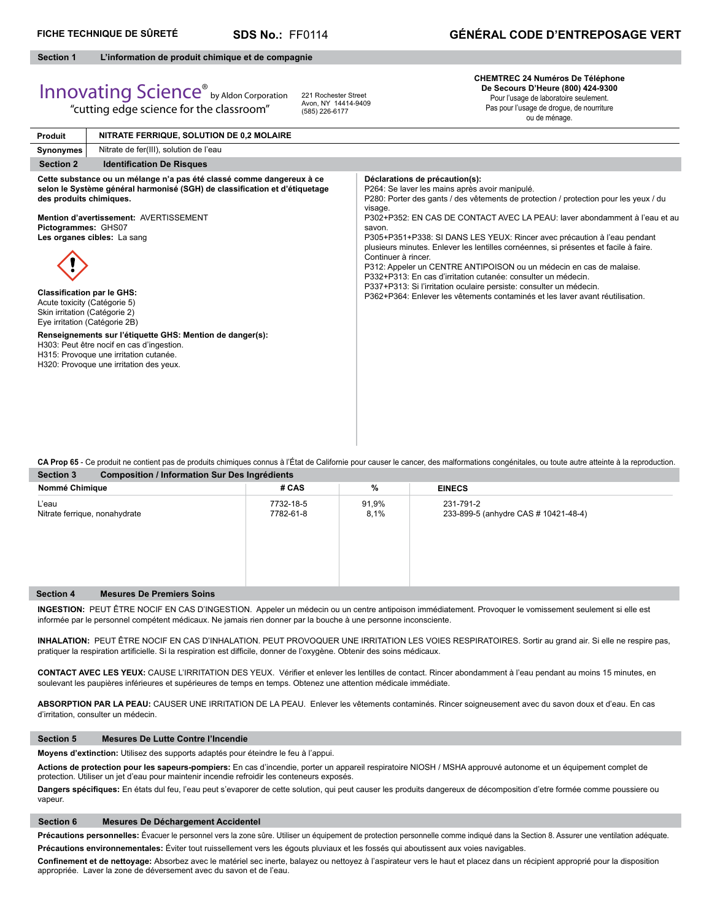**FICHE TECHNIQUE DE SÛRETÉ** **SDS No.:** FF0114 **GÉNÉRAL CODE D'ENTREPOSAGE VERT**

## Section 1 L'information de produit chimique et de compagnie

Innovating Science® by Aldon Corporation
"cutting edge science for the classroom"

221 Rochester Street
Avon, NY 14414-9409
(585) 226-6177

**CHEMTREC 24 Numéros De Téléphone De Secours D'Heure (800) 424-9300**
Pour l'usage de laboratoire seulement.
Pas pour l'usage de drogue, de nourriture ou de ménage.

| **Produit** | **NITRATE FERRIQUE, SOLUTION DE 0,2 MOLAIRE** |
|---|---|
| **Synonymes** | Nitrate de fer(III), solution de l'eau |

## Section 2 Identification De Risques

**Cette substance ou un mélange n'a pas été classé comme dangereux à ce selon le Système général harmonisé (SGH) de classification et d'étiquetage des produits chimiques.**

**Mention d'avertissement:** AVERTISSEMENT
**Pictogrammes:** GHS07
**Les organes cibles:** La sang

**Classification par le GHS:**
Acute toxicity (Catégorie 5)
Skin irritation (Catégorie 2)
Eye irritation (Catégorie 2B)

**Renseignements sur l'étiquette GHS: Mention de danger(s):**
H303: Peut être nocif en cas d'ingestion.
H315: Provoque une irritation cutanée.
H320: Provoque une irritation des yeux.

**Déclarations de précaution(s):**
P264: Se laver les mains après avoir manipulé.
P280: Porter des gants / des vêtements de protection / protection pour les yeux / du visage.
P302+P352: EN CAS DE CONTACT AVEC LA PEAU: laver abondamment à l'eau et au savon.
P305+P351+P338: SI DANS LES YEUX: Rincer avec précaution à l'eau pendant plusieurs minutes. Enlever les lentilles cornéennes, si présentes et facile à faire. Continuer à rincer.
P312: Appeler un CENTRE ANTIPOISON ou un médecin en cas de malaise.
P332+P313: En cas d'irritation cutanée: consulter un médecin.
P337+P313: Si l'irritation oculaire persiste: consulter un médecin.
P362+P364: Enlever les vêtements contaminés et les laver avant réutilisation.

**CA Prop 65** - Ce produit ne contient pas de produits chimiques connus à l'État de Californie pour causer le cancer, des malformations congénitales, ou toute autre atteinte à la reproduction.

## Section 3 Composition / Information Sur Des Ingrédients

| Nommé Chimique | # CAS | % | EINECS |
|---|---|---|---|
| L'eau | 7732-18-5 | 91,9% | 231-791-2 |
| Nitrate ferrique, nonahydrate | 7782-61-8 | 8,1% | 233-899-5 (anhydre CAS # 10421-48-4) |

## Section 4 Mesures De Premiers Soins

**INGESTION:** PEUT ÊTRE NOCIF EN CAS D'INGESTION. Appeler un médecin ou un centre antipoison immédiatement. Provoquer le vomissement seulement si elle est informée par le personnel compétent médicaux. Ne jamais rien donner par la bouche à une personne inconsciente.

**INHALATION:** PEUT ÊTRE NOCIF EN CAS D'INHALATION. PEUT PROVOQUER UNE IRRITATION LES VOIES RESPIRATOIRES. Sortir au grand air. Si elle ne respire pas, pratiquer la respiration artificielle. Si la respiration est difficile, donner de l'oxygène. Obtenir des soins médicaux.

**CONTACT AVEC LES YEUX:** CAUSE L'IRRITATION DES YEUX. Vérifier et enlever les lentilles de contact. Rincer abondamment à l'eau pendant au moins 15 minutes, en soulevant les paupières inférieures et supérieures de temps en temps. Obtenez une attention médicale immédiate.

**ABSORPTION PAR LA PEAU:** CAUSER UNE IRRITATION DE LA PEAU. Enlever les vêtements contaminés. Rincer soigneusement avec du savon doux et d'eau. En cas d'irritation, consulter un médecin.

## Section 5 Mesures De Lutte Contre l'Incendie

**Moyens d'extinction:** Utilisez des supports adaptés pour éteindre le feu à l'appui.

**Actions de protection pour les sapeurs-pompiers:** En cas d'incendie, porter un appareil respiratoire NIOSH / MSHA approuvé autonome et un équipement complet de protection. Utiliser un jet d'eau pour maintenir incendie refroidir les conteneurs exposés.

**Dangers spécifiques:** En états dul feu, l'eau peut s'evaporer de cette solution, qui peut causer les produits dangereux de décomposition d'etre formée comme poussiere ou vapeur.

## Section 6 Mesures De Déchargement Accidentel

**Précautions personnelles:** Évacuer le personnel vers la zone sûre. Utiliser un équipement de protection personnelle comme indiqué dans la Section 8. Assurer une ventilation adéquate.

**Précautions environnementales:** Éviter tout ruissellement vers les égouts pluviaux et les fossés qui aboutissent aux voies navigables.

**Confinement et de nettoyage:** Absorbez avec le matériel sec inerte, balayez ou nettoyez à l'aspirateur vers le haut et placez dans un récipient approprié pour la disposition appropriée. Laver la zone de déversement avec du savon et de l'eau.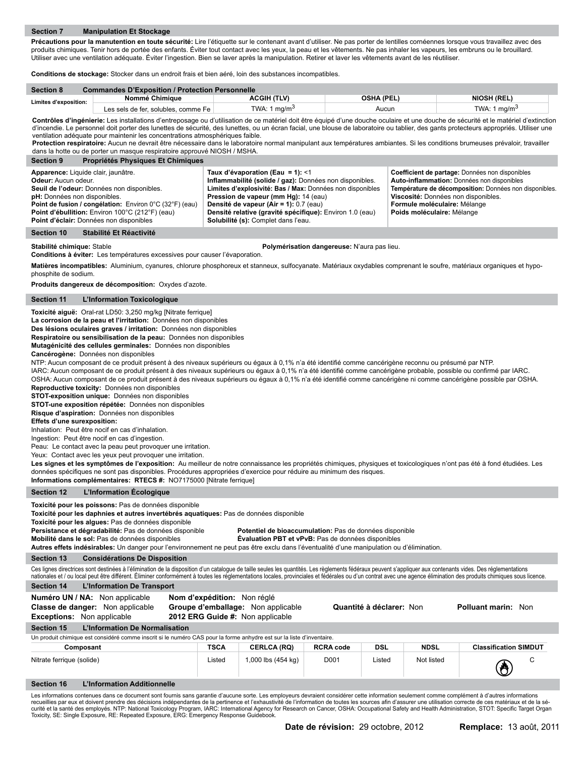## Section 7 Manipulation Et Stockage

**Précautions pour la manutention en toute sécurité:** Lire l'étiquette sur le contenant avant d'utiliser. Ne pas porter de lentilles cornéennes lorsque vous travaillez avec des produits chimiques. Tenir hors de portée des enfants. Éviter tout contact avec les yeux, la peau et les vêtements. Ne pas inhaler les vapeurs, les embruns ou le brouillard. Utiliser avec une ventilation adéquate. Éviter l'ingestion. Bien se laver après la manipulation. Retirer et laver les vêtements avant de les réutiliser.

**Conditions de stockage:** Stocker dans un endroit frais et bien aéré, loin des substances incompatibles.

## Section 8 Commandes D'Exposition / Protection Personnelle

| Limites d'exposition: | Nommé Chimique | ACGIH (TLV) | OSHA (PEL) | NIOSH (REL) |
|---|---|---|---|---|
| | Les sels de fer, solubles, comme Fe | TWA: 1 mg/m$^3$ | Aucun | TWA: 1 mg/m$^3$ |

**Contrôles d'ingénierie:** Les installations d'entreposage ou d'utilisation de ce matériel doit être équipé d'une douche oculaire et une douche de sécurité et le matériel d'extinction d'incendie. Le personnel doit porter des lunettes de sécurité, des lunettes, ou un écran facial, une blouse de laboratoire ou tablier, des gants protecteurs appropriés. Utiliser une ventilation adéquate pour maintenir les concentrations atmosphériques faible.

**Protection respiratoire:** Aucun ne devrait être nécessaire dans le laboratoire normal manipulant aux températures ambiantes. Si les conditions brumeuses prévaloir, travailler dans la hotte ou de porter un masque respiratoire approuvé NIOSH / MSHA.

## Section 9 Propriétés Physiques Et Chimiques

**Apparence:** Liquide clair, jaunâtre.
**Odeur:** Aucun odeur.
**Seuil de l'odeur:** Données non disponibles.
**pH:** Données non disponibles.
**Point de fusion / congélation:** Environ 0°C (32°F) (eau)
**Point d'ébullition:** Environ 100°C (212°F) (eau)
**Point d'éclair:** Données non disponibles

**Taux d'évaporation (Eau = 1):** <1
**Inflammabilité (solide / gaz):** Données non disponibles.
**Limites d'explosivité: Bas / Max:** Données non disponibles
**Pression de vapeur (mm Hg):** 14 (eau)
**Densité de vapeur (Air = 1):** 0.7 (eau)
**Densité relative (gravité spécifique):** Environ 1.0 (eau)
**Solubilité (s):** Complet dans l'eau.

**Coefficient de partage:** Données non disponibles
**Auto-inflammation:** Données non disponibles
**Température de décomposition:** Données non disponibles.
**Viscosité:** Données non disponibles.
**Formule moléculaire:** Mélange
**Poids moléculaire:** Mélange

## Section 10 Stabilité Et Réactivité

**Stabilité chimique:** Stable
**Polymérisation dangereuse:** N'aura pas lieu.
**Conditions à éviter:** Les températures excessives pour causer l'évaporation.

**Matières incompatibles:** Aluminium, cyanures, chlorure phosphoreux et stanneux, sulfocyanate. Matériaux oxydables comprenant le soufre, matériaux organiques et hypophosphite de sodium.

**Produits dangereux de décomposition:** Oxydes d'azote.

## Section 11 L'Information Toxicologique

**Toxicité aiguë:** Oral-rat LD50: 3,250 mg/kg [Nitrate ferrique]
**La corrosion de la peau et l'irritation:** Données non disponibles
**Des lésions oculaires graves / irritation:** Données non disponibles
**Respiratoire ou sensibilisation de la peau:** Données non disponibles
**Mutagénicité des cellules germinales:** Données non disponibles
**Cancérogène:** Données non disponibles
NTP: Aucun composant de ce produit présent à des niveaux supérieurs ou égaux à 0,1% n'a été identifié comme cancérigène reconnu ou présumé par NTP.
IARC: Aucun composant de ce produit présent à des niveaux supérieurs ou égaux à 0,1% n'a été identifié comme cancérigène probable, possible ou confirmé par IARC.
OSHA: Aucun composant de ce produit présent à des niveaux supérieurs ou égaux à 0,1% n'a été identifié comme cancérigène ni comme cancérigène possible par OSHA.
**Reproductive toxicity:** Données non disponibles
**STOT-exposition unique:** Données non disponibles
**STOT-une exposition répétée:** Données non disponibles
**Risque d'aspiration:** Données non disponibles
**Effets d'une surexposition:**
Inhalation: Peut être nocif en cas d'inhalation.
Ingestion: Peut être nocif en cas d'ingestion.
Peau: Le contact avec la peau peut provoquer une irritation.
Yeux: Contact avec les yeux peut provoquer une irritation.
**Les signes et les symptômes de l'exposition:** Au meilleur de notre connaissance les propriétés chimiques, physiques et toxicologiques n'ont pas été à fond étudiées. Les données spécifiques ne sont pas disponibles. Procédures appropriées d'exercice pour réduire au minimum des risques.
**Informations complémentaires: RTECS #:** NO7175000 [Nitrate ferrique]

## Section 12 L'Information Écologique

**Toxicité pour les poissons:** Pas de données disponible
**Toxicité pour les daphnies et autres invertébrés aquatiques:** Pas de données disponible
**Toxicité pour les algues:** Pas de données disponible
**Persistance et dégradabilité:** Pas de données disponible
**Potentiel de bioaccumulation:** Pas de données disponible
**Mobilité dans le sol:** Pas de données disponibles
**Évaluation PBT et vPvB:** Pas de données disponibles
**Autres effets indésirables:** Un danger pour l'environnement ne peut pas être exclu dans l'éventualité d'une manipulation ou d'élimination.

## Section 13 Considérations De Disposition

Ces lignes directrices sont destinées à l'élimination de la disposition d'un catalogue de taille seules les quantités. Les règlements fédéraux peuvent s'appliquer aux contenants vides. Des réglementations nationales et / ou local peut être différent. Éliminer conformément à toutes les réglementations locales, provinciales et fédérales ou d'un contrat avec une agence élimination des produits chimiques sous licence.

## Section 14 L'Information De Transport

**Numéro UN / NA:** Non applicable
**Classe de danger:** Non applicable
**Exceptions:** Non applicable
**Nom d'expédition:** Non réglé
**Groupe d'emballage:** Non applicable
**2012 ERG Guide #:** Non applicable
**Quantité à déclarer:** Non
**Polluant marin:** Non

## Section 15 L'Information De Normalisation

Un produit chimique est considéré comme inscrit si le numéro CAS pour la forme anhydre est sur la liste d'inventaire.

| Composant | TSCA | CERLCA (RQ) | RCRA code | DSL | NDSL | Classification SIMDUT |
|---|---|---|---|---|---|---|
| Nitrate ferrique (solide) | Listed | 1,000 lbs (454 kg) | D001 | Listed | Not listed | C |

## Section 16 L'Information Additionnelle

Les informations contenues dans ce document sont fournis sans garantie d'aucune sorte. Les employeurs devraient considérer cette information seulement comme complément à d'autres informations recueillies par eux et doivent prendre des décisions indépendantes de la pertinence et l'exhaustivité de l'information de toutes les sources afin d'assurer une utilisation correcte de ces matériaux et de la sécurité et la santé des employés. NTP: National Toxicology Program, IARC: International Agency for Research on Cancer, OSHA: Occupational Safety and Health Administration, STOT: Specific Target Organ Toxicity, SE: Single Exposure, RE: Repeated Exposure, ERG: Emergency Response Guidebook.

**Date de révision:** 29 octobre, 2012 **Remplace:** 13 août, 2011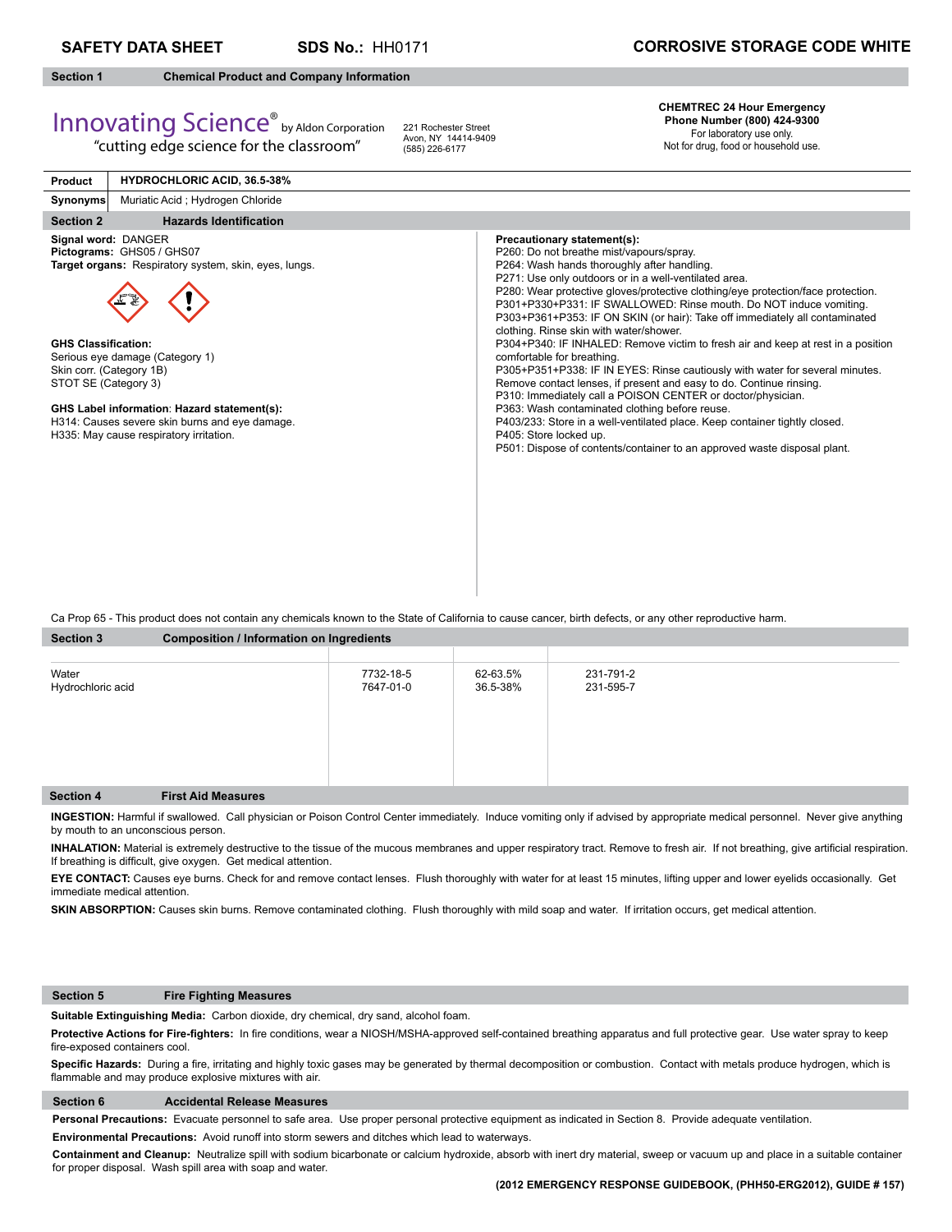**SAFETY DATA SHEET** **SDS No.:** HH0171 **CORROSIVE STORAGE CODE WHITE**

## Section 1 Chemical Product and Company Information

Innovating Science® by Aldon Corporation
"cutting edge science for the classroom"

221 Rochester Street
Avon, NY 14414-9409
(585) 226-6177

**CHEMTREC 24 Hour Emergency Phone Number (800) 424-9300**
For laboratory use only.
Not for drug, food or household use.

| **Product** | **HYDROCHLORIC ACID, 36.5-38%** |
|---|---|
| **Synonyms** | Muriatic Acid ; Hydrogen Chloride |

## Section 2 Hazards Identification

**Signal word:** DANGER
**Pictograms:** GHS05 / GHS07
**Target organs:** Respiratory system, skin, eyes, lungs.

**GHS Classification:**
Serious eye damage (Category 1)
Skin corr. (Category 1B)
STOT SE (Category 3)

**GHS Label information**: **Hazard statement(s):**
H314: Causes severe skin burns and eye damage.
H335: May cause respiratory irritation.

**Precautionary statement(s):**
P260: Do not breathe mist/vapours/spray.
P264: Wash hands thoroughly after handling.
P271: Use only outdoors or in a well-ventilated area.
P280: Wear protective gloves/protective clothing/eye protection/face protection.
P301+P330+P331: IF SWALLOWED: Rinse mouth. Do NOT induce vomiting.
P303+P361+P353: IF ON SKIN (or hair): Take off immediately all contaminated clothing. Rinse skin with water/shower.
P304+P340: IF INHALED: Remove victim to fresh air and keep at rest in a position comfortable for breathing.
P305+P351+P338: IF IN EYES: Rinse cautiously with water for several minutes. Remove contact lenses, if present and easy to do. Continue rinsing.
P310: Immediately call a POISON CENTER or doctor/physician.
P363: Wash contaminated clothing before reuse.
P403/233: Store in a well-ventilated place. Keep container tightly closed.
P405: Store locked up.
P501: Dispose of contents/container to an approved waste disposal plant.

Ca Prop 65 - This product does not contain any chemicals known to the State of California to cause cancer, birth defects, or any other reproductive harm.

## Section 3 Composition / Information on Ingredients

| | | | |
|---|---|---|---|
| Water | 7732-18-5 | 62-63.5% | 231-791-2 |
| Hydrochloric acid | 7647-01-0 | 36.5-38% | 231-595-7 |

## Section 4 First Aid Measures

**INGESTION:** Harmful if swallowed. Call physician or Poison Control Center immediately. Induce vomiting only if advised by appropriate medical personnel. Never give anything by mouth to an unconscious person.

**INHALATION:** Material is extremely destructive to the tissue of the mucous membranes and upper respiratory tract. Remove to fresh air. If not breathing, give artificial respiration. If breathing is difficult, give oxygen. Get medical attention.

**EYE CONTACT:** Causes eye burns. Check for and remove contact lenses. Flush thoroughly with water for at least 15 minutes, lifting upper and lower eyelids occasionally. Get immediate medical attention.

**SKIN ABSORPTION:** Causes skin burns. Remove contaminated clothing. Flush thoroughly with mild soap and water. If irritation occurs, get medical attention.

## Section 5 Fire Fighting Measures

**Suitable Extinguishing Media:** Carbon dioxide, dry chemical, dry sand, alcohol foam.

**Protective Actions for Fire-fighters:** In fire conditions, wear a NIOSH/MSHA-approved self-contained breathing apparatus and full protective gear. Use water spray to keep fire-exposed containers cool.

**Specific Hazards:** During a fire, irritating and highly toxic gases may be generated by thermal decomposition or combustion. Contact with metals produce hydrogen, which is flammable and may produce explosive mixtures with air.

## Section 6 Accidental Release Measures

**Personal Precautions:** Evacuate personnel to safe area. Use proper personal protective equipment as indicated in Section 8. Provide adequate ventilation.

**Environmental Precautions:** Avoid runoff into storm sewers and ditches which lead to waterways.

**Containment and Cleanup:** Neutralize spill with sodium bicarbonate or calcium hydroxide, absorb with inert dry material, sweep or vacuum up and place in a suitable container for proper disposal. Wash spill area with soap and water.

**(2012 EMERGENCY RESPONSE GUIDEBOOK, (PHH50-ERG2012), GUIDE # 157)**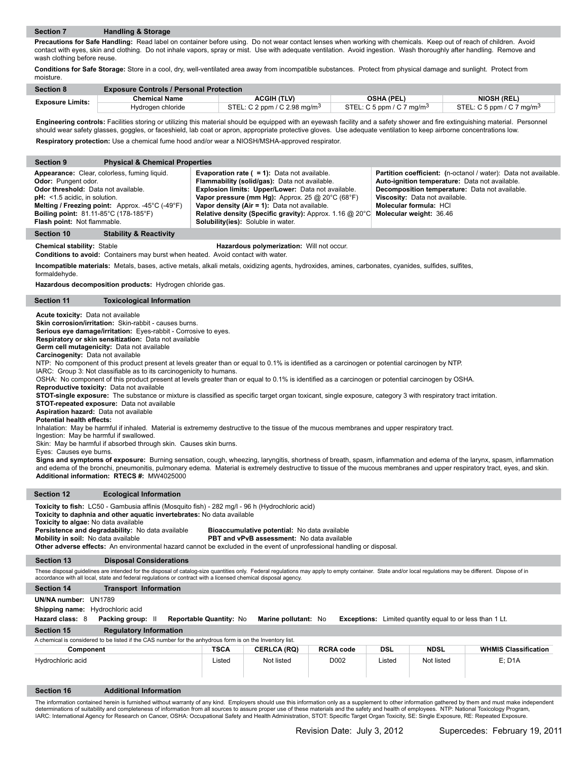## Section 7 Handling & Storage

**Precautions for Safe Handling:** Read label on container before using. Do not wear contact lenses when working with chemicals. Keep out of reach of children. Avoid contact with eyes, skin and clothing. Do not inhale vapors, spray or mist. Use with adequate ventilation. Avoid ingestion. Wash thoroughly after handling. Remove and wash clothing before reuse.

**Conditions for Safe Storage:** Store in a cool, dry, well-ventilated area away from incompatible substances. Protect from physical damage and sunlight. Protect from moisture.

## Section 8 Exposure Controls / Personal Protection

| Exposure Limits: | Chemical Name | ACGIH (TLV) | OSHA (PEL) | NIOSH (REL) |
|---|---|---|---|---|
| | Hydrogen chloride | STEL: C 2 ppm / C 2.98 mg/m$^3$ | STEL: C 5 ppm / C 7 mg/m$^3$ | STEL: C 5 ppm / C 7 mg/m$^3$ |

**Engineering controls:** Facilities storing or utilizing this material should be equipped with an eyewash facility and a safety shower and fire extinguishing material. Personnel should wear safety glasses, goggles, or faceshield, lab coat or apron, appropriate protective gloves. Use adequate ventilation to keep airborne concentrations low.

**Respiratory protection:** Use a chemical fume hood and/or wear a NIOSH/MSHA-approved respirator.

## Section 9 Physical & Chemical Properties

**Appearance:** Clear, colorless, fuming liquid.
**Odor:** Pungent odor.
**Odor threshold:** Data not available.
**pH:** <1.5 acidic, in solution.
**Melting / Freezing point:** Approx. -45°C (-49°F)
**Boiling point:** 81.11-85°C (178-185°F)
**Flash point:** Not flammable.

**Evaporation rate ( = 1):** Data not available.
**Flammability (solid/gas):** Data not available.
**Explosion limits: Upper/Lower:** Data not available.
**Vapor pressure (mm Hg):** Approx. 25 @ 20°C (68°F)
**Vapor density (Air = 1):** Data not available.
**Relative density (Specific gravity):** Approx. 1.16 @ 20°C
**Solubility(ies):** Soluble in water.

**Partition coefficient: (**n-octanol / water): Data not available.
**Auto-ignition temperature:** Data not available.
**Decomposition temperature:** Data not available.
**Viscosity:** Data not available.
**Molecular formula:** HCl
**Molecular weight:** 36.46

## Section 10 Stability & Reactivity

**Chemical stability:** Stable **Hazardous polymerization:** Will not occur.
**Conditions to avoid:** Containers may burst when heated. Avoid contact with water.

**Incompatible materials:** Metals, bases, active metals, alkali metals, oxidizing agents, hydroxides, amines, carbonates, cyanides, sulfides, sulfites, formaldehyde.

**Hazardous decomposition products:** Hydrogen chloride gas.

## Section 11 Toxicological Information

**Acute toxicity:** Data not available
**Skin corrosion/irritation:** Skin-rabbit - causes burns.
**Serious eye damage/irritation:** Eyes-rabbit - Corrosive to eyes.
**Respiratory or skin sensitization:** Data not available
**Germ cell mutagenicity:** Data not available
**Carcinogenity:** Data not available
NTP: No component of this product present at levels greater than or equal to 0.1% is identified as a carcinogen or potential carcinogen by NTP.
IARC: Group 3: Not classifiable as to its carcinogenicity to humans.
OSHA: No component of this product present at levels greater than or equal to 0.1% is identified as a carcinogen or potential carcinogen by OSHA.
**Reproductive toxicity:** Data not available
**STOT-single exposure:** The substance or mixture is classified as specific target organ toxicant, single exposure, category 3 with respiratory tract irritation.
**STOT-repeated exposure:** Data not available
**Aspiration hazard:** Data not available
**Potential health effects:**
Inhalation: May be harmful if inhaled. Material is extrememy destructive to the tissue of the mucous membranes and upper respiratory tract.
Ingestion: May be harmful if swallowed.
Skin: May be harmful if absorbed through skin. Causes skin burns.
Eyes: Causes eye burns.
**Signs and symptoms of exposure:** Burning sensation, cough, wheezing, laryngitis, shortness of breath, spasm, inflammation and edema of the larynx, spasm, inflammation and edema of the bronchi, pneumonitis, pulmonary edema. Material is extremely destructive to tissue of the mucous membranes and upper respiratory tract, eyes, and skin.
**Additional information: RTECS #:** MW4025000

## Section 12 Ecological Information

**Toxicity to fish:** LC50 - Gambusia affinis (Mosquito fish) - 282 mg/l - 96 h (Hydrochloric acid)
**Toxicity to daphnia and other aquatic invertebrates:** No data available
**Toxicity to algae:** No data available
**Persistence and degradability:** No data available **Bioaccumulative potential:** No data available
**Mobility in soil:** No data available **PBT and vPvB assessment:** No data available
**Other adverse effects:** An environmental hazard cannot be excluded in the event of unprofessional handling or disposal.

## Section 13 Disposal Considerations

These disposal guidelines are intended for the disposal of catalog-size quantities only. Federal regulations may apply to empty container. State and/or local regulations may be different. Dispose of in accordance with all local, state and federal regulations or contract with a licensed chemical disposal agency.

## Section 14 Transport Information

**UN/NA number:** UN1789
**Shipping name:** Hydrochloric acid
**Hazard class:** 8 **Packing group:** II **Reportable Quantity:** No **Marine pollutant:** No **Exceptions:** Limited quantity equal to or less than 1 Lt.

## Section 15 Regulatory Information

A chemical is considered to be listed if the CAS number for the anhydrous form is on the Inventory list.

| Component | TSCA | CERLCA (RQ) | RCRA code | DSL | NDSL | WHMIS Classification |
|---|---|---|---|---|---|---|
| Hydrochloric acid | Listed | Not listed | D002 | Listed | Not listed | E; D1A |

## Section 16 Additional Information

The information contained herein is furnished without warranty of any kind. Employers should use this information only as a supplement to other information gathered by them and must make independent determinations of suitability and completeness of information from all sources to assure proper use of these materials and the safety and health of employees. NTP: National Toxicology Program, IARC: International Agency for Research on Cancer, OSHA: Occupational Safety and Health Administration, STOT: Specific Target Organ Toxicity, SE: Single Exposure, RE: Repeated Exposure.

Revision Date: July 3, 2012 Supercedes: February 19, 2011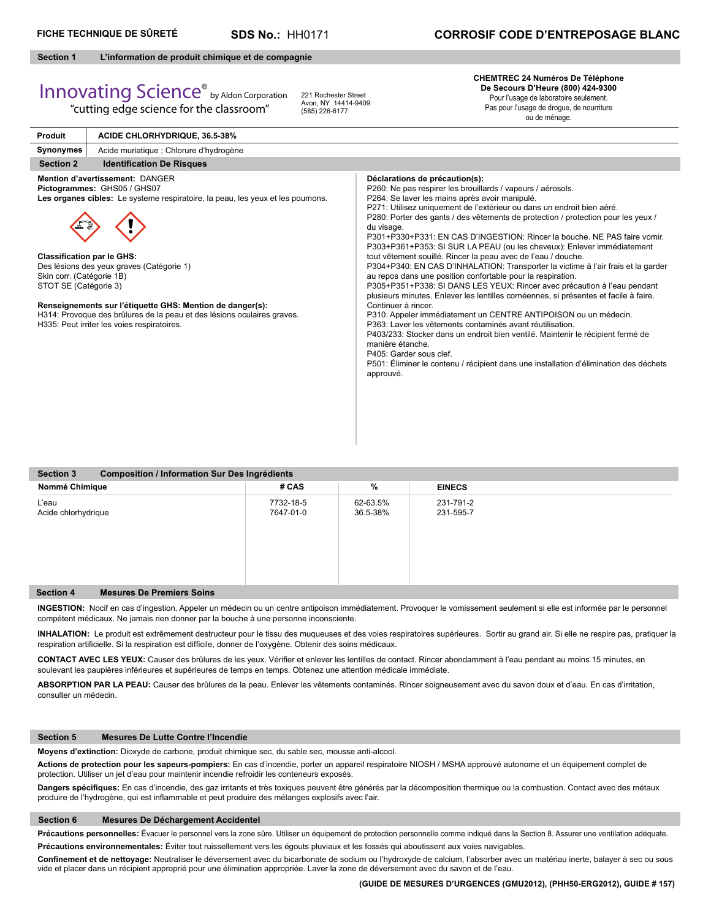**FICHE TECHNIQUE DE SÛRETÉ** **SDS No.:** HH0171 **CORROSIF CODE D'ENTREPOSAGE BLANC**

## Section 1 L'information de produit chimique et de compagnie

Innovating Science® by Aldon Corporation
"cutting edge science for the classroom"

221 Rochester Street
Avon, NY 14414-9409
(585) 226-6177

**CHEMTREC 24 Numéros De Téléphone De Secours D'Heure (800) 424-9300**
Pour l'usage de laboratoire seulement.
Pas pour l'usage de drogue, de nourriture ou de ménage.

| **Produit** | **ACIDE CHLORHYDRIQUE, 36.5-38%** |
|---|---|
| **Synonymes** | Acide muriatique ; Chlorure d'hydrogène |

## Section 2 Identification De Risques

**Mention d'avertissement:** DANGER
**Pictogrammes:** GHS05 / GHS07
**Les organes cibles:** Le systeme respiratoire, la peau, les yeux et les poumons.

**Classification par le GHS:**
Des lésions des yeux graves (Catégorie 1)
Skin corr. (Catégorie 1B)
STOT SE (Catégorie 3)

**Renseignements sur l'étiquette GHS: Mention de danger(s):**
H314: Provoque des brûlures de la peau et des lésions oculaires graves.
H335: Peut irriter les voies respiratoires.

**Déclarations de précaution(s):**
P260: Ne pas respirer les brouillards / vapeurs / aérosols.
P264: Se laver les mains après avoir manipulé.
P271: Utilisez uniquement de l'extérieur ou dans un endroit bien aéré.
P280: Porter des gants / des vêtements de protection / protection pour les yeux / du visage.
P301+P330+P331: EN CAS D'INGESTION: Rincer la bouche. NE PAS faire vomir.
P303+P361+P353: SI SUR LA PEAU (ou les cheveux): Enlever immédiatement tout vêtement souillé. Rincer la peau avec de l'eau / douche.
P304+P340: EN CAS D'INHALATION: Transporter la victime à l'air frais et la garder au repos dans une position confortable pour la respiration.
P305+P351+P338: SI DANS LES YEUX: Rincer avec précaution à l'eau pendant plusieurs minutes. Enlever les lentilles cornéennes, si présentes et facile à faire. Continuer à rincer.
P310: Appeler immédiatement un CENTRE ANTIPOISON ou un médecin.
P363: Laver les vêtements contaminés avant réutilisation.
P403/233: Stocker dans un endroit bien ventilé. Maintenir le récipient fermé de manière étanche.
P405: Garder sous clef.
P501: Éliminer le contenu / récipient dans une installation d'élimination des déchets approuvé.

## Section 3 Composition / Information Sur Des Ingrédients

| Nommé Chimique | # CAS | % | EINECS |
|---|---|---|---|
| L'eau | 7732-18-5 | 62-63.5% | 231-791-2 |
| Acide chlorhydrique | 7647-01-0 | 36.5-38% | 231-595-7 |

## Section 4 Mesures De Premiers Soins

**INGESTION:** Nocif en cas d'ingestion. Appeler un médecin ou un centre antipoison immédiatement. Provoquer le vomissement seulement si elle est informée par le personnel compétent médicaux. Ne jamais rien donner par la bouche à une personne inconsciente.

**INHALATION:** Le produit est extrêmement destructeur pour le tissu des muqueuses et des voies respiratoires supérieures. Sortir au grand air. Si elle ne respire pas, pratiquer la respiration artificielle. Si la respiration est difficile, donner de l'oxygène. Obtenir des soins médicaux.

**CONTACT AVEC LES YEUX:** Causer des brûlures de les yeux. Vérifier et enlever les lentilles de contact. Rincer abondamment à l'eau pendant au moins 15 minutes, en soulevant les paupières inférieures et supérieures de temps en temps. Obtenez une attention médicale immédiate.

**ABSORPTION PAR LA PEAU:** Causer des brûlures de la peau. Enlever les vêtements contaminés. Rincer soigneusement avec du savon doux et d'eau. En cas d'irritation, consulter un médecin.

## Section 5 Mesures De Lutte Contre l'Incendie

**Moyens d'extinction:** Dioxyde de carbone, produit chimique sec, du sable sec, mousse anti-alcool.

**Actions de protection pour les sapeurs-pompiers:** En cas d'incendie, porter un appareil respiratoire NIOSH / MSHA approuvé autonome et un équipement complet de protection. Utiliser un jet d'eau pour maintenir incendie refroidir les conteneurs exposés.

**Dangers spécifiques:** En cas d'incendie, des gaz irritants et très toxiques peuvent être générés par la décomposition thermique ou la combustion. Contact avec des métaux produire de l'hydrogène, qui est inflammable et peut produire des mélanges explosifs avec l'air.

## Section 6 Mesures De Déchargement Accidentel

**Précautions personnelles:** Évacuer le personnel vers la zone sûre. Utiliser un équipement de protection personnelle comme indiqué dans la Section 8. Assurer une ventilation adéquate.

**Précautions environnementales:** Éviter tout ruissellement vers les égouts pluviaux et les fossés qui aboutissent aux voies navigables.

**Confinement et de nettoyage:** Neutraliser le déversement avec du bicarbonate de sodium ou l'hydroxyde de calcium, l'absorber avec un matériau inerte, balayer à sec ou sous vide et placer dans un récipient approprié pour une élimination appropriée. Laver la zone de déversement avec du savon et de l'eau.

**(GUIDE DE MESURES D'URGENCES (GMU2012), (PHH50-ERG2012), GUIDE # 157)**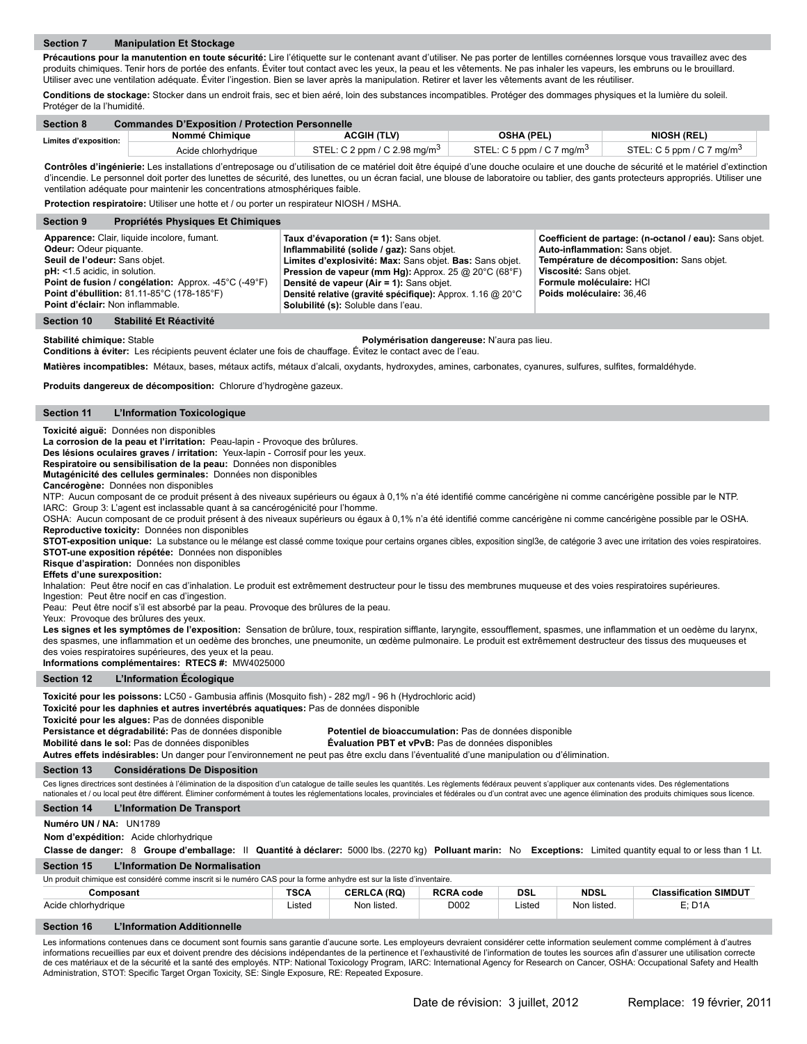## Section 7 Manipulation Et Stockage

**Précautions pour la manutention en toute sécurité:** Lire l'étiquette sur le contenant avant d'utiliser. Ne pas porter de lentilles cornéennes lorsque vous travaillez avec des produits chimiques. Tenir hors de portée des enfants. Éviter tout contact avec les yeux, la peau et les vêtements. Ne pas inhaler les vapeurs, les embruns ou le brouillard. Utiliser avec une ventilation adéquate. Éviter l'ingestion. Bien se laver après la manipulation. Retirer et laver les vêtements avant de les réutiliser.

**Conditions de stockage:** Stocker dans un endroit frais, sec et bien aéré, loin des substances incompatibles. Protéger des dommages physiques et la lumière du soleil. Protéger de la l'humidité.

## Section 8 Commandes D'Exposition / Protection Personnelle

| Limites d'exposition: | Nommé Chimique | ACGIH (TLV) | OSHA (PEL) | NIOSH (REL) |
|---|---|---|---|---|
| | Acide chlorhydrique | STEL: C 2 ppm / C 2.98 $mg/m^3$ | STEL: C 5 ppm / C 7 $mg/m^3$ | STEL: C 5 ppm / C 7 $mg/m^3$ |

**Contrôles d'ingénierie:** Les installations d'entreposage ou d'utilisation de ce matériel doit être équipé d'une douche oculaire et une douche de sécurité et le matériel d'extinction d'incendie. Le personnel doit porter des lunettes de sécurité, des lunettes, ou un écran facial, une blouse de laboratoire ou tablier, des gants protecteurs appropriés. Utiliser une ventilation adéquate pour maintenir les concentrations atmosphériques faible.

**Protection respiratoire:** Utiliser une hotte et / ou porter un respirateur NIOSH / MSHA.

## Section 9 Propriétés Physiques Et Chimiques

**Apparence:** Clair, liquide incolore, fumant.
**Odeur:** Odeur piquante.
**Seuil de l'odeur:** Sans objet.
**pH:** <1.5 acidic, in solution.
**Point de fusion / congélation:** Approx. -45°C (-49°F)
**Point d'ébullition:** 81.11-85°C (178-185°F)
**Point d'éclair:** Non inflammable.

**Taux d'évaporation (= 1):** Sans objet.
**Inflammabilité (solide / gaz):** Sans objet.
**Limites d'explosivité: Max:** Sans objet. **Bas:** Sans objet.
**Pression de vapeur (mm Hg):** Approx. 25 @ 20°C (68°F)
**Densité de vapeur (Air = 1):** Sans objet.
**Densité relative (gravité spécifique):** Approx. 1.16 @ 20°C
**Solubilité (s):** Soluble dans l'eau.

**Coefficient de partage: (n-octanol / eau):** Sans objet.
**Auto-inflammation:** Sans objet.
**Température de décomposition:** Sans objet.
**Viscosité:** Sans objet.
**Formule moléculaire:** HCl
**Poids moléculaire:** 36,46

## Section 10 Stabilité Et Réactivité

**Stabilité chimique:** Stable
**Polymérisation dangereuse:** N'aura pas lieu.
**Conditions à éviter:** Les récipients peuvent éclater une fois de chauffage. Évitez le contact avec de l'eau.

**Matières incompatibles:** Métaux, bases, métaux actifs, métaux d'alcali, oxydants, hydroxydes, amines, carbonates, cyanures, sulfures, sulfites, formaldéhyde.

**Produits dangereux de décomposition:** Chlorure d'hydrogène gazeux.

## Section 11 L'Information Toxicologique

**Toxicité aiguë:** Données non disponibles
**La corrosion de la peau et l'irritation:** Peau-lapin - Provoque des brûlures.
**Des lésions oculaires graves / irritation:** Yeux-lapin - Corrosif pour les yeux.
**Respiratoire ou sensibilisation de la peau:** Données non disponibles
**Mutagénicité des cellules germinales:** Données non disponibles
**Cancérogène:** Données non disponibles
NTP: Aucun composant de ce produit présent à des niveaux supérieurs ou égaux à 0,1% n'a été identifié comme cancérigène ni comme cancérigène possible par le NTP.
IARC: Group 3: L'agent est inclassable quant à sa cancérogénicité pour l'homme.
OSHA: Aucun composant de ce produit présent à des niveaux supérieurs ou égaux à 0,1% n'a été identifié comme cancérigène ni comme cancérigène possible par le OSHA.
**Reproductive toxicity:** Données non disponibles
**STOT-exposition unique:** La substance ou le mélange est classé comme toxique pour certains organes cibles, exposition singl3e, de catégorie 3 avec une irritation des voies respiratoires.
**STOT-une exposition répétée:** Données non disponibles
**Risque d'aspiration:** Données non disponibles
**Effets d'une surexposition:**
Inhalation: Peut être nocif en cas d'inhalation. Le produit est extrêmement destructeur pour le tissu des membranes muqueuse et des voies respiratoires supérieures.
Ingestion: Peut être nocif en cas d'ingestion.
Peau: Peut être nocif s'il est absorbé par la peau. Provoque des brûlures de la peau.
Yeux: Provoque des brûlures des yeux.
**Les signes et les symptômes de l'exposition:** Sensation de brûlure, toux, respiration sifflante, laryngite, essoufflement, spasmes, une inflammation et un oedème du larynx, des spasmes, une inflammation et un oedème des bronches, une pneumonite, un œdème pulmonaire. Le produit est extrêmement destructeur des tissus des muqueuses et des voies respiratoires supérieures, des yeux et la peau.
**Informations complémentaires: RTECS #:** MW4025000

## Section 12 L'Information Écologique

**Toxicité pour les poissons:** LC50 - Gambusia affinis (Mosquito fish) - 282 mg/l - 96 h (Hydrochloric acid)
**Toxicité pour les daphnies et autres invertébrés aquatiques:** Pas de données disponible
**Toxicité pour les algues:** Pas de données disponible
**Persistance et dégradabilité:** Pas de données disponible
**Potentiel de bioaccumulation:** Pas de données disponible
**Mobilité dans le sol:** Pas de données disponibles
**Évaluation PBT et vPvB:** Pas de données disponibles
**Autres effets indésirables:** Un danger pour l'environnement ne peut pas être exclu dans l'éventualité d'une manipulation ou d'élimination.

## Section 13 Considérations De Disposition

Ces lignes directrices sont destinées à l'élimination de la disposition d'un catalogue de taille seules les quantités. Les règlements fédéraux peuvent s'appliquer aux contenants vides. Des réglementations nationales et / ou local peut être différent. Éliminer conformément à toutes les réglementations locales, provinciales et fédérales ou d'un contrat avec une agence élimination des produits chimiques sous licence.

## Section 14 L'Information De Transport

**Numéro UN / NA:** UN1789
**Nom d'expédition:** Acide chlorhydrique
**Classe de danger:** 8 **Groupe d'emballage:** II **Quantité à déclarer:** 5000 lbs. (2270 kg) **Polluant marin:** No **Exceptions:** Limited quantity equal to or less than 1 Lt.

## Section 15 L'Information De Normalisation

Un produit chimique est considéré comme inscrit si le numéro CAS pour la forme anhydre est sur la liste d'inventaire.

| Composant | TSCA | CERLCA (RQ) | RCRA code | DSL | NDSL | Classification SIMDUT |
|---|---|---|---|---|---|---|
| Acide chlorhydrique | Listed | Non listed. | D002 | Listed | Non listed. | E; D1A |

## Section 16 L'Information Additionnelle

Les informations contenues dans ce document sont fournis sans garantie d'aucune sorte. Les employeurs devraient considérer cette information seulement comme complément à d'autres informations recueillies par eux et doivent prendre des décisions indépendantes de la pertinence et l'exhaustivité de l'information de toutes les sources afin d'assurer une utilisation correcte de ces matériaux et de la sécurité et la santé des employés. NTP: National Toxicology Program, IARC: International Agency for Research on Cancer, OSHA: Occupational Safety and Health Administration, STOT: Specific Target Organ Toxicity, SE: Single Exposure, RE: Repeated Exposure.

Date de révision: 3 juillet, 2012 Remplace: 19 février, 2011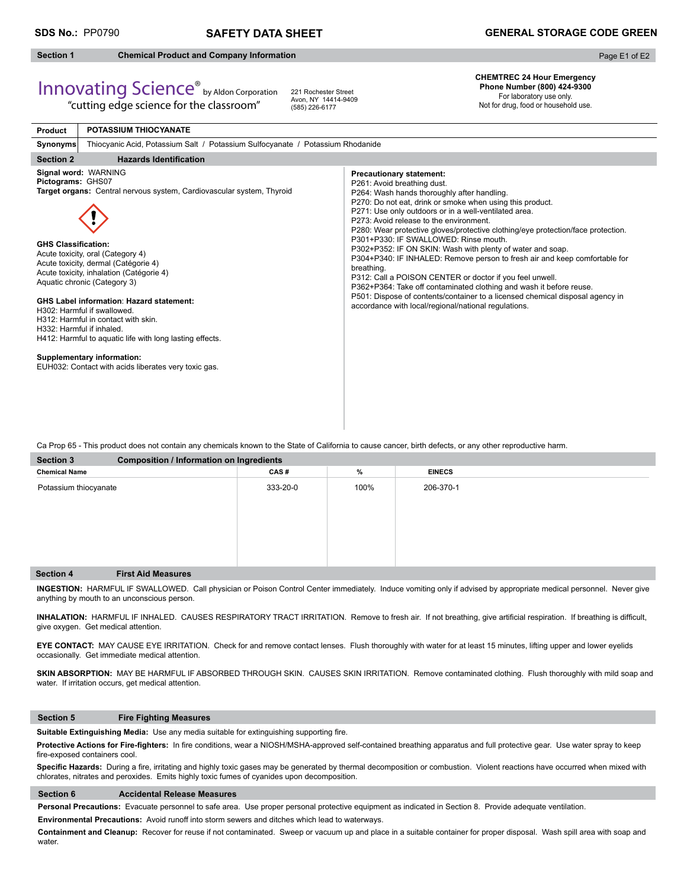**SDS No.:** PP0790 **SAFETY DATA SHEET** **GENERAL STORAGE CODE GREEN**

## Section 1 Chemical Product and Company Information

Innovating Science® by Aldon Corporation
"cutting edge science for the classroom"

221 Rochester Street
Avon, NY 14414-9409
(585) 226-6177

**CHEMTREC 24 Hour Emergency Phone Number (800) 424-9300**
For laboratory use only.
Not for drug, food or household use.

| **Product** | **POTASSIUM THIOCYANATE** |
|---|---|
| **Synonyms** | Thiocyanic Acid, Potassium Salt / Potassium Sulfocyanate / Potassium Rhodanide |

## Section 2 Hazards Identification

**Signal word:** WARNING
**Pictograms:** GHS07
**Target organs:** Central nervous system, Cardiovascular system, Thyroid

**GHS Classification:**
Acute toxicity, oral (Category 4)
Acute toxicity, dermal (Catégorie 4)
Acute toxicity, inhalation (Catégorie 4)
Aquatic chronic (Category 3)

**GHS Label information**: **Hazard statement:**
H302: Harmful if swallowed.
H312: Harmful in contact with skin.
H332: Harmful if inhaled.
H412: Harmful to aquatic life with long lasting effects.

**Supplementary information:**
EUH032: Contact with acids liberates very toxic gas.

**Precautionary statement:**
P261: Avoid breathing dust.
P264: Wash hands thoroughly after handling.
P270: Do not eat, drink or smoke when using this product.
P271: Use only outdoors or in a well-ventilated area.
P273: Avoid release to the environment.
P280: Wear protective gloves/protective clothing/eye protection/face protection.
P301+P330: IF SWALLOWED: Rinse mouth.
P302+P352: IF ON SKIN: Wash with plenty of water and soap.
P304+P340: IF INHALED: Remove person to fresh air and keep comfortable for breathing.
P312: Call a POISON CENTER or doctor if you feel unwell.
P362+P364: Take off contaminated clothing and wash it before reuse.
P501: Dispose of contents/container to a licensed chemical disposal agency in accordance with local/regional/national regulations.

Ca Prop 65 - This product does not contain any chemicals known to the State of California to cause cancer, birth defects, or any other reproductive harm.

## Section 3 Composition / Information on Ingredients

| Chemical Name | CAS # | % | EINECS |
|---|---|---|---|
| Potassium thiocyanate | 333-20-0 | 100% | 206-370-1 |

## Section 4 First Aid Measures

**INGESTION:** HARMFUL IF SWALLOWED. Call physician or Poison Control Center immediately. Induce vomiting only if advised by appropriate medical personnel. Never give anything by mouth to an unconscious person.

**INHALATION:** HARMFUL IF INHALED. CAUSES RESPIRATORY TRACT IRRITATION. Remove to fresh air. If not breathing, give artificial respiration. If breathing is difficult, give oxygen. Get medical attention.

**EYE CONTACT:** MAY CAUSE EYE IRRITATION. Check for and remove contact lenses. Flush thoroughly with water for at least 15 minutes, lifting upper and lower eyelids occasionally. Get immediate medical attention.

**SKIN ABSORPTION:** MAY BE HARMFUL IF ABSORBED THROUGH SKIN. CAUSES SKIN IRRITATION. Remove contaminated clothing. Flush thoroughly with mild soap and water. If irritation occurs, get medical attention.

## Section 5 Fire Fighting Measures

**Suitable Extinguishing Media:** Use any media suitable for extinguishing supporting fire.

**Protective Actions for Fire-fighters:** In fire conditions, wear a NIOSH/MSHA-approved self-contained breathing apparatus and full protective gear. Use water spray to keep fire-exposed containers cool.

**Specific Hazards:** During a fire, irritating and highly toxic gases may be generated by thermal decomposition or combustion. Violent reactions have occurred when mixed with chlorates, nitrates and peroxides. Emits highly toxic fumes of cyanides upon decomposition.

## Section 6 Accidental Release Measures

**Personal Precautions:** Evacuate personnel to safe area. Use proper personal protective equipment as indicated in Section 8. Provide adequate ventilation.

**Environmental Precautions:** Avoid runoff into storm sewers and ditches which lead to waterways.

**Containment and Cleanup:** Recover for reuse if not contaminated. Sweep or vacuum up and place in a suitable container for proper disposal. Wash spill area with soap and water.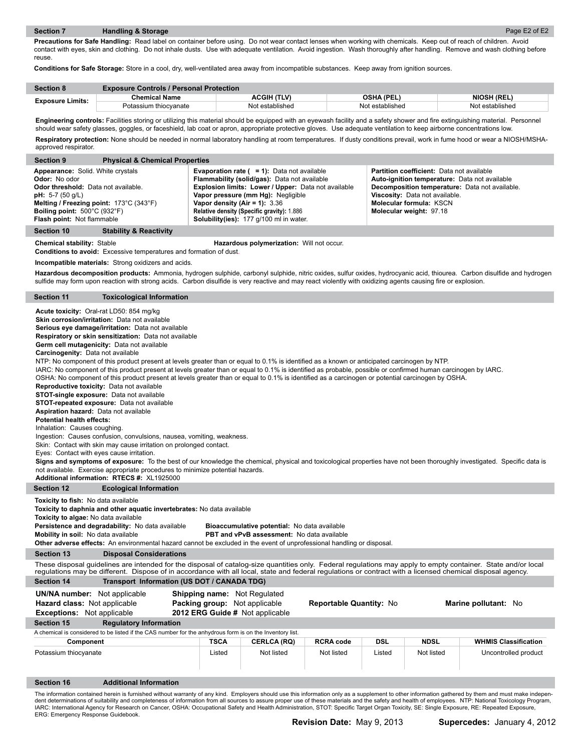## Section 7 Handling & Storage

**Precautions for Safe Handling:** Read label on container before using. Do not wear contact lenses when working with chemicals. Keep out of reach of children. Avoid contact with eyes, skin and clothing. Do not inhale dusts. Use with adequate ventilation. Avoid ingestion. Wash thoroughly after handling. Remove and wash clothing before reuse.

**Conditions for Safe Storage:** Store in a cool, dry, well-ventilated area away from incompatible substances. Keep away from ignition sources.

## Section 8 Exposure Controls / Personal Protection

| Exposure Limits: | Chemical Name | ACGIH (TLV) | OSHA (PEL) | NIOSH (REL) |
|---|---|---|---|---|
| | Potassium thiocyanate | Not established | Not established | Not established |

**Engineering controls:** Facilities storing or utilizing this material should be equipped with an eyewash facility and a safety shower and fire extinguishing material. Personnel should wear safety glasses, goggles, or faceshield, lab coat or apron, appropriate protective gloves. Use adequate ventilation to keep airborne concentrations low.

**Respiratory protection:** None should be needed in normal laboratory handling at room temperatures. If dusty conditions prevail, work in fume hood or wear a NIOSH/MSHA-approved respirator.

## Section 9 Physical & Chemical Properties

**Appearance:** Solid. White crystals
**Odor:** No odor
**Odor threshold:** Data not available.
**pH:** 5-7 (50 g/L)
**Melting / Freezing point:** 173°C (343°F)
**Boiling point:** 500°C (932°F)
**Flash point:** Not flammable

**Evaporation rate ( = 1):** Data not available
**Flammability (solid/gas):** Data not available
**Explosion limits: Lower / Upper:** Data not available
**Vapor pressure (mm Hg):** Negligible
**Vapor density (Air = 1):** 3.36
**Relative density (Specific gravity):** 1.886
**Solubility(ies):** 177 g/100 ml in water.

**Partition coefficient:** Data not available
**Auto-ignition temperature:** Data not available
**Decomposition temperature:** Data not available.
**Viscosity:** Data not available.
**Molecular formula:** KSCN
**Molecular weight:** 97.18

## Section 10 Stability & Reactivity

**Chemical stability:** Stable
**Hazardous polymerization:** Will not occur.
**Conditions to avoid:** Excessive temperatures and formation of dust.

**Incompatible materials:** Strong oxidizers and acids.

**Hazardous decomposition products:** Ammonia, hydrogen sulphide, carbonyl sulphide, nitric oxides, sulfur oxides, hydrocyanic acid, thiourea. Carbon disulfide and hydrogen sulfide may form upon reaction with strong acids. Carbon disulfide is very reactive and may react violently with oxidizing agents causing fire or explosion.

## Section 11 Toxicological Information

**Acute toxicity:** Oral-rat LD50: 854 mg/kg
**Skin corrosion/irritation:** Data not available
**Serious eye damage/irritation:** Data not available
**Respiratory or skin sensitization:** Data not available
**Germ cell mutagenicity:** Data not available
**Carcinogenity:** Data not available
NTP: No component of this product present at levels greater than or equal to 0.1% is identified as a known or anticipated carcinogen by NTP.
IARC: No component of this product present at levels greater than or equal to 0.1% is identified as probable, possible or confirmed human carcinogen by IARC.
OSHA: No component of this product present at levels greater than or equal to 0.1% is identified as a carcinogen or potential carcinogen by OSHA.
**Reproductive toxicity:** Data not available
**STOT-single exposure:** Data not available
**STOT-repeated exposure:** Data not available
**Aspiration hazard:** Data not available
**Potential health effects:**
Inhalation: Causes coughing.
Ingestion: Causes confusion, convulsions, nausea, vomiting, weakness.
Skin: Contact with skin may cause irritation on prolonged contact.
Eyes: Contact with eyes cause irritation.
**Signs and symptoms of exposure:** To the best of our knowledge the chemical, physical and toxicological properties have not been thoroughly investigated. Specific data is not available. Exercise appropriate procedures to minimize potential hazards.
**Additional information: RTECS #:** XL1925000

## Section 12 Ecological Information

**Toxicity to fish:** No data available
**Toxicity to daphnia and other aquatic invertebrates:** No data available
**Toxicity to algae:** No data available
**Persistence and degradability:** No data available
**Bioaccumulative potential:** No data available
**Mobility in soil:** No data available
**PBT and vPvB assessment:** No data available
**Other adverse effects:** An environmental hazard cannot be excluded in the event of unprofessional handling or disposal.

## Section 13 Disposal Considerations

These disposal guidelines are intended for the disposal of catalog-size quantities only. Federal regulations may apply to empty container. State and/or local regulations may be different. Dispose of in accordance with all local, state and federal regulations or contract with a licensed chemical disposal agency.

## Section 14 Transport Information (US DOT / CANADA TDG)

**UN/NA number:** Not applicable
**Hazard class:** Not applicable
**Exceptions:** Not applicable
**Shipping name:** Not Regulated
**Packing group:** Not applicable
**2012 ERG Guide #** Not applicable
**Reportable Quantity:** No
**Marine pollutant:** No

## Section 15 Regulatory Information

A chemical is considered to be listed if the CAS number for the anhydrous form is on the Inventory list.

| Component | TSCA | CERLCA (RQ) | RCRA code | DSL | NDSL | WHMIS Classification |
|---|---|---|---|---|---|---|
| Potassium thiocyanate | Listed | Not listed | Not listed | Listed | Not listed | Uncontrolled product |

## Section 16 Additional Information

The information contained herein is furnished without warranty of any kind. Employers should use this information only as a supplement to other information gathered by them and must make independent determinations of suitability and completeness of information from all sources to assure proper use of these materials and the safety and health of employees. NTP: National Toxicology Program, IARC: International Agency for Research on Cancer, OSHA: Occupational Safety and Health Administration, STOT: Specific Target Organ Toxicity, SE: Single Exposure, RE: Repeated Exposure, ERG: Emergency Response Guidebook.

**Revision Date:** May 9, 2013 **Supercedes:** January 4, 2012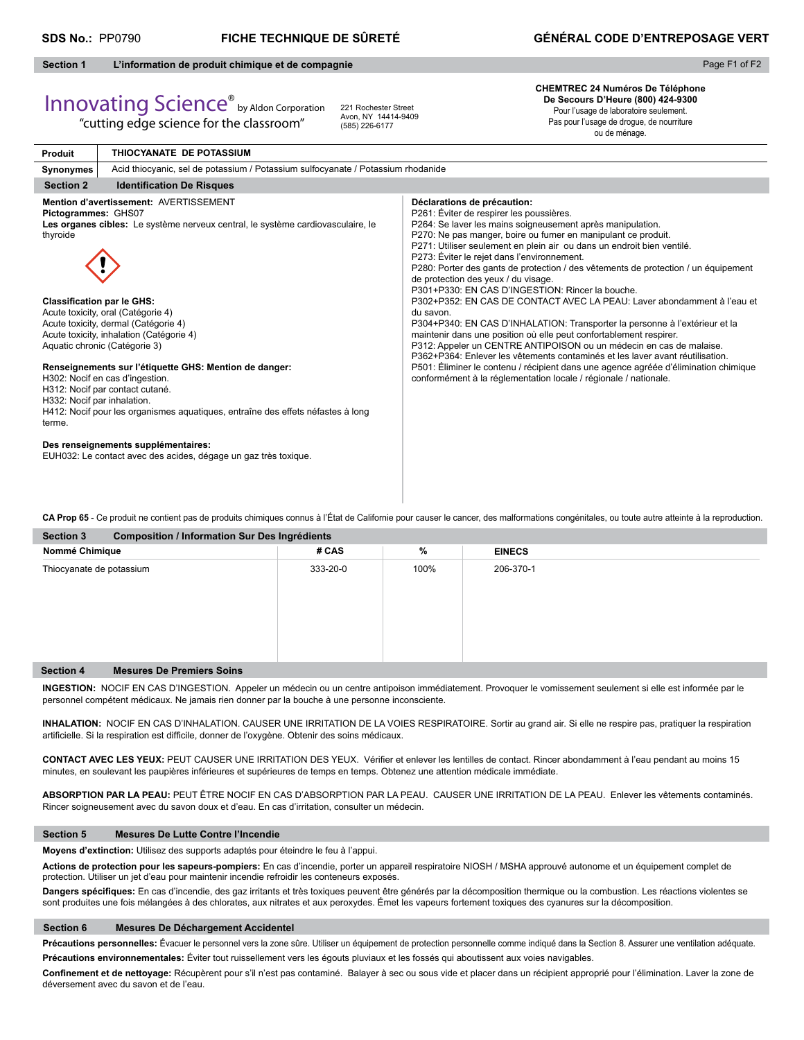**SDS No.:** PP0790 **FICHE TECHNIQUE DE SÛRETÉ** **GÉNÉRAL CODE D'ENTREPOSAGE VERT**

## Section 1 L'information de produit chimique et de compagnie

Innovating Science® by Aldon Corporation
"cutting edge science for the classroom"

221 Rochester Street
Avon, NY 14414-9409
(585) 226-6177

**CHEMTREC 24 Numéros De Téléphone De Secours D'Heure (800) 424-9300**
Pour l'usage de laboratoire seulement.
Pas pour l'usage de drogue, de nourriture ou de ménage.

| **Produit** | **THIOCYANATE DE POTASSIUM** |
|---|---|
| **Synonymes** | Acid thiocyanic, sel de potassium / Potassium sulfocyanate / Potassium rhodanide |

## Section 2 Identification De Risques

**Mention d'avertissement:** AVERTISSEMENT
**Pictogrammes:** GHS07
**Les organes cibles:** Le système nerveux central, le système cardiovasculaire, le thyroide

**Classification par le GHS:**
Acute toxicity, oral (Catégorie 4)
Acute toxicity, dermal (Catégorie 4)
Acute toxicity, inhalation (Catégorie 4)
Aquatic chronic (Catégorie 3)

**Renseignements sur l'étiquette GHS: Mention de danger:**
H302: Nocif en cas d'ingestion.
H312: Nocif par contact cutané.
H332: Nocif par inhalation.
H412: Nocif pour les organismes aquatiques, entraîne des effets néfastes à long terme.

**Des renseignements supplémentaires:**
EUH032: Le contact avec des acides, dégage un gaz très toxique.

**Déclarations de précaution:**
P261: Éviter de respirer les poussières.
P264: Se laver les mains soigneusement après manipulation.
P270: Ne pas manger, boire ou fumer en manipulant ce produit.
P271: Utiliser seulement en plein air ou dans un endroit bien ventilé.
P273: Éviter le rejet dans l'environnement.
P280: Porter des gants de protection / des vêtements de protection / un équipement de protection des yeux / du visage.
P301+P330: EN CAS D'INGESTION: Rincer la bouche.
P302+P352: EN CAS DE CONTACT AVEC LA PEAU: Laver abondamment à l'eau et du savon.
P304+P340: EN CAS D'INHALATION: Transporter la personne à l'extérieur et la maintenir dans une position où elle peut confortablement respirer.
P312: Appeler un CENTRE ANTIPOISON ou un médecin en cas de malaise.
P362+P364: Enlever les vêtements contaminés et les laver avant réutilisation.
P501: Éliminer le contenu / récipient dans une agence agréée d'élimination chimique conformément à la réglementation locale / régionale / nationale.

**CA Prop 65** - Ce produit ne contient pas de produits chimiques connus à l'État de Californie pour causer le cancer, des malformations congénitales, ou toute autre atteinte à la reproduction.

## Section 3 Composition / Information Sur Des Ingrédients

| Nommé Chimique | # CAS | % | EINECS |
|---|---|---|---|
| Thiocyanate de potassium | 333-20-0 | 100% | 206-370-1 |

## Section 4 Mesures De Premiers Soins

**INGESTION:** NOCIF EN CAS D'INGESTION. Appeler un médecin ou un centre antipoison immédiatement. Provoquer le vomissement seulement si elle est informée par le personnel compétent médicaux. Ne jamais rien donner par la bouche à une personne inconsciente.

**INHALATION:** NOCIF EN CAS D'INHALATION. CAUSER UNE IRRITATION DE LA VOIES RESPIRATOIRE. Sortir au grand air. Si elle ne respire pas, pratiquer la respiration artificielle. Si la respiration est difficile, donner de l'oxygène. Obtenir des soins médicaux.

**CONTACT AVEC LES YEUX:** PEUT CAUSER UNE IRRITATION DES YEUX. Vérifier et enlever les lentilles de contact. Rincer abondamment à l'eau pendant au moins 15 minutes, en soulevant les paupières inférieures et supérieures de temps en temps. Obtenez une attention médicale immédiate.

**ABSORPTION PAR LA PEAU:** PEUT ÊTRE NOCIF EN CAS D'ABSORPTION PAR LA PEAU. CAUSER UNE IRRITATION DE LA PEAU. Enlever les vêtements contaminés. Rincer soigneusement avec du savon doux et d'eau. En cas d'irritation, consulter un médecin.

## Section 5 Mesures De Lutte Contre l'Incendie

**Moyens d'extinction:** Utilisez des supports adaptés pour éteindre le feu à l'appui.

**Actions de protection pour les sapeurs-pompiers:** En cas d'incendie, porter un appareil respiratoire NIOSH / MSHA approuvé autonome et un équipement complet de protection. Utiliser un jet d'eau pour maintenir incendie refroidir les conteneurs exposés.

**Dangers spécifiques:** En cas d'incendie, des gaz irritants et très toxiques peuvent être générés par la décomposition thermique ou la combustion. Les réactions violentes se sont produites une fois mélangées à des chlorates, aux nitrates et aux peroxydes. Émet les vapeurs fortement toxiques des cyanures sur la décomposition.

## Section 6 Mesures De Déchargement Accidentel

**Précautions personnelles:** Évacuer le personnel vers la zone sûre. Utiliser un équipement de protection personnelle comme indiqué dans la Section 8. Assurer une ventilation adéquate.

**Précautions environnementales:** Éviter tout ruissellement vers les égouts pluviaux et les fossés qui aboutissent aux voies navigables.

**Confinement et de nettoyage:** Récupèrent pour s'il n'est pas contaminé. Balayer à sec ou sous vide et placer dans un récipient approprié pour l'élimination. Laver la zone de déversement avec du savon et de l'eau.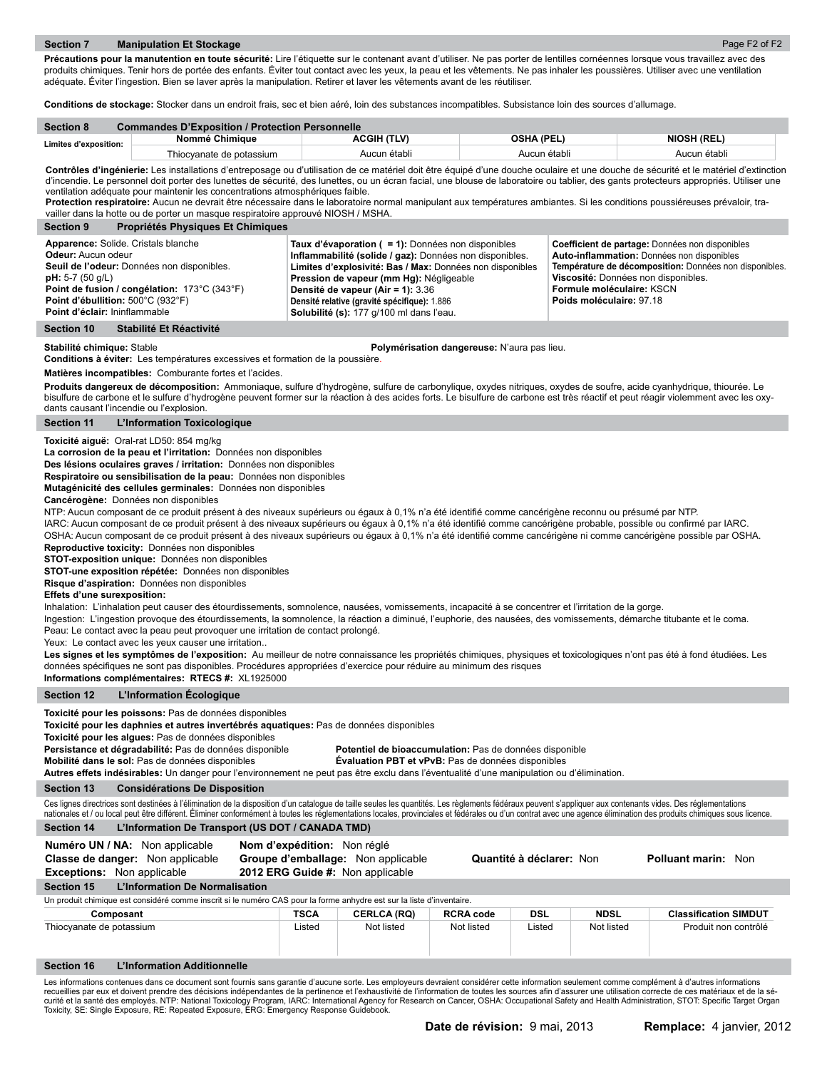## Section 7 Manipulation Et Stockage

**Précautions pour la manutention en toute sécurité:** Lire l'étiquette sur le contenant avant d'utiliser. Ne pas porter de lentilles cornéennes lorsque vous travaillez avec des produits chimiques. Tenir hors de portée des enfants. Éviter tout contact avec les yeux, la peau et les vêtements. Ne pas inhaler les poussières. Utiliser avec une ventilation adéquate. Éviter l'ingestion. Bien se laver après la manipulation. Retirer et laver les vêtements avant de les réutiliser.

**Conditions de stockage:** Stocker dans un endroit frais, sec et bien aéré, loin des substances incompatibles. Subsistance loin des sources d'allumage.

## Section 8 Commandes D'Exposition / Protection Personnelle

| Limites d'exposition: | Nommé Chimique | ACGIH (TLV) | OSHA (PEL) | NIOSH (REL) |
|---|---|---|---|---|
| | Thiocyanate de potassium | Aucun établi | Aucun établi | Aucun établi |

**Contrôles d'ingénierie:** Les installations d'entreposage ou d'utilisation de ce matériel doit être équipé d'une douche oculaire et une douche de sécurité et le matériel d'extinction d'incendie. Le personnel doit porter des lunettes de sécurité, des lunettes, ou un écran facial, une blouse de laboratoire ou tablier, des gants protecteurs appropriés. Utiliser une ventilation adéquate pour maintenir les concentrations atmosphériques faible.
**Protection respiratoire:** Aucun ne devrait être nécessaire dans le laboratoire normal manipulant aux températures ambiantes. Si les conditions poussiéreuses prévaloir, travailler dans la hotte ou de porter un masque respiratoire approuvé NIOSH / MSHA.

## Section 9 Propriétés Physiques Et Chimiques

**Apparence:** Solide. Cristals blanche
**Odeur:** Aucun odeur
**Seuil de l'odeur:** Données non disponibles.
**pH:** 5-7 (50 g/L)
**Point de fusion / congélation:** 173°C (343°F)
**Point d'ébullition:** 500°C (932°F)
**Point d'éclair:** Ininflammable

**Taux d'évaporation ( = 1):** Données non disponibles
**Inflammabilité (solide / gaz):** Données non disponibles.
**Limites d'explosivité: Bas / Max:** Données non disponibles
**Pression de vapeur (mm Hg):** Négligeable
**Densité de vapeur (Air = 1):** 3.36
**Densité relative (gravité spécifique):** 1.886
**Solubilité (s):** 177 g/100 ml dans l'eau.

**Coefficient de partage:** Données non disponibles
**Auto-inflammation:** Données non disponibles
**Température de décomposition:** Données non disponibles.
**Viscosité:** Données non disponibles.
**Formule moléculaire:** KSCN
**Poids moléculaire:** 97.18

## Section 10 Stabilité Et Réactivité

**Stabilité chimique:** Stable
**Polymérisation dangereuse:** N'aura pas lieu.
**Conditions à éviter:** Les températures excessives et formation de la poussière.

**Matières incompatibles:** Comburante fortes et l'acides.

**Produits dangereux de décomposition:** Ammoniaque, sulfure d'hydrogène, sulfure de carbonylique, oxydes nitriques, oxydes de soufre, acide cyanhydrique, thiourée. Le bisulfure de carbone et le sulfure d'hydrogène peuvent former sur la réaction à des acides forts. Le bisulfure de carbone est très réactif et peut réagir violemment avec les oxydants causant l'incendie ou l'explosion.

## Section 11 L'Information Toxicologique

**Toxicité aiguë:** Oral-rat LD50: 854 mg/kg
**La corrosion de la peau et l'irritation:** Données non disponibles
**Des lésions oculaires graves / irritation:** Données non disponibles
**Respiratoire ou sensibilisation de la peau:** Données non disponibles
**Mutagénicité des cellules germinales:** Données non disponibles
**Cancérogène:** Données non disponibles
NTP: Aucun composant de ce produit présent à des niveaux supérieurs ou égaux à 0,1% n'a été identifié comme cancérigène reconnu ou présumé par NTP.
IARC: Aucun composant de ce produit présent à des niveaux supérieurs ou égaux à 0,1% n'a été identifié comme cancérigène probable, possible ou confirmé par IARC.
OSHA: Aucun composant de ce produit présent à des niveaux supérieurs ou égaux à 0,1% n'a été identifié comme cancérigène ni comme cancérigène possible par OSHA.
**Reproductive toxicity:** Données non disponibles
**STOT-exposition unique:** Données non disponibles
**STOT-une exposition répétée:** Données non disponibles
**Risque d'aspiration:** Données non disponibles
**Effets d'une surexposition:**
Inhalation: L'inhalation peut causer des étourdissements, somnolence, nausées, vomissements, incapacité à se concentrer et l'irritation de la gorge.
Ingestion: L'ingestion provoque des étourdissements, la somnolence, la réaction a diminué, l'euphorie, des nausées, des vomissements, démarche titubante et le coma.
Peau: Le contact avec la peau peut provoquer une irritation de contact prolongé.
Yeux: Le contact avec les yeux peut causer une irritation..
**Les signes et les symptômes de l'exposition:** Au meilleur de notre connaissance les propriétés chimiques, physiques et toxicologiques n'ont pas été à fond étudiées. Les données spécifiques ne sont pas disponibles. Procédures appropriées d'exercice pour réduire au minimum des risques
**Informations complémentaires: RTECS #:** XL1925000

## Section 12 L'Information Écologique

**Toxicité pour les poissons:** Pas de données disponibles
**Toxicité pour les daphnies et autres invertébrés aquatiques:** Pas de données disponibles
**Toxicité pour les algues:** Pas de données disponibles
**Persistance et dégradabilité:** Pas de données disponible
**Potentiel de bioaccumulation:** Pas de données disponible
**Mobilité dans le sol:** Pas de données disponibles
**Évaluation PBT et vPvB:** Pas de données disponibles
**Autres effets indésirables:** Un danger pour l'environnement ne peut pas être exclu dans l'éventualité d'une manipulation ou d'élimination.

## Section 13 Considérations De Disposition

Ces lignes directrices sont destinées à l'élimination de la disposition d'un catalogue de taille seules les quantités. Les règlements fédéraux peuvent s'appliquer aux contenants vides. Des réglementations nationales et / ou local peut être différent. Éliminer conformément à toutes les réglementations locales, provinciales et fédérales ou d'un contrat avec une agence élimination des produits chimiques sous licence.

## Section 14 L'Information De Transport (US DOT / CANADA TMD)

**Numéro UN / NA:** Non applicable
**Nom d'expédition:** Non réglé
**Classe de danger:** Non applicable
**Groupe d'emballage:** Non applicable
**Quantité à déclarer:** Non
**Polluant marin:** Non
**Exceptions:** Non applicable
**2012 ERG Guide #:** Non applicable

## Section 15 L'Information De Normalisation

Un produit chimique est considéré comme inscrit si le numéro CAS pour la forme anhydre est sur la liste d'inventaire.

| Composant | TSCA | CERLCA (RQ) | RCRA code | DSL | NDSL | Classification SIMDUT |
|---|---|---|---|---|---|---|
| Thiocyanate de potassium | Listed | Not listed | Not listed | Listed | Not listed | Produit non contrôlé |

## Section 16 L'Information Additionnelle

Les informations contenues dans ce document sont fournis sans garantie d'aucune sorte. Les employeurs devraient considérer cette information seulement comme complément à d'autres informations recueillies par eux et doivent prendre des décisions indépendantes de la pertinence et l'exhaustivité de l'information de toutes les sources afin d'assurer une utilisation correcte de ces matériaux et de la sécurité et la santé des employés. NTP: National Toxicology Program, IARC: International Agency for Research on Cancer, OSHA: Occupational Safety and Health Administration, STOT: Specific Target Organ Toxicity, SE: Single Exposure, RE: Repeated Exposure, ERG: Emergency Response Guidebook.

**Date de révision:** 9 mai, 2013 **Remplace:** 4 janvier, 2012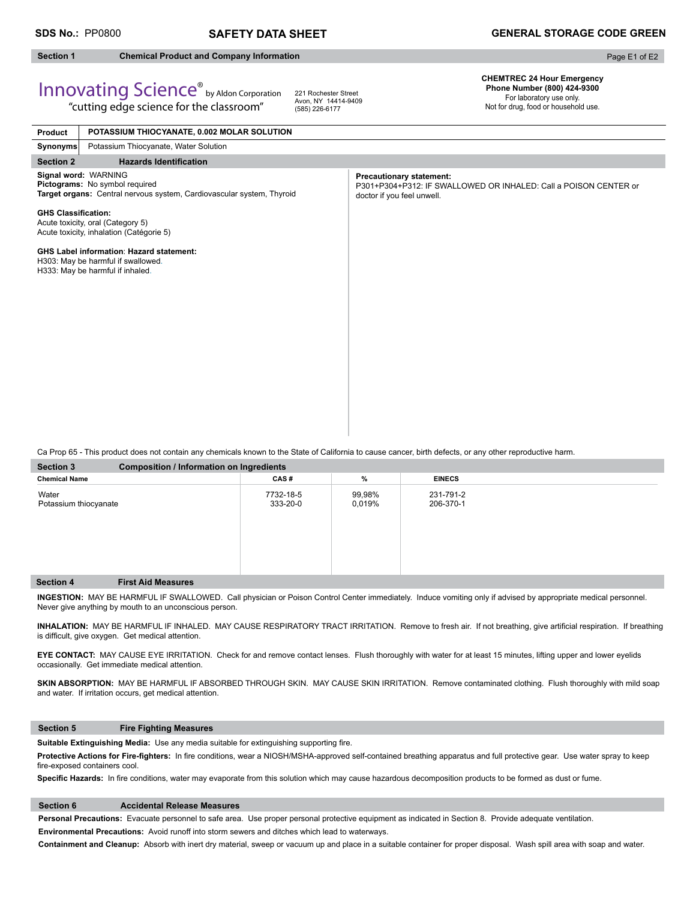**SDS No.:** PP0800 **SAFETY DATA SHEET** **GENERAL STORAGE CODE GREEN**

## Section 1 Chemical Product and Company Information

Innovating Science® by Aldon Corporation
"cutting edge science for the classroom"

221 Rochester Street
Avon, NY 14414-9409
(585) 226-6177

**CHEMTREC 24 Hour Emergency Phone Number (800) 424-9300**
For laboratory use only.
Not for drug, food or household use.

| | |
|---|---|
| **Product** | **POTASSIUM THIOCYANATE, 0.002 MOLAR SOLUTION** |
| **Synonyms** | Potassium Thiocyanate, Water Solution |

## Section 2 Hazards Identification

**Signal word:** WARNING
**Pictograms:** No symbol required
**Target organs:** Central nervous system, Cardiovascular system, Thyroid

**GHS Classification:**
Acute toxicity, oral (Category 5)
Acute toxicity, inhalation (Catégorie 5)

**GHS Label information**: **Hazard statement:**
H303: May be harmful if swallowed.
H333: May be harmful if inhaled.

**Precautionary statement:**
P301+P304+P312: IF SWALLOWED OR INHALED: Call a POISON CENTER or doctor if you feel unwell.

Ca Prop 65 - This product does not contain any chemicals known to the State of California to cause cancer, birth defects, or any other reproductive harm.

## Section 3 Composition / Information on Ingredients

| Chemical Name | CAS # | % | EINECS |
|---|---|---|---|
| Water | 7732-18-5 | 99,98% | 231-791-2 |
| Potassium thiocyanate | 333-20-0 | 0,019% | 206-370-1 |

## Section 4 First Aid Measures

**INGESTION:** MAY BE HARMFUL IF SWALLOWED. Call physician or Poison Control Center immediately. Induce vomiting only if advised by appropriate medical personnel. Never give anything by mouth to an unconscious person.

**INHALATION:** MAY BE HARMFUL IF INHALED. MAY CAUSE RESPIRATORY TRACT IRRITATION. Remove to fresh air. If not breathing, give artificial respiration. If breathing is difficult, give oxygen. Get medical attention.

**EYE CONTACT:** MAY CAUSE EYE IRRITATION. Check for and remove contact lenses. Flush thoroughly with water for at least 15 minutes, lifting upper and lower eyelids occasionally. Get immediate medical attention.

**SKIN ABSORPTION:** MAY BE HARMFUL IF ABSORBED THROUGH SKIN. MAY CAUSE SKIN IRRITATION. Remove contaminated clothing. Flush thoroughly with mild soap and water. If irritation occurs, get medical attention.

## Section 5 Fire Fighting Measures

**Suitable Extinguishing Media:** Use any media suitable for extinguishing supporting fire.

**Protective Actions for Fire-fighters:** In fire conditions, wear a NIOSH/MSHA-approved self-contained breathing apparatus and full protective gear. Use water spray to keep fire-exposed containers cool.

**Specific Hazards:** In fire conditions, water may evaporate from this solution which may cause hazardous decomposition products to be formed as dust or fume.

## Section 6 Accidental Release Measures

**Personal Precautions:** Evacuate personnel to safe area. Use proper personal protective equipment as indicated in Section 8. Provide adequate ventilation.

**Environmental Precautions:** Avoid runoff into storm sewers and ditches which lead to waterways.

**Containment and Cleanup:** Absorb with inert dry material, sweep or vacuum up and place in a suitable container for proper disposal. Wash spill area with soap and water.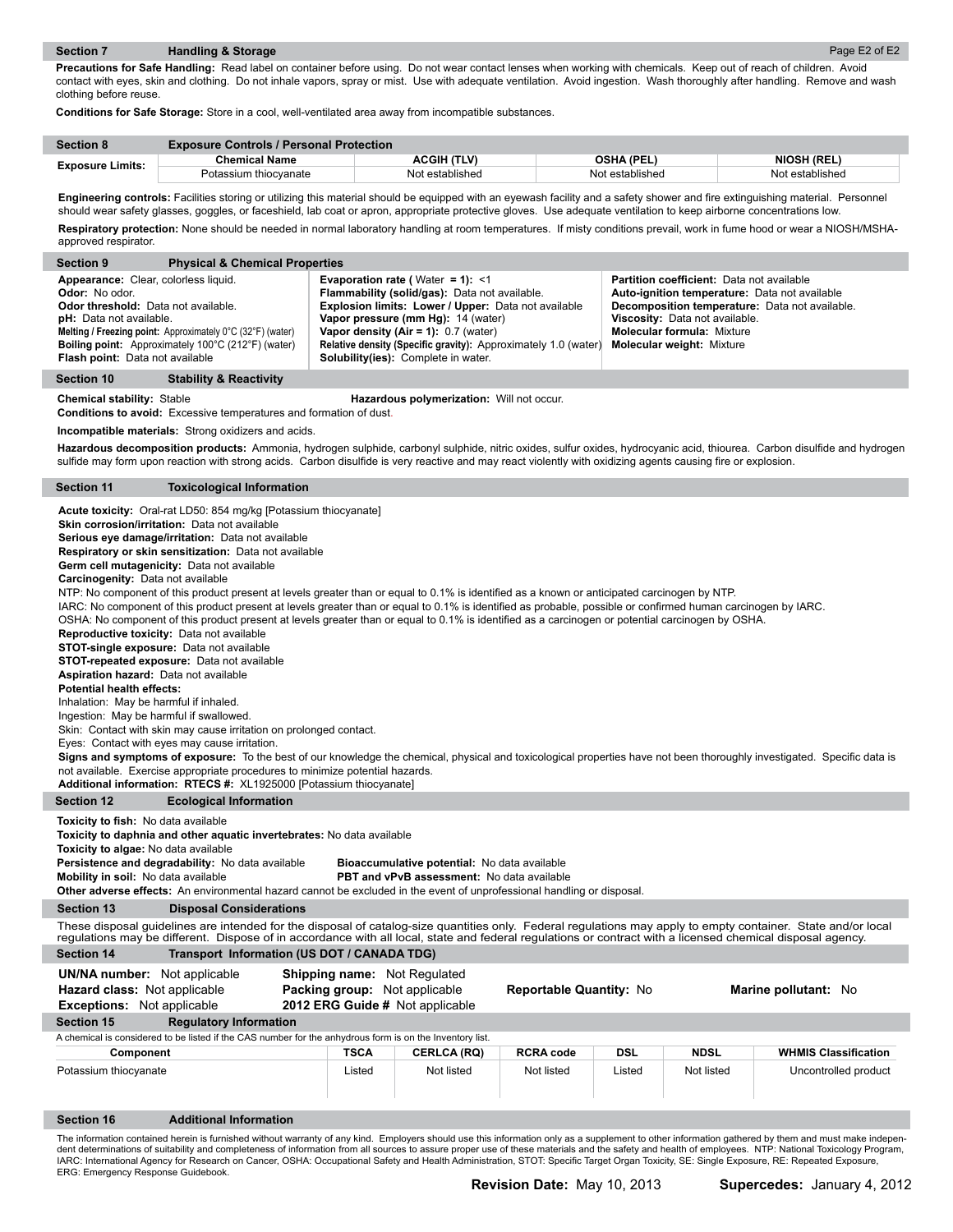## Section 7 Handling & Storage

**Precautions for Safe Handling:** Read label on container before using. Do not wear contact lenses when working with chemicals. Keep out of reach of children. Avoid contact with eyes, skin and clothing. Do not inhale vapors, spray or mist. Use with adequate ventilation. Avoid ingestion. Wash thoroughly after handling. Remove and wash clothing before reuse.

**Conditions for Safe Storage:** Store in a cool, well-ventilated area away from incompatible substances.

## Section 8 Exposure Controls / Personal Protection

| Exposure Limits: | Chemical Name | ACGIH (TLV) | OSHA (PEL) | NIOSH (REL) |
|---|---|---|---|---|
| | Potassium thiocyanate | Not established | Not established | Not established |

**Engineering controls:** Facilities storing or utilizing this material should be equipped with an eyewash facility and a safety shower and fire extinguishing material. Personnel should wear safety glasses, goggles, or faceshield, lab coat or apron, appropriate protective gloves. Use adequate ventilation to keep airborne concentrations low.

**Respiratory protection:** None should be needed in normal laboratory handling at room temperatures. If misty conditions prevail, work in fume hood or wear a NIOSH/MSHA-approved respirator.

## Section 9 Physical & Chemical Properties

**Appearance:** Clear, colorless liquid.
**Odor:** No odor.
**Odor threshold:** Data not available.
**pH:** Data not available.
**Melting / Freezing point:** Approximately 0°C (32°F) (water)
**Boiling point:** Approximately 100°C (212°F) (water)
**Flash point:** Data not available

**Evaporation rate ( Water = 1):** <1
**Flammability (solid/gas):** Data not available.
**Explosion limits: Lower / Upper:** Data not available
**Vapor pressure (mm Hg):** 14 (water)
**Vapor density (Air = 1):** 0.7 (water)
**Relative density (Specific gravity):** Approximately 1.0 (water)
**Solubility(ies):** Complete in water.

**Partition coefficient:** Data not available
**Auto-ignition temperature:** Data not available
**Decomposition temperature:** Data not available.
**Viscosity:** Data not available.
**Molecular formula:** Mixture
**Molecular weight:** Mixture

## Section 10 Stability & Reactivity

**Chemical stability:** Stable
**Hazardous polymerization:** Will not occur.
**Conditions to avoid:** Excessive temperatures and formation of dust.

**Incompatible materials:** Strong oxidizers and acids.

**Hazardous decomposition products:** Ammonia, hydrogen sulphide, carbonyl sulphide, nitric oxides, sulfur oxides, hydrocyanic acid, thiourea. Carbon disulfide and hydrogen sulfide may form upon reaction with strong acids. Carbon disulfide is very reactive and may react violently with oxidizing agents causing fire or explosion.

## Section 11 Toxicological Information

**Acute toxicity:** Oral-rat LD50: 854 mg/kg [Potassium thiocyanate]
**Skin corrosion/irritation:** Data not available
**Serious eye damage/irritation:** Data not available
**Respiratory or skin sensitization:** Data not available
**Germ cell mutagenicity:** Data not available
**Carcinogenity:** Data not available
NTP: No component of this product present at levels greater than or equal to 0.1% is identified as a known or anticipated carcinogen by NTP.
IARC: No component of this product present at levels greater than or equal to 0.1% is identified as probable, possible or confirmed human carcinogen by IARC.
OSHA: No component of this product present at levels greater than or equal to 0.1% is identified as a carcinogen or potential carcinogen by OSHA.
**Reproductive toxicity:** Data not available
**STOT-single exposure:** Data not available
**STOT-repeated exposure:** Data not available
**Aspiration hazard:** Data not available
**Potential health effects:**
Inhalation: May be harmful if inhaled.
Ingestion: May be harmful if swallowed.
Skin: Contact with skin may cause irritation on prolonged contact.
Eyes: Contact with eyes may cause irritation.
**Signs and symptoms of exposure:** To the best of our knowledge the chemical, physical and toxicological properties have not been thoroughly investigated. Specific data is not available. Exercise appropriate procedures to minimize potential hazards.
**Additional information: RTECS #:** XL1925000 [Potassium thiocyanate]

## Section 12 Ecological Information

**Toxicity to fish:** No data available
**Toxicity to daphnia and other aquatic invertebrates:** No data available
**Toxicity to algae:** No data available
**Persistence and degradability:** No data available
**Bioaccumulative potential:** No data available
**Mobility in soil:** No data available
**PBT and vPvB assessment:** No data available
**Other adverse effects:** An environmental hazard cannot be excluded in the event of unprofessional handling or disposal.

## Section 13 Disposal Considerations

These disposal guidelines are intended for the disposal of catalog-size quantities only. Federal regulations may apply to empty container. State and/or local regulations may be different. Dispose of in accordance with all local, state and federal regulations or contract with a licensed chemical disposal agency.

## Section 14 Transport Information (US DOT / CANADA TDG)

**UN/NA number:** Not applicable
**Hazard class:** Not applicable
**Exceptions:** Not applicable
**Shipping name:** Not Regulated
**Packing group:** Not applicable
**2012 ERG Guide #** Not applicable
**Reportable Quantity:** No
**Marine pollutant:** No

## Section 15 Regulatory Information

A chemical is considered to be listed if the CAS number for the anhydrous form is on the Inventory list.

| Component | TSCA | CERLCA (RQ) | RCRA code | DSL | NDSL | WHMIS Classification |
|---|---|---|---|---|---|---|
| Potassium thiocyanate | Listed | Not listed | Not listed | Listed | Not listed | Uncontrolled product |

## Section 16 Additional Information

The information contained herein is furnished without warranty of any kind. Employers should use this information only as a supplement to other information gathered by them and must make independent determinations of suitability and completeness of information from all sources to assure proper use of these materials and the safety and health of employees. NTP: National Toxicology Program, IARC: International Agency for Research on Cancer, OSHA: Occupational Safety and Health Administration, STOT: Specific Target Organ Toxicity, SE: Single Exposure, RE: Repeated Exposure, ERG: Emergency Response Guidebook.

**Revision Date:** May 10, 2013 **Supercedes:** January 4, 2012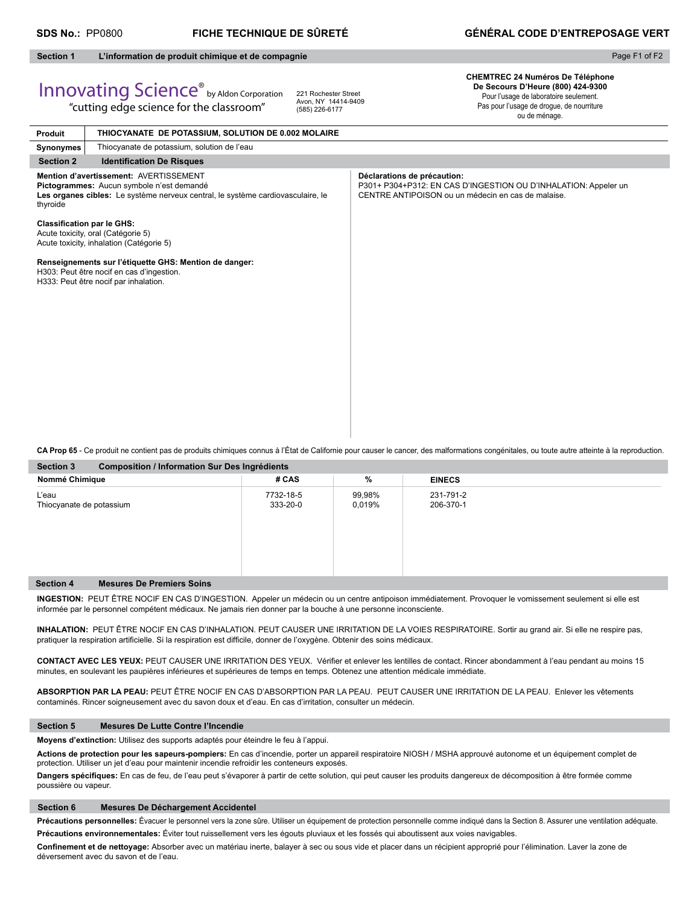**SDS No.:** PP0800 **FICHE TECHNIQUE DE SÛRETÉ** **GÉNÉRAL CODE D'ENTREPOSAGE VERT**

## Section 1 L'information de produit chimique et de compagnie

Innovating Science® by Aldon Corporation
"cutting edge science for the classroom"

221 Rochester Street
Avon, NY 14414-9409
(585) 226-6177

**CHEMTREC 24 Numéros De Téléphone De Secours D'Heure (800) 424-9300**
Pour l'usage de laboratoire seulement.
Pas pour l'usage de drogue, de nourriture ou de ménage.

| **Produit** | **THIOCYANATE DE POTASSIUM, SOLUTION DE 0.002 MOLAIRE** |
|---|---|
| **Synonymes** | Thiocyanate de potassium, solution de l'eau |

## Section 2 Identification De Risques

**Mention d'avertissement:** AVERTISSEMENT
**Pictogrammes:** Aucun symbole n'est demandé
**Les organes cibles:** Le système nerveux central, le système cardiovasculaire, le thyroïde

**Classification par le GHS:**
Acute toxicity, oral (Catégorie 5)
Acute toxicity, inhalation (Catégorie 5)

**Renseignements sur l'étiquette GHS: Mention de danger:**
H303: Peut être nocif en cas d'ingestion.
H333: Peut être nocif par inhalation.

**Déclarations de précaution:**
P301+ P304+P312: EN CAS D'INGESTION OU D'INHALATION: Appeler un CENTRE ANTIPOISON ou un médecin en cas de malaise.

**CA Prop 65** - Ce produit ne contient pas de produits chimiques connus à l'État de Californie pour causer le cancer, des malformations congénitales, ou toute autre atteinte à la reproduction.

## Section 3 Composition / Information Sur Des Ingrédients

| Nommé Chimique | # CAS | % | EINECS |
|---|---|---|---|
| L'eau | 7732-18-5 | 99,98% | 231-791-2 |
| Thiocyanate de potassium | 333-20-0 | 0,019% | 206-370-1 |

## Section 4 Mesures De Premiers Soins

**INGESTION:** PEUT ÊTRE NOCIF EN CAS D'INGESTION. Appeler un médecin ou un centre antipoison immédiatement. Provoquer le vomissement seulement si elle est informée par le personnel compétent médicaux. Ne jamais rien donner par la bouche à une personne inconsciente.

**INHALATION:** PEUT ÊTRE NOCIF EN CAS D'INHALATION. PEUT CAUSER UNE IRRITATION DE LA VOIES RESPIRATOIRE. Sortir au grand air. Si elle ne respire pas, pratiquer la respiration artificielle. Si la respiration est difficile, donner de l'oxygène. Obtenir des soins médicaux.

**CONTACT AVEC LES YEUX:** PEUT CAUSER UNE IRRITATION DES YEUX. Vérifier et enlever les lentilles de contact. Rincer abondamment à l'eau pendant au moins 15 minutes, en soulevant les paupières inférieures et supérieures de temps en temps. Obtenez une attention médicale immédiate.

**ABSORPTION PAR LA PEAU:** PEUT ÊTRE NOCIF EN CAS D'ABSORPTION PAR LA PEAU. PEUT CAUSER UNE IRRITATION DE LA PEAU. Enlever les vêtements contaminés. Rincer soigneusement avec du savon doux et d'eau. En cas d'irritation, consulter un médecin.

## Section 5 Mesures De Lutte Contre l'Incendie

**Moyens d'extinction:** Utilisez des supports adaptés pour éteindre le feu à l'appui.

**Actions de protection pour les sapeurs-pompiers:** En cas d'incendie, porter un appareil respiratoire NIOSH / MSHA approuvé autonome et un équipement complet de protection. Utiliser un jet d'eau pour maintenir incendie refroidir les conteneurs exposés.

**Dangers spécifiques:** En cas de feu, de l'eau peut s'évaporer à partir de cette solution, qui peut causer les produits dangereux de décomposition à être formée comme poussière ou vapeur.

## Section 6 Mesures De Déchargement Accidentel

**Précautions personnelles:** Évacuer le personnel vers la zone sûre. Utiliser un équipement de protection personnelle comme indiqué dans la Section 8. Assurer une ventilation adéquate.

**Précautions environnementales:** Éviter tout ruissellement vers les égouts pluviaux et les fossés qui aboutissent aux voies navigables.

**Confinement et de nettoyage:** Absorber avec un matériau inerte, balayer à sec ou sous vide et placer dans un récipient approprié pour l'élimination. Laver la zone de déversement avec du savon et de l'eau.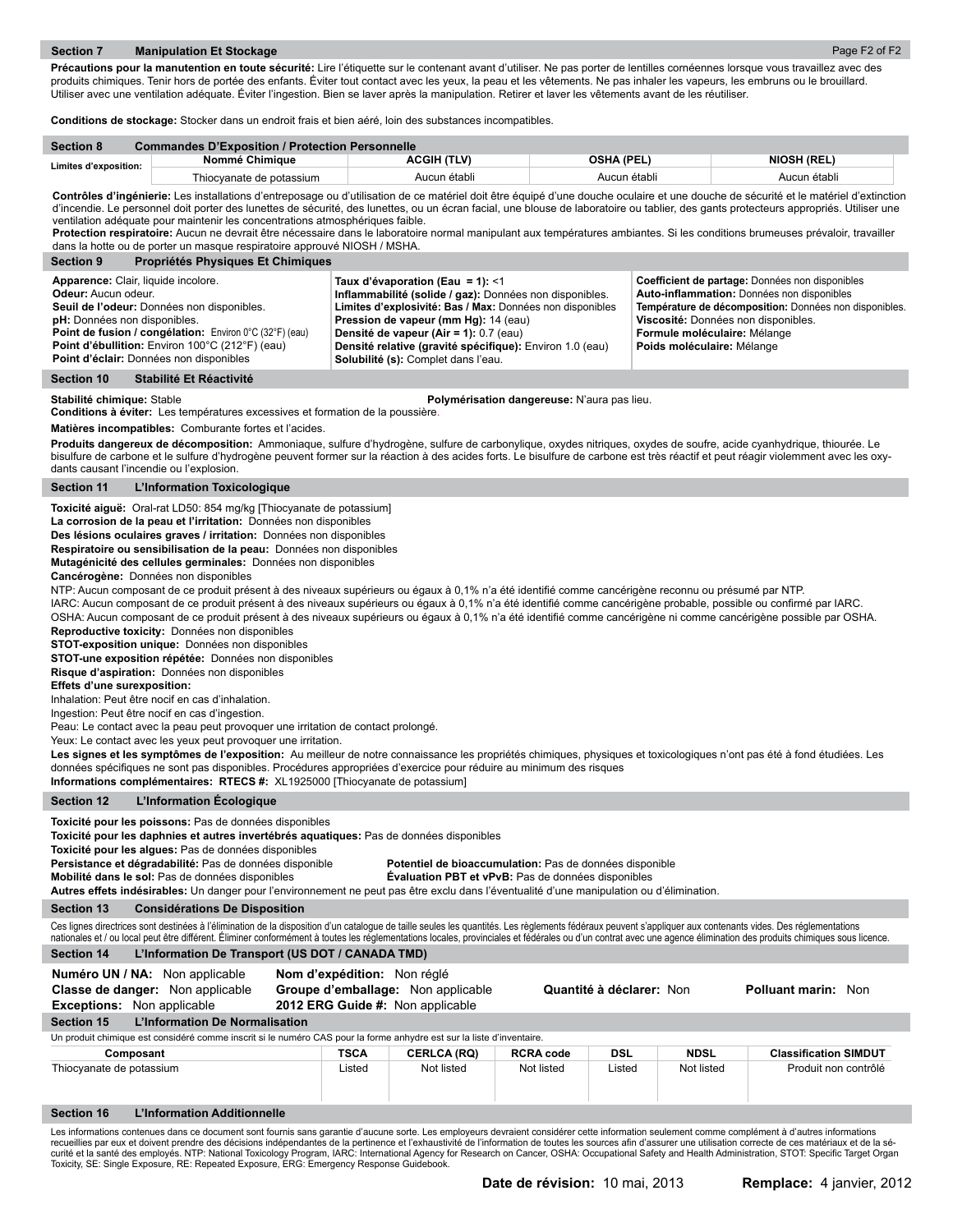## Section 7 Manipulation Et Stockage

**Précautions pour la manutention en toute sécurité:** Lire l'étiquette sur le contenant avant d'utiliser. Ne pas porter de lentilles cornéennes lorsque vous travaillez avec des produits chimiques. Tenir hors de portée des enfants. Éviter tout contact avec les yeux, la peau et les vêtements. Ne pas inhaler les vapeurs, les embruns ou le brouillard. Utiliser avec une ventilation adéquate. Éviter l'ingestion. Bien se laver après la manipulation. Retirer et laver les vêtements avant de les réutiliser.

**Conditions de stockage:** Stocker dans un endroit frais et bien aéré, loin des substances incompatibles.

## Section 8 Commandes D'Exposition / Protection Personnelle

| Limites d'exposition: | Nommé Chimique | ACGIH (TLV) | OSHA (PEL) | NIOSH (REL) |
|---|---|---|---|---|
| | Thiocyanate de potassium | Aucun établi | Aucun établi | Aucun établi |

**Contrôles d'ingénierie:** Les installations d'entreposage ou d'utilisation de ce matériel doit être équipé d'une douche oculaire et une douche de sécurité et le matériel d'extinction d'incendie. Le personnel doit porter des lunettes de sécurité, des lunettes, ou un écran facial, une blouse de laboratoire ou tablier, des gants protecteurs appropriés. Utiliser une ventilation adéquate pour maintenir les concentrations atmosphériques faible.
**Protection respiratoire:** Aucun ne devrait être nécessaire dans le laboratoire normal manipulant aux températures ambiantes. Si les conditions brumeuses prévaloir, travailler dans la hotte ou de porter un masque respiratoire approuvé NIOSH / MSHA.

## Section 9 Propriétés Physiques Et Chimiques

**Apparence:** Clair, liquide incolore.
**Odeur:** Aucun odeur.
**Seuil de l'odeur:** Données non disponibles.
**pH:** Données non disponibles.
**Point de fusion / congélation:** Environ 0°C (32°F) (eau)
**Point d'ébullition:** Environ 100°C (212°F) (eau)
**Point d'éclair:** Données non disponibles
**Taux d'évaporation (Eau = 1):** <1
**Inflammabilité (solide / gaz):** Données non disponibles.
**Limites d'explosivité: Bas / Max:** Données non disponibles
**Pression de vapeur (mm Hg):** 14 (eau)
**Densité de vapeur (Air = 1):** 0.7 (eau)
**Densité relative (gravité spécifique):** Environ 1.0 (eau)
**Solubilité (s):** Complet dans l'eau.
**Coefficient de partage:** Données non disponibles
**Auto-inflammation:** Données non disponibles
**Température de décomposition:** Données non disponibles.
**Viscosité:** Données non disponibles.
**Formule moléculaire:** Mélange
**Poids moléculaire:** Mélange

## Section 10 Stabilité Et Réactivité

**Stabilité chimique:** Stable
**Polymérisation dangereuse:** N'aura pas lieu.
**Conditions à éviter:** Les températures excessives et formation de la poussière.

**Matières incompatibles:** Comburante fortes et l'acides.

**Produits dangereux de décomposition:** Ammoniaque, sulfure d'hydrogène, sulfure de carbonylique, oxydes nitriques, oxydes de soufre, acide cyanhydrique, thiourée. Le bisulfure de carbone et le sulfure d'hydrogène peuvent former sur la réaction à des acides forts. Le bisulfure de carbone est très réactif et peut réagir violemment avec les oxydants causant l'incendie ou l'explosion.

## Section 11 L'Information Toxicologique

**Toxicité aiguë:** Oral-rat LD50: 854 mg/kg [Thiocyanate de potassium]
**La corrosion de la peau et l'irritation:** Données non disponibles
**Des lésions oculaires graves / irritation:** Données non disponibles
**Respiratoire ou sensibilisation de la peau:** Données non disponibles
**Mutagénicité des cellules germinales:** Données non disponibles
**Cancérogène:** Données non disponibles
NTP: Aucun composant de ce produit présent à des niveaux supérieurs ou égaux à 0,1% n'a été identifié comme cancérigène reconnu ou présumé par NTP.
IARC: Aucun composant de ce produit présent à des niveaux supérieurs ou égaux à 0,1% n'a été identifié comme cancérigène probable, possible ou confirmé par IARC.
OSHA: Aucun composant de ce produit présent à des niveaux supérieurs ou égaux à 0,1% n'a été identifié comme cancérigène ni comme cancérigène possible par OSHA.
**Reproductive toxicity:** Données non disponibles
**STOT-exposition unique:** Données non disponibles
**STOT-une exposition répétée:** Données non disponibles
**Risque d'aspiration:** Données non disponibles
**Effets d'une surexposition:**
Inhalation: Peut être nocif en cas d'inhalation.
Ingestion: Peut être nocif en cas d'ingestion.
Peau: Le contact avec la peau peut provoquer une irritation de contact prolongé.
Yeux: Le contact avec les yeux peut provoquer une irritation.
**Les signes et les symptômes de l'exposition:** Au meilleur de notre connaissance les propriétés chimiques, physiques et toxicologiques n'ont pas été à fond étudiées. Les données spécifiques ne sont pas disponibles. Procédures appropriées d'exercice pour réduire au minimum des risques
**Informations complémentaires: RTECS #:** XL1925000 [Thiocyanate de potassium]

## Section 12 L'Information Écologique

**Toxicité pour les poissons:** Pas de données disponibles
**Toxicité pour les daphnies et autres invertébrés aquatiques:** Pas de données disponibles
**Toxicité pour les algues:** Pas de données disponibles
**Persistance et dégradabilité:** Pas de données disponible
**Potentiel de bioaccumulation:** Pas de données disponible
**Mobilité dans le sol:** Pas de données disponibles
**Évaluation PBT et vPvB:** Pas de données disponibles
**Autres effets indésirables:** Un danger pour l'environnement ne peut pas être exclu dans l'éventualité d'une manipulation ou d'élimination.

## Section 13 Considérations De Disposition

Ces lignes directrices sont destinées à l'élimination de la disposition d'un catalogue de taille seules les quantités. Les règlements fédéraux peuvent s'appliquer aux contenants vides. Des réglementations nationales et / ou local peut être différent. Éliminer conformément à toutes les réglementations locales, provinciales et fédérales ou d'un contrat avec une agence élimination des produits chimiques sous licence.

## Section 14 L'Information De Transport (US DOT / CANADA TMD)

**Numéro UN / NA:** Non applicable
**Nom d'expédition:** Non réglé
**Classe de danger:** Non applicable
**Groupe d'emballage:** Non applicable
**Quantité à déclarer:** Non
**Polluant marin:** Non
**Exceptions:** Non applicable
**2012 ERG Guide #:** Non applicable

## Section 15 L'Information De Normalisation

Un produit chimique est considéré comme inscrit si le numéro CAS pour la forme anhydre est sur la liste d'inventaire.

| Composant | TSCA | CERLCA (RQ) | RCRA code | DSL | NDSL | Classification SIMDUT |
|---|---|---|---|---|---|---|
| Thiocyanate de potassium | Listed | Not listed | Not listed | Listed | Not listed | Produit non contrôlé |

## Section 16 L'Information Additionnelle

Les informations contenues dans ce document sont fournis sans garantie d'aucune sorte. Les employeurs devraient considérer cette information seulement comme complément à d'autres informations recueillies par eux et doivent prendre des décisions indépendantes de la pertinence et l'exhaustivité de l'information de toutes les sources afin d'assurer une utilisation correcte de ces matériaux et de la sécurité et la santé des employés. NTP: National Toxicology Program, IARC: International Agency for Research on Cancer, OSHA: Occupational Safety and Health Administration, STOT: Specific Target Organ Toxicity, SE: Single Exposure, RE: Repeated Exposure, ERG: Emergency Response Guidebook.

**Date de révision:** 10 mai, 2013 **Remplace:** 4 janvier, 2012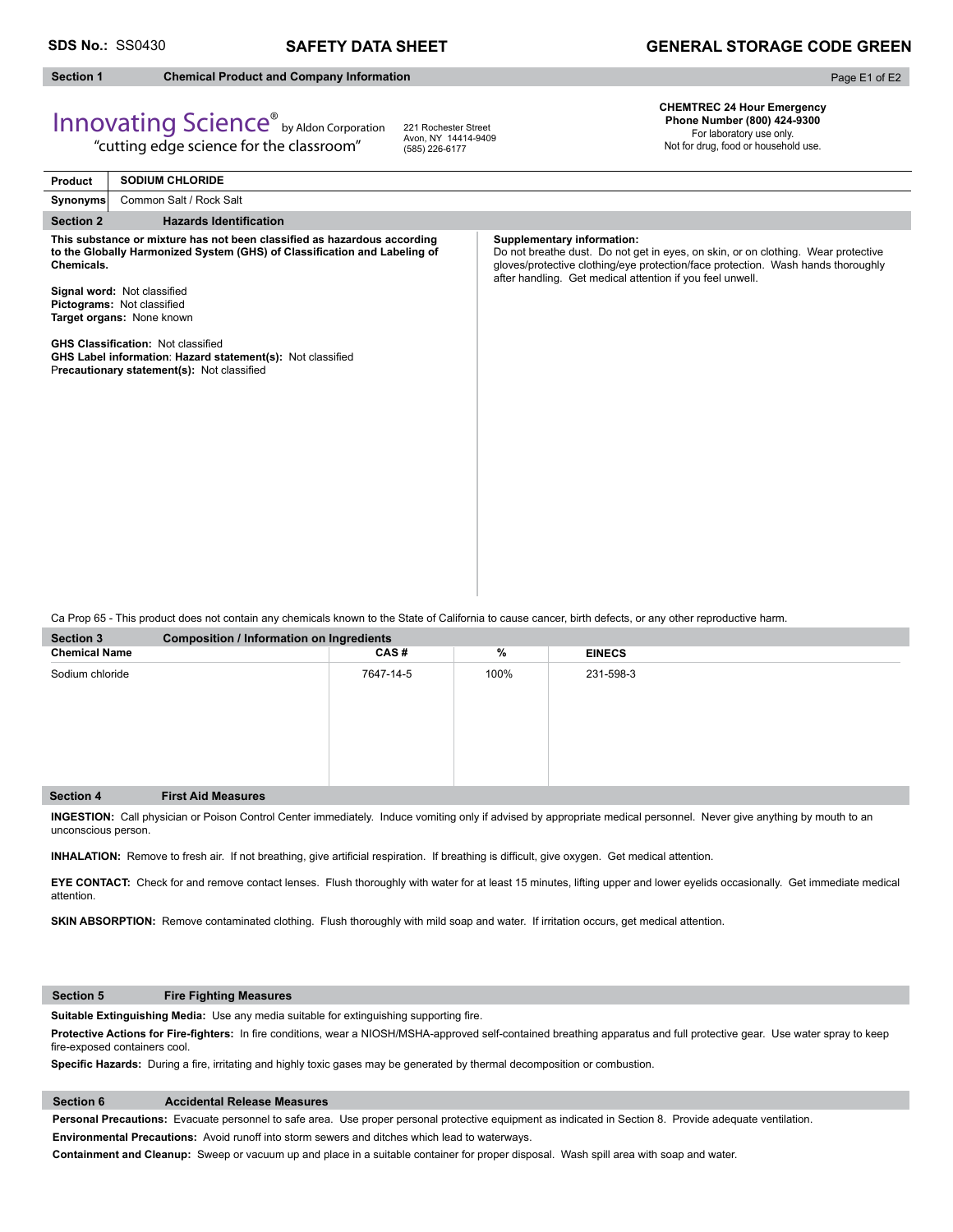**SDS No.:** SS0430 **SAFETY DATA SHEET** **GENERAL STORAGE CODE GREEN**

## Section 1 Chemical Product and Company Information

Innovating Science® by Aldon Corporation
"cutting edge science for the classroom"

221 Rochester Street
Avon, NY 14414-9409
(585) 226-6177

**CHEMTREC 24 Hour Emergency Phone Number (800) 424-9300**
For laboratory use only.
Not for drug, food or household use.

| **Product** | **SODIUM CHLORIDE** |
|---|---|
| **Synonyms** | Common Salt / Rock Salt |

## Section 2 Hazards Identification

**This substance or mixture has not been classified as hazardous according to the Globally Harmonized System (GHS) of Classification and Labeling of Chemicals.**

**Signal word:** Not classified
**Pictograms:** Not classified
**Target organs:** None known

**GHS Classification:** Not classified
**GHS Label information**: **Hazard statement(s):** Not classified
**Precautionary statement(s):** Not classified

**Supplementary information:**
Do not breathe dust. Do not get in eyes, on skin, or on clothing. Wear protective gloves/protective clothing/eye protection/face protection. Wash hands thoroughly after handling. Get medical attention if you feel unwell.

Ca Prop 65 - This product does not contain any chemicals known to the State of California to cause cancer, birth defects, or any other reproductive harm.

## Section 3 Composition / Information on Ingredients

| Chemical Name | CAS # | % | EINECS |
|---|---|---|---|
| Sodium chloride | 7647-14-5 | 100% | 231-598-3 |

## Section 4 First Aid Measures

**INGESTION:** Call physician or Poison Control Center immediately. Induce vomiting only if advised by appropriate medical personnel. Never give anything by mouth to an unconscious person.

**INHALATION:** Remove to fresh air. If not breathing, give artificial respiration. If breathing is difficult, give oxygen. Get medical attention.

**EYE CONTACT:** Check for and remove contact lenses. Flush thoroughly with water for at least 15 minutes, lifting upper and lower eyelids occasionally. Get immediate medical attention.

**SKIN ABSORPTION:** Remove contaminated clothing. Flush thoroughly with mild soap and water. If irritation occurs, get medical attention.

## Section 5 Fire Fighting Measures

**Suitable Extinguishing Media:** Use any media suitable for extinguishing supporting fire.

**Protective Actions for Fire-fighters:** In fire conditions, wear a NIOSH/MSHA-approved self-contained breathing apparatus and full protective gear. Use water spray to keep fire-exposed containers cool.

**Specific Hazards:** During a fire, irritating and highly toxic gases may be generated by thermal decomposition or combustion.

## Section 6 Accidental Release Measures

**Personal Precautions:** Evacuate personnel to safe area. Use proper personal protective equipment as indicated in Section 8. Provide adequate ventilation.

**Environmental Precautions:** Avoid runoff into storm sewers and ditches which lead to waterways.

**Containment and Cleanup:** Sweep or vacuum up and place in a suitable container for proper disposal. Wash spill area with soap and water.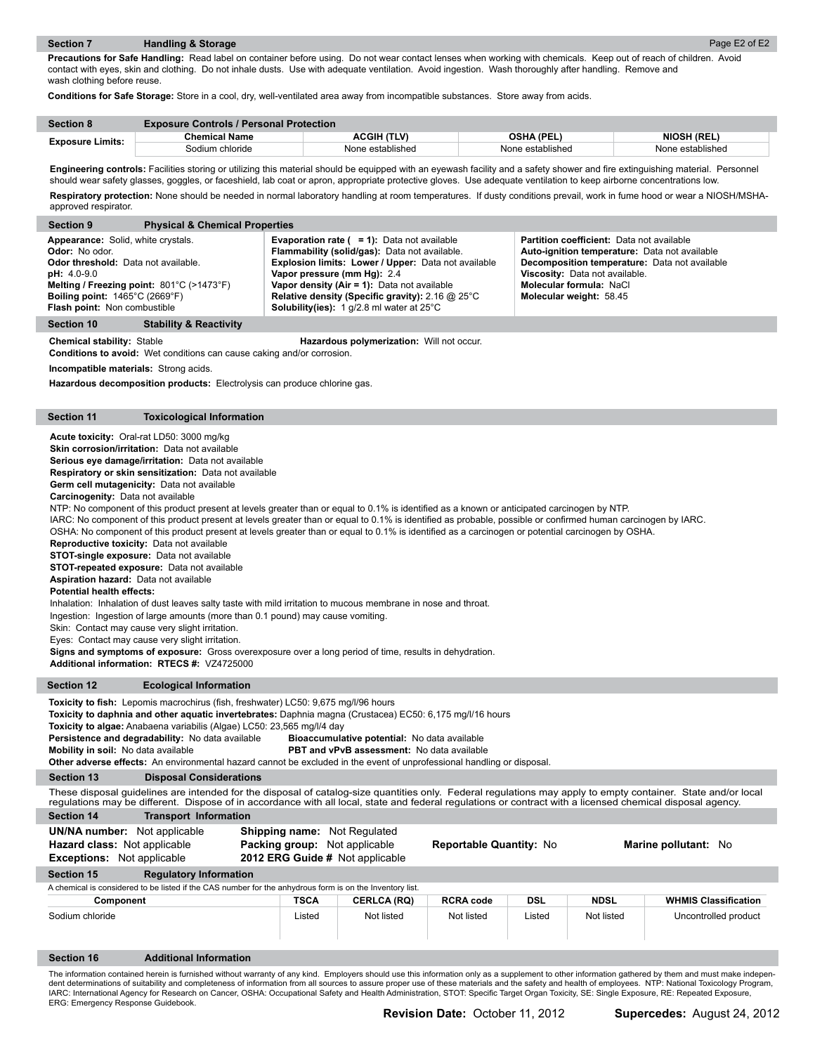## Section 7 Handling & Storage

**Precautions for Safe Handling:** Read label on container before using. Do not wear contact lenses when working with chemicals. Keep out of reach of children. Avoid contact with eyes, skin and clothing. Do not inhale dusts. Use with adequate ventilation. Avoid ingestion. Wash thoroughly after handling. Remove and wash clothing before reuse.

**Conditions for Safe Storage:** Store in a cool, dry, well-ventilated area away from incompatible substances. Store away from acids.

## Section 8 Exposure Controls / Personal Protection

| Exposure Limits: | Chemical Name | ACGIH (TLV) | OSHA (PEL) | NIOSH (REL) |
|---|---|---|---|---|
| | Sodium chloride | None established | None established | None established |

**Engineering controls:** Facilities storing or utilizing this material should be equipped with an eyewash facility and a safety shower and fire extinguishing material. Personnel should wear safety glasses, goggles, or faceshield, lab coat or apron, appropriate protective gloves. Use adequate ventilation to keep airborne concentrations low.

**Respiratory protection:** None should be needed in normal laboratory handling at room temperatures. If dusty conditions prevail, work in fume hood or wear a NIOSH/MSHA-approved respirator.

## Section 9 Physical & Chemical Properties

**Appearance:** Solid, white crystals.
**Odor:** No odor.
**Odor threshold:** Data not available.
**pH:** 4.0-9.0
**Melting / Freezing point:** 801°C (>1473°F)
**Boiling point:** 1465°C (2669°F)
**Flash point:** Non combustible

**Evaporation rate ( = 1):** Data not available
**Flammability (solid/gas):** Data not available.
**Explosion limits: Lower / Upper:** Data not available
**Vapor pressure (mm Hg):** 2.4
**Vapor density (Air = 1):** Data not available
**Relative density (Specific gravity):** 2.16 @ 25°C
**Solubility(ies):** 1 g/2.8 ml water at 25°C

**Partition coefficient:** Data not available
**Auto-ignition temperature:** Data not available
**Decomposition temperature:** Data not available
**Viscosity:** Data not available.
**Molecular formula:** NaCl
**Molecular weight:** 58.45

## Section 10 Stability & Reactivity

**Chemical stability:** Stable
**Hazardous polymerization:** Will not occur.
**Conditions to avoid:** Wet conditions can cause caking and/or corrosion.

**Incompatible materials:** Strong acids.

**Hazardous decomposition products:** Electrolysis can produce chlorine gas.

## Section 11 Toxicological Information

**Acute toxicity:** Oral-rat LD50: 3000 mg/kg
**Skin corrosion/irritation:** Data not available
**Serious eye damage/irritation:** Data not available
**Respiratory or skin sensitization:** Data not available
**Germ cell mutagenicity:** Data not available
**Carcinogenity:** Data not available
NTP: No component of this product present at levels greater than or equal to 0.1% is identified as a known or anticipated carcinogen by NTP.
IARC: No component of this product present at levels greater than or equal to 0.1% is identified as probable, possible or confirmed human carcinogen by IARC.
OSHA: No component of this product present at levels greater than or equal to 0.1% is identified as a carcinogen or potential carcinogen by OSHA.
**Reproductive toxicity:** Data not available
**STOT-single exposure:** Data not available
**STOT-repeated exposure:** Data not available
**Aspiration hazard:** Data not available
**Potential health effects:**
Inhalation: Inhalation of dust leaves salty taste with mild irritation to mucous membrane in nose and throat.
Ingestion: Ingestion of large amounts (more than 0.1 pound) may cause vomiting.
Skin: Contact may cause very slight irritation.
Eyes: Contact may cause very slight irritation.
**Signs and symptoms of exposure:** Gross overexposure over a long period of time, results in dehydration.
**Additional information: RTECS #:** VZ4725000

## Section 12 Ecological Information

**Toxicity to fish:** Lepomis macrochirus (fish, freshwater) LC50: 9,675 mg/l/96 hours
**Toxicity to daphnia and other aquatic invertebrates:** Daphnia magna (Crustacea) EC50: 6,175 mg/l/16 hours
**Toxicity to algae:** Anabaena variabilis (Algae) LC50: 23,565 mg/l/4 day
**Persistence and degradability:** No data available
**Bioaccumulative potential:** No data available
**Mobility in soil:** No data available
**PBT and vPvB assessment:** No data available
**Other adverse effects:** An environmental hazard cannot be excluded in the event of unprofessional handling or disposal.

## Section 13 Disposal Considerations

These disposal guidelines are intended for the disposal of catalog-size quantities only. Federal regulations may apply to empty container. State and/or local regulations may be different. Dispose of in accordance with all local, state and federal regulations or contract with a licensed chemical disposal agency.

## Section 14 Transport Information

**UN/NA number:** Not applicable
**Hazard class:** Not applicable
**Exceptions:** Not applicable
**Shipping name:** Not Regulated
**Packing group:** Not applicable
**2012 ERG Guide #** Not applicable
**Reportable Quantity:** No
**Marine pollutant:** No

## Section 15 Regulatory Information

A chemical is considered to be listed if the CAS number for the anhydrous form is on the Inventory list.

| Component | TSCA | CERLCA (RQ) | RCRA code | DSL | NDSL | WHMIS Classification |
|---|---|---|---|---|---|---|
| Sodium chloride | Listed | Not listed | Not listed | Listed | Not listed | Uncontrolled product |

## Section 16 Additional Information

The information contained herein is furnished without warranty of any kind. Employers should use this information only as a supplement to other information gathered by them and must make independent determinations of suitability and completeness of information from all sources to assure proper use of these materials and the safety and health of employees. NTP: National Toxicology Program, IARC: International Agency for Research on Cancer, OSHA: Occupational Safety and Health Administration, STOT: Specific Target Organ Toxicity, SE: Single Exposure, RE: Repeated Exposure, ERG: Emergency Response Guidebook.

**Revision Date:** October 11, 2012 **Supercedes:** August 24, 2012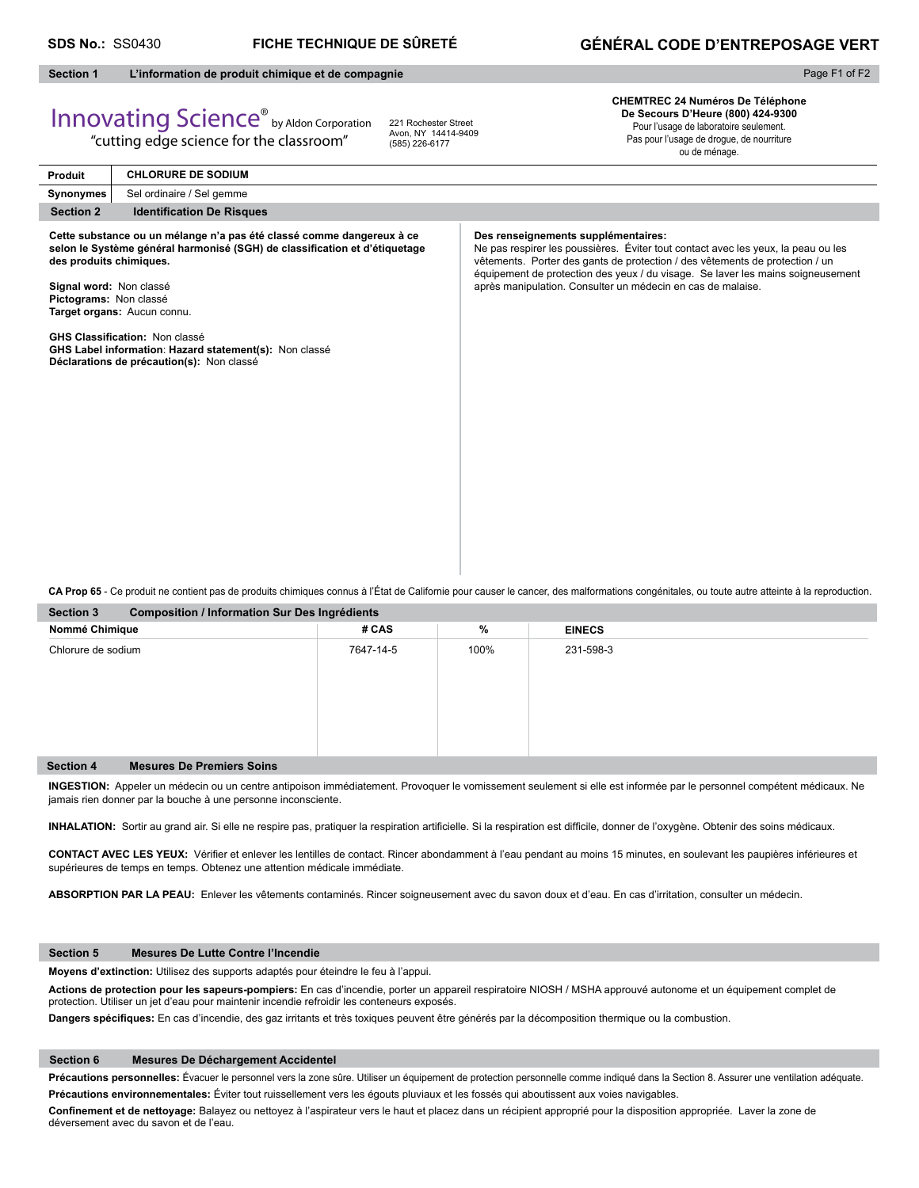**SDS No.:** SS0430 **FICHE TECHNIQUE DE SÛRETÉ** **GÉNÉRAL CODE D'ENTREPOSAGE VERT**

## Section 1 L'information de produit chimique et de compagnie

Innovating Science® by Aldon Corporation
"cutting edge science for the classroom"

221 Rochester Street
Avon, NY 14414-9409
(585) 226-6177

**CHEMTREC 24 Numéros De Téléphone De Secours D'Heure (800) 424-9300**
Pour l'usage de laboratoire seulement.
Pas pour l'usage de drogue, de nourriture ou de ménage.

| **Produit** | **CHLORURE DE SODIUM** |
|---|---|
| **Synonymes** | Sel ordinaire / Sel gemme |

## Section 2 Identification De Risques

**Cette substance ou un mélange n'a pas été classé comme dangereux à ce selon le Système général harmonisé (SGH) de classification et d'étiquetage des produits chimiques.**

**Signal word:** Non classé
**Pictograms:** Non classé
**Target organs:** Aucun connu.

**GHS Classification:** Non classé
**GHS Label information**: **Hazard statement(s):** Non classé
**Déclarations de précaution(s):** Non classé

**Des renseignements supplémentaires:**
Ne pas respirer les poussières. Éviter tout contact avec les yeux, la peau ou les vêtements. Porter des gants de protection / des vêtements de protection / un équipement de protection des yeux / du visage. Se laver les mains soigneusement après manipulation. Consulter un médecin en cas de malaise.

**CA Prop 65** - Ce produit ne contient pas de produits chimiques connus à l'État de Californie pour causer le cancer, des malformations congénitales, ou toute autre atteinte à la reproduction.

## Section 3 Composition / Information Sur Des Ingrédients

| **Nommé Chimique** | **# CAS** | **%** | **EINECS** |
|---|---|---|---|
| Chlorure de sodium | 7647-14-5 | 100% | 231-598-3 |

## Section 4 Mesures De Premiers Soins

**INGESTION:** Appeler un médecin ou un centre antipoison immédiatement. Provoquer le vomissement seulement si elle est informée par le personnel compétent médicaux. Ne jamais rien donner par la bouche à une personne inconsciente.

**INHALATION:** Sortir au grand air. Si elle ne respire pas, pratiquer la respiration artificielle. Si la respiration est difficile, donner de l'oxygène. Obtenir des soins médicaux.

**CONTACT AVEC LES YEUX:** Vérifier et enlever les lentilles de contact. Rincer abondamment à l'eau pendant au moins 15 minutes, en soulevant les paupières inférieures et supérieures de temps en temps. Obtenez une attention médicale immédiate.

**ABSORPTION PAR LA PEAU:** Enlever les vêtements contaminés. Rincer soigneusement avec du savon doux et d'eau. En cas d'irritation, consulter un médecin.

## Section 5 Mesures De Lutte Contre l'Incendie

**Moyens d'extinction:** Utilisez des supports adaptés pour éteindre le feu à l'appui.

**Actions de protection pour les sapeurs-pompiers:** En cas d'incendie, porter un appareil respiratoire NIOSH / MSHA approuvé autonome et un équipement complet de protection. Utiliser un jet d'eau pour maintenir incendie refroidir les conteneurs exposés.

**Dangers spécifiques:** En cas d'incendie, des gaz irritants et très toxiques peuvent être générés par la décomposition thermique ou la combustion.

## Section 6 Mesures De Déchargement Accidentel

**Précautions personnelles:** Évacuer le personnel vers la zone sûre. Utiliser un équipement de protection personnelle comme indiqué dans la Section 8. Assurer une ventilation adéquate.

**Précautions environnementales:** Éviter tout ruissellement vers les égouts pluviaux et les fossés qui aboutissent aux voies navigables.

**Confinement et de nettoyage:** Balayez ou nettoyez à l'aspirateur vers le haut et placez dans un récipient approprié pour la disposition appropriée. Laver la zone de déversement avec du savon et de l'eau.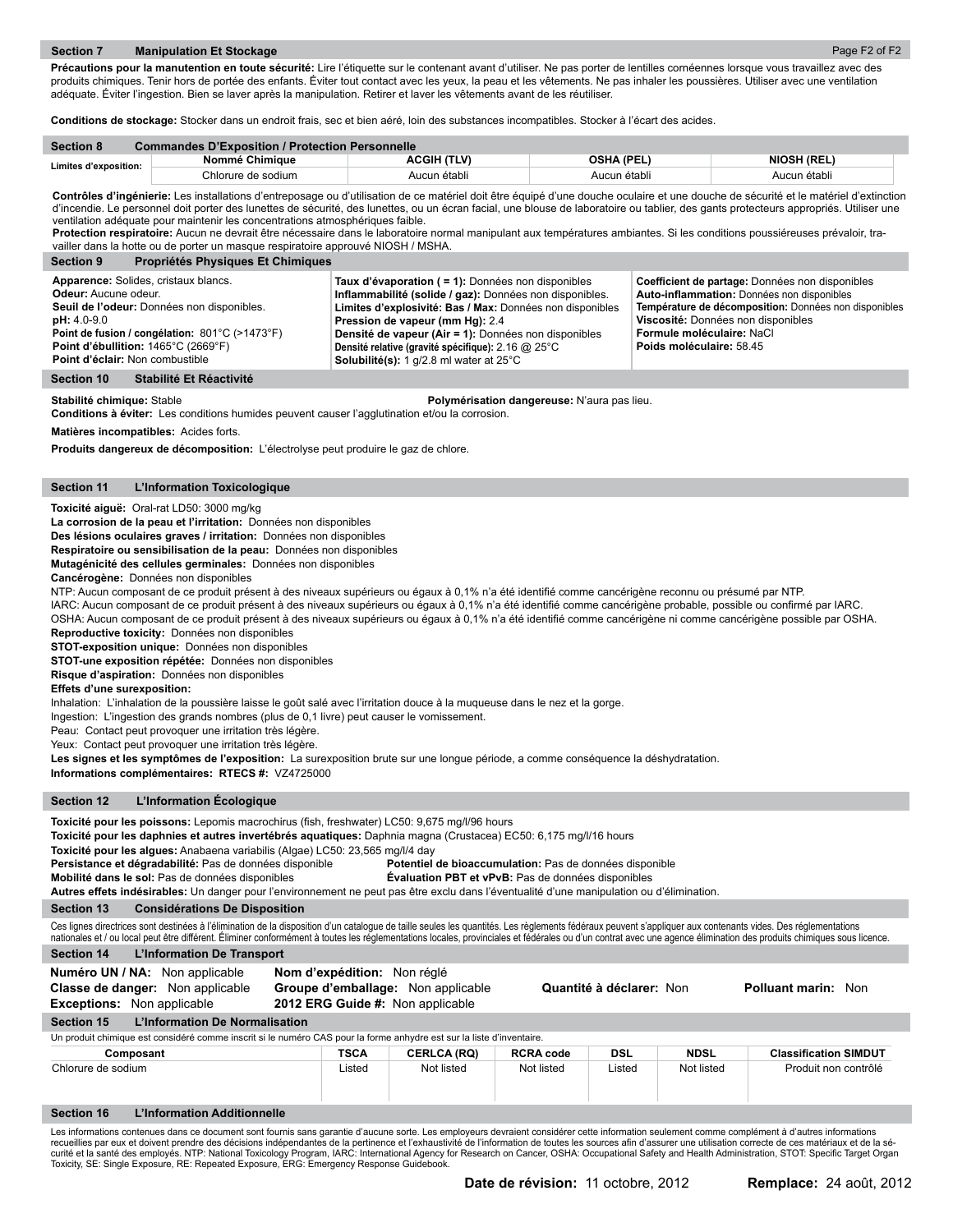## Section 7 Manipulation Et Stockage

**Précautions pour la manutention en toute sécurité:** Lire l'étiquette sur le contenant avant d'utiliser. Ne pas porter de lentilles cornéennes lorsque vous travaillez avec des produits chimiques. Tenir hors de portée des enfants. Éviter tout contact avec les yeux, la peau et les vêtements. Ne pas inhaler les poussières. Utiliser avec une ventilation adéquate. Éviter l'ingestion. Bien se laver après la manipulation. Retirer et laver les vêtements avant de les réutiliser.

**Conditions de stockage:** Stocker dans un endroit frais, sec et bien aéré, loin des substances incompatibles. Stocker à l'écart des acides.

## Section 8 Commandes D'Exposition / Protection Personnelle

| Limites d'exposition: | Nommé Chimique | ACGIH (TLV) | OSHA (PEL) | NIOSH (REL) |
|---|---|---|---|---|
| | Chlorure de sodium | Aucun établi | Aucun établi | Aucun établi |

**Contrôles d'ingénierie:** Les installations d'entreposage ou d'utilisation de ce matériel doit être équipé d'une douche oculaire et une douche de sécurité et le matériel d'extinction d'incendie. Le personnel doit porter des lunettes de sécurité, des lunettes, ou un écran facial, une blouse de laboratoire ou tablier, des gants protecteurs appropriés. Utiliser une ventilation adéquate pour maintenir les concentrations atmosphériques faible.
**Protection respiratoire:** Aucun ne devrait être nécessaire dans le laboratoire normal manipulant aux températures ambiantes. Si les conditions poussiéreuses prévaloir, travailler dans la hotte ou de porter un masque respiratoire approuvé NIOSH / MSHA.

## Section 9 Propriétés Physiques Et Chimiques

**Apparence:** Solides, cristaux blancs.
**Odeur:** Aucune odeur.
**Seuil de l'odeur:** Données non disponibles.
**pH:** 4.0-9.0
**Point de fusion / congélation:** 801°C (>1473°F)
**Point d'ébullition:** 1465°C (2669°F)
**Point d'éclair:** Non combustible

**Taux d'évaporation ( = 1):** Données non disponibles
**Inflammabilité (solide / gaz):** Données non disponibles.
**Limites d'explosivité: Bas / Max:** Données non disponibles
**Pression de vapeur (mm Hg):** 2.4
**Densité de vapeur (Air = 1):** Données non disponibles
**Densité relative (gravité spécifique):** 2.16 @ 25°C
**Solubilité(s):** 1 g/2.8 ml water at 25°C

**Coefficient de partage:** Données non disponibles
**Auto-inflammation:** Données non disponibles
**Température de décomposition:** Données non disponibles
**Viscosité:** Données non disponibles
**Formule moléculaire:** NaCl
**Poids moléculaire:** 58.45

## Section 10 Stabilité Et Réactivité

**Stabilité chimique:** Stable
**Polymérisation dangereuse:** N'aura pas lieu.
**Conditions à éviter:** Les conditions humides peuvent causer l'agglutination et/ou la corrosion.

**Matières incompatibles:** Acides forts.

**Produits dangereux de décomposition:** L'électrolyse peut produire le gaz de chlore.

## Section 11 L'Information Toxicologique

**Toxicité aiguë:** Oral-rat LD50: 3000 mg/kg
**La corrosion de la peau et l'irritation:** Données non disponibles
**Des lésions oculaires graves / irritation:** Données non disponibles
**Respiratoire ou sensibilisation de la peau:** Données non disponibles
**Mutagénicité des cellules germinales:** Données non disponibles
**Cancérogène:** Données non disponibles
NTP: Aucun composant de ce produit présent à des niveaux supérieurs ou égaux à 0,1% n'a été identifié comme cancérigène reconnu ou présumé par NTP.
IARC: Aucun composant de ce produit présent à des niveaux supérieurs ou égaux à 0,1% n'a été identifié comme cancérigène probable, possible ou confirmé par IARC.
OSHA: Aucun composant de ce produit présent à des niveaux supérieurs ou égaux à 0,1% n'a été identifié comme cancérigène ni comme cancérigène possible par OSHA.
**Reproductive toxicity:** Données non disponibles
**STOT-exposition unique:** Données non disponibles
**STOT-une exposition répétée:** Données non disponibles
**Risque d'aspiration:** Données non disponibles
**Effets d'une surexposition:**
Inhalation: L'inhalation de la poussière laisse le goût salé avec l'irritation douce à la muqueuse dans le nez et la gorge.
Ingestion: L'ingestion des grands nombres (plus de 0,1 livre) peut causer le vomissement.
Peau: Contact peut provoquer une irritation très légère.
Yeux: Contact peut provoquer une irritation très légère.
**Les signes et les symptômes de l'exposition:** La surexposition brute sur une longue période, a comme conséquence la déshydratation.
**Informations complémentaires: RTECS #:** VZ4725000

## Section 12 L'Information Écologique

**Toxicité pour les poissons:** Lepomis macrochirus (fish, freshwater) LC50: 9,675 mg/l/96 hours
**Toxicité pour les daphnies et autres invertébrés aquatiques:** Daphnia magna (Crustacea) EC50: 6,175 mg/l/16 hours
**Toxicité pour les algues:** Anabaena variabilis (Algae) LC50: 23,565 mg/l/4 day
**Persistance et dégradabilité:** Pas de données disponible
**Potentiel de bioaccumulation:** Pas de données disponible
**Mobilité dans le sol:** Pas de données disponibles
**Évaluation PBT et vPvB:** Pas de données disponibles
**Autres effets indésirables:** Un danger pour l'environnement ne peut pas être exclu dans l'éventualité d'une manipulation ou d'élimination.

## Section 13 Considérations De Disposition

Ces lignes directrices sont destinées à l'élimination de la disposition d'un catalogue de taille seules les quantités. Les règlements fédéraux peuvent s'appliquer aux contenants vides. Des réglementations nationales et / ou local peut être différent. Éliminer conformément à toutes les réglementations locales, provinciales et fédérales ou d'un contrat avec une agence élimination des produits chimiques sous licence.

## Section 14 L'Information De Transport

**Numéro UN / NA:** Non applicable
**Nom d'expédition:** Non réglé
**Classe de danger:** Non applicable
**Groupe d'emballage:** Non applicable
**Quantité à déclarer:** Non
**Polluant marin:** Non
**Exceptions:** Non applicable
**2012 ERG Guide #:** Non applicable

## Section 15 L'Information De Normalisation

Un produit chimique est considéré comme inscrit si le numéro CAS pour la forme anhydre est sur la liste d'inventaire.

| Composant | TSCA | CERLCA (RQ) | RCRA code | DSL | NDSL | Classification SIMDUT |
|---|---|---|---|---|---|---|
| Chlorure de sodium | Listed | Not listed | Not listed | Listed | Not listed | Produit non contrôlé |

## Section 16 L'Information Additionnelle

Les informations contenues dans ce document sont fournis sans garantie d'aucune sorte. Les employeurs devraient considérer cette information seulement comme complément à d'autres informations recueillies par eux et doivent prendre des décisions indépendantes de la pertinence et l'exhaustivité de l'information de toutes les sources afin d'assurer une utilisation correcte de ces matériaux et de la sécurité et la santé des employés. NTP: National Toxicology Program, IARC: International Agency for Research on Cancer, OSHA: Occupational Safety and Health Administration, STOT: Specific Target Organ Toxicity, SE: Single Exposure, RE: Repeated Exposure, ERG: Emergency Response Guidebook.

**Date de révision:** 11 octobre, 2012 **Remplace:** 24 août, 2012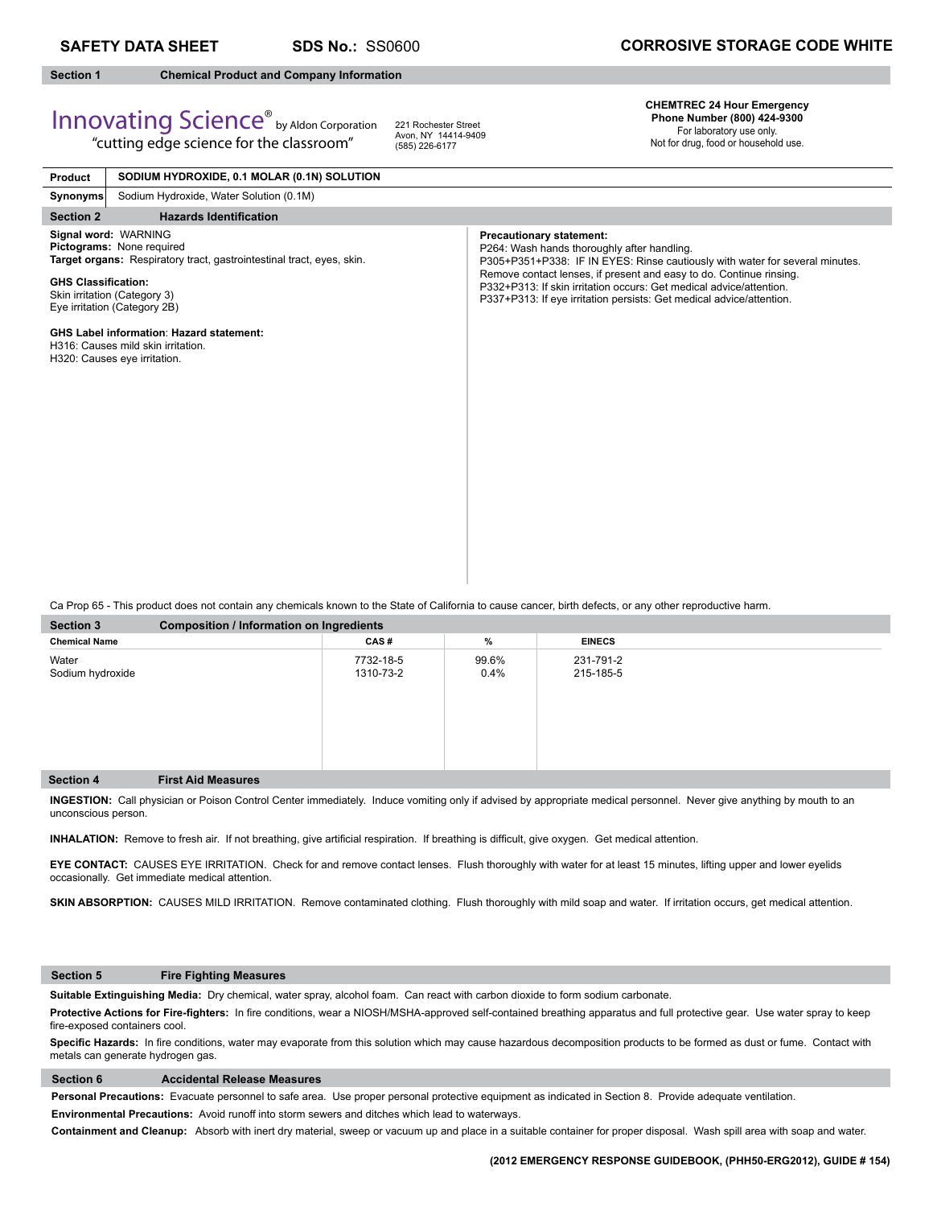**SAFETY DATA SHEET** **SDS No.:** SS0600 **CORROSIVE STORAGE CODE WHITE**

## Section 1 Chemical Product and Company Information

Innovating Science® by Aldon Corporation
"cutting edge science for the classroom"

221 Rochester Street
Avon, NY 14414-9409
(585) 226-6177

**CHEMTREC 24 Hour Emergency Phone Number (800) 424-9300**
For laboratory use only.
Not for drug, food or household use.

| | |
|---|---|
| **Product** | **SODIUM HYDROXIDE, 0.1 MOLAR (0.1N) SOLUTION** |
| **Synonyms** | Sodium Hydroxide, Water Solution (0.1M) |

## Section 2 Hazards Identification

**Signal word:** WARNING
**Pictograms:** None required
**Target organs:** Respiratory tract, gastrointestinal tract, eyes, skin.

**GHS Classification:**
Skin irritation (Category 3)
Eye irritation (Category 2B)

**GHS Label information**: **Hazard statement:**
H316: Causes mild skin irritation.
H320: Causes eye irritation.

**Precautionary statement:**
P264: Wash hands thoroughly after handling.
P305+P351+P338: IF IN EYES: Rinse cautiously with water for several minutes. Remove contact lenses, if present and easy to do. Continue rinsing.
P332+P313: If skin irritation occurs: Get medical advice/attention.
P337+P313: If eye irritation persists: Get medical advice/attention.

Ca Prop 65 - This product does not contain any chemicals known to the State of California to cause cancer, birth defects, or any other reproductive harm.

## Section 3 Composition / Information on Ingredients

| Chemical Name | CAS # | % | EINECS |
|---|---|---|---|
| Water | 7732-18-5 | 99.6% | 231-791-2 |
| Sodium hydroxide | 1310-73-2 | 0.4% | 215-185-5 |

## Section 4 First Aid Measures

**INGESTION:** Call physician or Poison Control Center immediately. Induce vomiting only if advised by appropriate medical personnel. Never give anything by mouth to an unconscious person.

**INHALATION:** Remove to fresh air. If not breathing, give artificial respiration. If breathing is difficult, give oxygen. Get medical attention.

**EYE CONTACT:** CAUSES EYE IRRITATION. Check for and remove contact lenses. Flush thoroughly with water for at least 15 minutes, lifting upper and lower eyelids occasionally. Get immediate medical attention.

**SKIN ABSORPTION:** CAUSES MILD IRRITATION. Remove contaminated clothing. Flush thoroughly with mild soap and water. If irritation occurs, get medical attention.

## Section 5 Fire Fighting Measures

**Suitable Extinguishing Media:** Dry chemical, water spray, alcohol foam. Can react with carbon dioxide to form sodium carbonate.

**Protective Actions for Fire-fighters:** In fire conditions, wear a NIOSH/MSHA-approved self-contained breathing apparatus and full protective gear. Use water spray to keep fire-exposed containers cool.

**Specific Hazards:** In fire conditions, water may evaporate from this solution which may cause hazardous decomposition products to be formed as dust or fume. Contact with metals can generate hydrogen gas.

## Section 6 Accidental Release Measures

**Personal Precautions:** Evacuate personnel to safe area. Use proper personal protective equipment as indicated in Section 8. Provide adequate ventilation.

**Environmental Precautions:** Avoid runoff into storm sewers and ditches which lead to waterways.

**Containment and Cleanup:** Absorb with inert dry material, sweep or vacuum up and place in a suitable container for proper disposal. Wash spill area with soap and water.

**(2012 EMERGENCY RESPONSE GUIDEBOOK, (PHH50-ERG2012), GUIDE # 154)**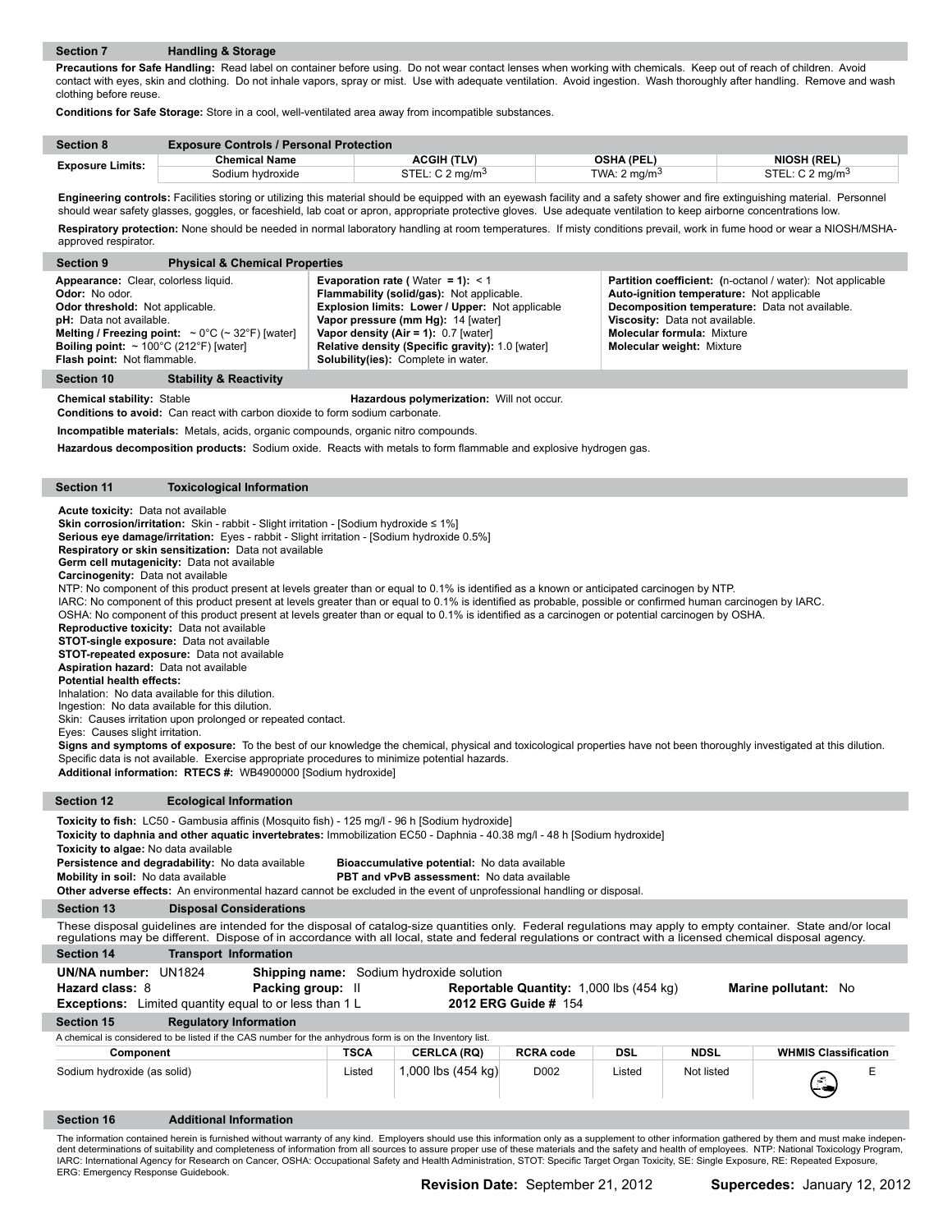## Section 7 Handling & Storage

**Precautions for Safe Handling:** Read label on container before using. Do not wear contact lenses when working with chemicals. Keep out of reach of children. Avoid contact with eyes, skin and clothing. Do not inhale vapors, spray or mist. Use with adequate ventilation. Avoid ingestion. Wash thoroughly after handling. Remove and wash clothing before reuse.

**Conditions for Safe Storage:** Store in a cool, well-ventilated area away from incompatible substances.

## Section 8 Exposure Controls / Personal Protection

| Exposure Limits: | Chemical Name | ACGIH (TLV) | OSHA (PEL) | NIOSH (REL) |
|---|---|---|---|---|
| | Sodium hydroxide | STEL: C 2 mg/m$^3$ | TWA: 2 mg/m$^3$ | STEL: C 2 mg/m$^3$ |

**Engineering controls:** Facilities storing or utilizing this material should be equipped with an eyewash facility and a safety shower and fire extinguishing material. Personnel should wear safety glasses, goggles, or faceshield, lab coat or apron, appropriate protective gloves. Use adequate ventilation to keep airborne concentrations low.

**Respiratory protection:** None should be needed in normal laboratory handling at room temperatures. If misty conditions prevail, work in fume hood or wear a NIOSH/MSHA-approved respirator.

## Section 9 Physical & Chemical Properties

**Appearance:** Clear, colorless liquid.
**Odor:** No odor.
**Odor threshold:** Not applicable.
**pH:** Data not available.
**Melting / Freezing point:** ~ 0°C (~ 32°F) [water]
**Boiling point:** ~ 100°C (212°F) [water]
**Flash point:** Not flammable.

**Evaporation rate (** Water **= 1):** < 1
**Flammability (solid/gas):** Not applicable.
**Explosion limits: Lower / Upper:** Not applicable
**Vapor pressure (mm Hg):** 14 [water]
**Vapor density (Air = 1):** 0.7 [water]
**Relative density (Specific gravity):** 1.0 [water]
**Solubility(ies):** Complete in water.

**Partition coefficient: (**n-octanol / water): Not applicable
**Auto-ignition temperature:** Not applicable
**Decomposition temperature:** Data not available.
**Viscosity:** Data not available.
**Molecular formula:** Mixture
**Molecular weight:** Mixture

## Section 10 Stability & Reactivity

**Chemical stability:** Stable
**Hazardous polymerization:** Will not occur.
**Conditions to avoid:** Can react with carbon dioxide to form sodium carbonate.

**Incompatible materials:** Metals, acids, organic compounds, organic nitro compounds.

**Hazardous decomposition products:** Sodium oxide. Reacts with metals to form flammable and explosive hydrogen gas.

## Section 11 Toxicological Information

**Acute toxicity:** Data not available
**Skin corrosion/irritation:** Skin - rabbit - Slight irritation - [Sodium hydroxide ≤ 1%]
**Serious eye damage/irritation:** Eyes - rabbit - Slight irritation - [Sodium hydroxide 0.5%]
**Respiratory or skin sensitization:** Data not available
**Germ cell mutagenicity:** Data not available
**Carcinogenicity:** Data not available
NTP: No component of this product present at levels greater than or equal to 0.1% is identified as a known or anticipated carcinogen by NTP.
IARC: No component of this product present at levels greater than or equal to 0.1% is identified as probable, possible or confirmed human carcinogen by IARC.
OSHA: No component of this product present at levels greater than or equal to 0.1% is identified as a carcinogen or potential carcinogen by OSHA.
**Reproductive toxicity:** Data not available
**STOT-single exposure:** Data not available
**STOT-repeated exposure:** Data not available
**Aspiration hazard:** Data not available
**Potential health effects:**
Inhalation: No data available for this dilution.
Ingestion: No data available for this dilution.
Skin: Causes irritation upon prolonged or repeated contact.
Eyes: Causes slight irritation.
**Signs and symptoms of exposure:** To the best of our knowledge the chemical, physical and toxicological properties have not been thoroughly investigated at this dilution. Specific data is not available. Exercise appropriate procedures to minimize potential hazards.
**Additional information: RTECS #:** WB4900000 [Sodium hydroxide]

## Section 12 Ecological Information

**Toxicity to fish:** LC50 - Gambusia affinis (Mosquito fish) - 125 mg/l - 96 h [Sodium hydroxide]
**Toxicity to daphnia and other aquatic invertebrates:** Immobilization EC50 - Daphnia - 40.38 mg/l - 48 h [Sodium hydroxide]
**Toxicity to algae:** No data available
**Persistence and degradability:** No data available
**Bioaccumulative potential:** No data available
**Mobility in soil:** No data available
**PBT and vPvB assessment:** No data available
**Other adverse effects:** An environmental hazard cannot be excluded in the event of unprofessional handling or disposal.

## Section 13 Disposal Considerations

These disposal guidelines are intended for the disposal of catalog-size quantities only. Federal regulations may apply to empty container. State and/or local regulations may be different. Dispose of in accordance with all local, state and federal regulations or contract with a licensed chemical disposal agency.

## Section 14 Transport Information

**UN/NA number:** UN1824
**Shipping name:** Sodium hydroxide solution
**Hazard class:** 8
**Packing group:** II
**Reportable Quantity:** 1,000 lbs (454 kg)
**Marine pollutant:** No
**Exceptions:** Limited quantity equal to or less than 1 L
**2012 ERG Guide #** 154

## Section 15 Regulatory Information

A chemical is considered to be listed if the CAS number for the anhydrous form is on the Inventory list.

| Component | TSCA | CERLCA (RQ) | RCRA code | DSL | NDSL | WHMIS Classification |
|---|---|---|---|---|---|---|
| Sodium hydroxide (as solid) | Listed | 1,000 lbs (454 kg) | D002 | Listed | Not listed | E |

## Section 16 Additional Information

The information contained herein is furnished without warranty of any kind. Employers should use this information only as a supplement to other information gathered by them and must make independent determinations of suitability and completeness of information from all sources to assure proper use of these materials and the safety and health of employees. NTP: National Toxicology Program, IARC: International Agency for Research on Cancer, OSHA: Occupational Safety and Health Administration, STOT: Specific Target Organ Toxicity, SE: Single Exposure, RE: Repeated Exposure, ERG: Emergency Response Guidebook.

**Revision Date:** September 21, 2012 **Supercedes:** January 12, 2012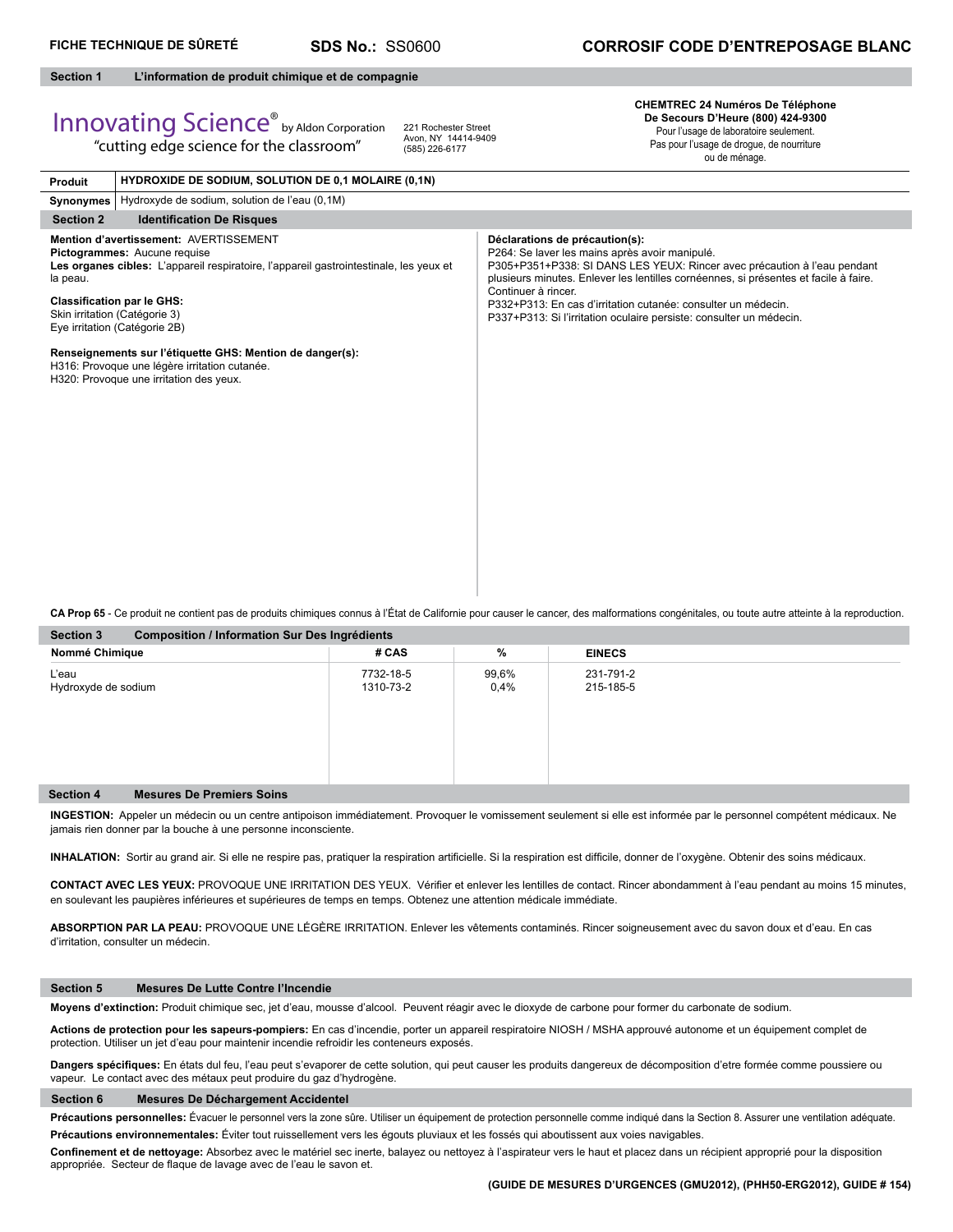**FICHE TECHNIQUE DE SÛRETÉ** **SDS No.:** SS0600 **CORROSIF CODE D'ENTREPOSAGE BLANC**

## Section 1 L'information de produit chimique et de compagnie

Innovating Science® by Aldon Corporation
"cutting edge science for the classroom"

221 Rochester Street
Avon, NY 14414-9409
(585) 226-6177

**CHEMTREC 24 Numéros De Téléphone De Secours D'Heure (800) 424-9300**
Pour l'usage de laboratoire seulement.
Pas pour l'usage de drogue, de nourriture ou de ménage.

| **Produit** | **HYDROXIDE DE SODIUM, SOLUTION DE 0,1 MOLAIRE (0,1N)** |
|---|---|
| **Synonymes** | Hydroxyde de sodium, solution de l'eau (0,1M) |

## Section 2 Identification De Risques

**Mention d'avertissement:** AVERTISSEMENT
**Pictogrammes:** Aucune requise
**Les organes cibles:** L'appareil respiratoire, l'appareil gastrointestinale, les yeux et la peau.

**Classification par le GHS:**
Skin irritation (Catégorie 3)
Eye irritation (Catégorie 2B)

**Renseignements sur l'étiquette GHS: Mention de danger(s):**
H316: Provoque une légère irritation cutanée.
H320: Provoque une irritation des yeux.

**Déclarations de précaution(s):**
P264: Se laver les mains après avoir manipulé.
P305+P351+P338: SI DANS LES YEUX: Rincer avec précaution à l'eau pendant plusieurs minutes. Enlever les lentilles cornéennes, si présentes et facile à faire. Continuer à rincer.
P332+P313: En cas d'irritation cutanée: consulter un médecin.
P337+P313: Si l'irritation oculaire persiste: consulter un médecin.

**CA Prop 65** - Ce produit ne contient pas de produits chimiques connus à l'État de Californie pour causer le cancer, des malformations congénitales, ou toute autre atteinte à la reproduction.

## Section 3 Composition / Information Sur Des Ingrédients

| Nommé Chimique | # CAS | % | EINECS |
|---|---|---|---|
| L'eau | 7732-18-5 | 99,6% | 231-791-2 |
| Hydroxyde de sodium | 1310-73-2 | 0,4% | 215-185-5 |

## Section 4 Mesures De Premiers Soins

**INGESTION:** Appeler un médecin ou un centre antipoison immédiatement. Provoquer le vomissement seulement si elle est informée par le personnel compétent médicaux. Ne jamais rien donner par la bouche à une personne inconsciente.

**INHALATION:** Sortir au grand air. Si elle ne respire pas, pratiquer la respiration artificielle. Si la respiration est difficile, donner de l'oxygène. Obtenir des soins médicaux.

**CONTACT AVEC LES YEUX:** PROVOQUE UNE IRRITATION DES YEUX. Vérifier et enlever les lentilles de contact. Rincer abondamment à l'eau pendant au moins 15 minutes, en soulevant les paupières inférieures et supérieures de temps en temps. Obtenez une attention médicale immédiate.

**ABSORPTION PAR LA PEAU:** PROVOQUE UNE LÉGÈRE IRRITATION. Enlever les vêtements contaminés. Rincer soigneusement avec du savon doux et d'eau. En cas d'irritation, consulter un médecin.

## Section 5 Mesures De Lutte Contre l'Incendie

**Moyens d'extinction:** Produit chimique sec, jet d'eau, mousse d'alcool. Peuvent réagir avec le dioxyde de carbone pour former du carbonate de sodium.

**Actions de protection pour les sapeurs-pompiers:** En cas d'incendie, porter un appareil respiratoire NIOSH / MSHA approuvé autonome et un équipement complet de protection. Utiliser un jet d'eau pour maintenir incendie refroidir les conteneurs exposés.

**Dangers spécifiques:** En états dul feu, l'eau peut s'evaporer de cette solution, qui peut causer les produits dangereux de décomposition d'etre formée comme poussiere ou vapeur. Le contact avec des métaux peut produire du gaz d'hydrogène.

## Section 6 Mesures De Déchargement Accidentel

**Précautions personnelles:** Évacuer le personnel vers la zone sûre. Utiliser un équipement de protection personnelle comme indiqué dans la Section 8. Assurer une ventilation adéquate.

**Précautions environnementales:** Éviter tout ruissellement vers les égouts pluviaux et les fossés qui aboutissent aux voies navigables.

**Confinement et de nettoyage:** Absorbez avec le matériel sec inerte, balayez ou nettoyez à l'aspirateur vers le haut et placez dans un récipient approprié pour la disposition appropriée. Secteur de flaque de lavage avec de l'eau le savon et.

**(GUIDE DE MESURES D'URGENCES (GMU2012), (PHH50-ERG2012), GUIDE # 154)**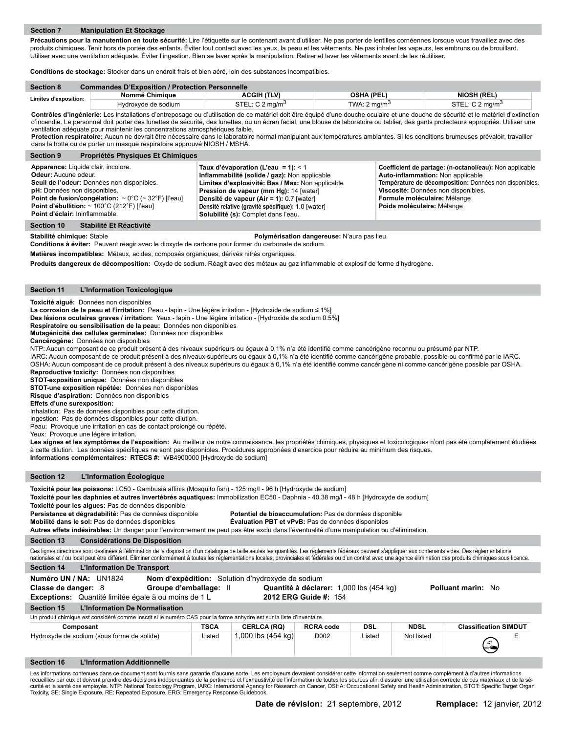## Section 7 Manipulation Et Stockage

**Précautions pour la manutention en toute sécurité:** Lire l'étiquette sur le contenant avant d'utiliser. Ne pas porter de lentilles cornéennes lorsque vous travaillez avec des produits chimiques. Tenir hors de portée des enfants. Éviter tout contact avec les yeux, la peau et les vêtements. Ne pas inhaler les vapeurs, les embruns ou de brouillard. Utiliser avec une ventilation adéquate. Éviter l'ingestion. Bien se laver après la manipulation. Retirer et laver les vêtements avant de les réutiliser.

**Conditions de stockage:** Stocker dans un endroit frais et bien aéré, loin des substances incompatibles.

## Section 8 Commandes D'Exposition / Protection Personnelle

| Limites d'exposition: | Nommé Chimique | ACGIH (TLV) | OSHA (PEL) | NIOSH (REL) |
|---|---|---|---|---|
| | Hydroxyde de sodium | STEL: C 2 mg/m$^3$ | TWA: 2 mg/m$^3$ | STEL: C 2 mg/m$^3$ |

**Contrôles d'ingénierie:** Les installations d'entreposage ou d'utilisation de ce matériel doit être équipé d'une douche oculaire et une douche de sécurité et le matériel d'extinction d'incendie. Le personnel doit porter des lunettes de sécurité, des lunettes, ou un écran facial, une blouse de laboratoire ou tablier, des gants protecteurs appropriés. Utiliser une ventilation adéquate pour maintenir les concentrations atmosphériques faible.

**Protection respiratoire:** Aucun ne devrait être nécessaire dans le laboratoire normal manipulant aux températures ambiantes. Si les conditions brumeuses prévaloir, travailler dans la hotte ou de porter un masque respiratoire approuvé NIOSH / MSHA.

## Section 9 Propriétés Physiques Et Chimiques

**Apparence:** Liquide clair, incolore.
**Odeur:** Aucune odeur.
**Seuil de l'odeur:** Données non disponibles.
**pH:** Données non disponibles.
**Point de fusion/congélation:** ~ 0°C (~ 32°F) [l'eau]
**Point d'ébullition:** ~ 100°C (212°F) [l'eau]
**Point d'éclair:** Ininflammable.

**Taux d'évaporation (L'eau = 1):** < 1
**Inflammabilité (solide / gaz):** Non applicable
**Limites d'explosivité: Bas / Max:** Non applicable
**Pression de vapeur (mm Hg):** 14 [water]
**Densité de vapeur (Air = 1):** 0.7 [water]
**Densité relative (gravité spécifique):** 1.0 [water]
**Solubilité (s):** Complet dans l'eau.

**Coefficient de partage: (n-octanol/eau):** Non applicable
**Auto-inflammation:** Non applicable
**Température de décomposition:** Données non disponibles.
**Viscosité:** Données non disponibles.
**Formule moléculaire:** Mélange
**Poids moléculaire:** Mélange

## Section 10 Stabilité Et Réactivité

**Stabilité chimique:** Stable
**Polymérisation dangereuse:** N'aura pas lieu.
**Conditions à éviter:** Peuvent réagir avec le dioxyde de carbone pour former du carbonate de sodium.

**Matières incompatibles:** Métaux, acides, composés organiques, dérivés nitrés organiques.

**Produits dangereux de décomposition:** Oxyde de sodium. Réagit avec des métaux au gaz inflammable et explosif de forme d'hydrogène.

## Section 11 L'Information Toxicologique

**Toxicité aiguë:** Données non disponibles
**La corrosion de la peau et l'irritation:** Peau - lapin - Une légère irritation - [Hydroxide de sodium ≤ 1%]
**Des lésions oculaires graves / irritation:** Yeux - lapin - Une légère irritation - [Hydroxide de sodium 0.5%]
**Respiratoire ou sensibilisation de la peau:** Données non disponibles
**Mutagénicité des cellules germinales:** Données non disponibles
**Cancérogène:** Données non disponibles
NTP: Aucun composant de ce produit présent à des niveaux supérieurs ou égaux à 0,1% n'a été identifié comme cancérigène reconnu ou présumé par NTP.
IARC: Aucun composant de ce produit présent à des niveaux supérieurs ou égaux à 0,1% n'a été identifié comme cancérigène probable, possible ou confirmé par le IARC.
OSHA: Aucun composant de ce produit présent à des niveaux supérieurs ou égaux à 0,1% n'a été identifié comme cancérigène ni comme cancérigène possible par OSHA.
**Reproductive toxicity:** Données non disponibles
**STOT-exposition unique:** Données non disponibles
**STOT-une exposition répétée:** Données non disponibles
**Risque d'aspiration:** Données non disponibles
**Effets d'une surexposition:**
Inhalation: Pas de données disponibles pour cette dilution.
Ingestion: Pas de données disponibles pour cette dilution.
Peau: Provoque une irritation en cas de contact prolongé ou répété.
Yeux: Provoque une légère irritation.
**Les signes et les symptômes de l'exposition:** Au meilleur de notre connaissance, les propriétés chimiques, physiques et toxicologiques n'ont pas été complètement étudiées à cette dilution. Les données spécifiques ne sont pas disponibles. Procédures appropriées d'exercice pour réduire au minimum des risques.
**Informations complémentaires: RTECS #:** WB4900000 [Hydroxyde de sodium]

## Section 12 L'Information Écologique

**Toxicité pour les poissons:** LC50 - Gambusia affinis (Mosquito fish) - 125 mg/l - 96 h [Hydroxyde de sodium]
**Toxicité pour les daphnies et autres invertébrés aquatiques:** Immobilization EC50 - Daphnia - 40.38 mg/l - 48 h [Hydroxyde de sodium]
**Toxicité pour les algues:** Pas de données disponible
**Persistance et dégradabilité:** Pas de données disponible
**Potentiel de bioaccumulation:** Pas de données disponible
**Mobilité dans le sol:** Pas de données disponibles
**Évaluation PBT et vPvB:** Pas de données disponibles
**Autres effets indésirables:** Un danger pour l'environnement ne peut pas être exclu dans l'éventualité d'une manipulation ou d'élimination.

## Section 13 Considérations De Disposition

Ces lignes directrices sont destinées à l'élimination de la disposition d'un catalogue de taille seules les quantités. Les règlements fédéraux peuvent s'appliquer aux contenants vides. Des réglementations nationales et / ou local peut être différent. Éliminer conformément à toutes les réglementations locales, provinciales et fédérales ou d'un contrat avec une agence élimination des produits chimiques sous licence.

## Section 14 L'Information De Transport

**Numéro UN / NA:** UN1824
**Nom d'expédition:** Solution d'hydroxyde de sodium
**Classe de danger:** 8
**Groupe d'emballage:** II
**Quantité à déclarer:** 1,000 lbs (454 kg)
**Polluant marin:** No
**Exceptions:** Quantité limitée égale à ou moins de 1 L
**2012 ERG Guide #:** 154

## Section 15 L'Information De Normalisation

Un produit chimique est considéré comme inscrit si le numéro CAS pour la forme anhydre est sur la liste d'inventaire.

| Composant | TSCA | CERLCA (RQ) | RCRA code | DSL | NDSL | Classification SIMDUT |
|---|---|---|---|---|---|---|
| Hydroxyde de sodium (sous forme de solide) | Listed | 1,000 lbs (454 kg) | D002 | Listed | Not listed | E |

## Section 16 L'Information Additionnelle

Les informations contenues dans ce document sont fournis sans garantie d'aucune sorte. Les employeurs devraient considérer cette information seulement comme complément à d'autres informations recueillies par eux et doivent prendre des décisions indépendantes de la pertinence et l'exhaustivité de l'information de toutes les sources afin d'assurer une utilisation correcte de ces matériaux et de la sécurité et la santé des employés. NTP: National Toxicology Program, IARC: International Agency for Research on Cancer, OSHA: Occupational Safety and Health Administration, STOT: Specific Target Organ Toxicity, SE: Single Exposure, RE: Repeated Exposure, ERG: Emergency Response Guidebook.

**Date de révision:** 21 septembre, 2012 **Remplace:** 12 janvier, 2012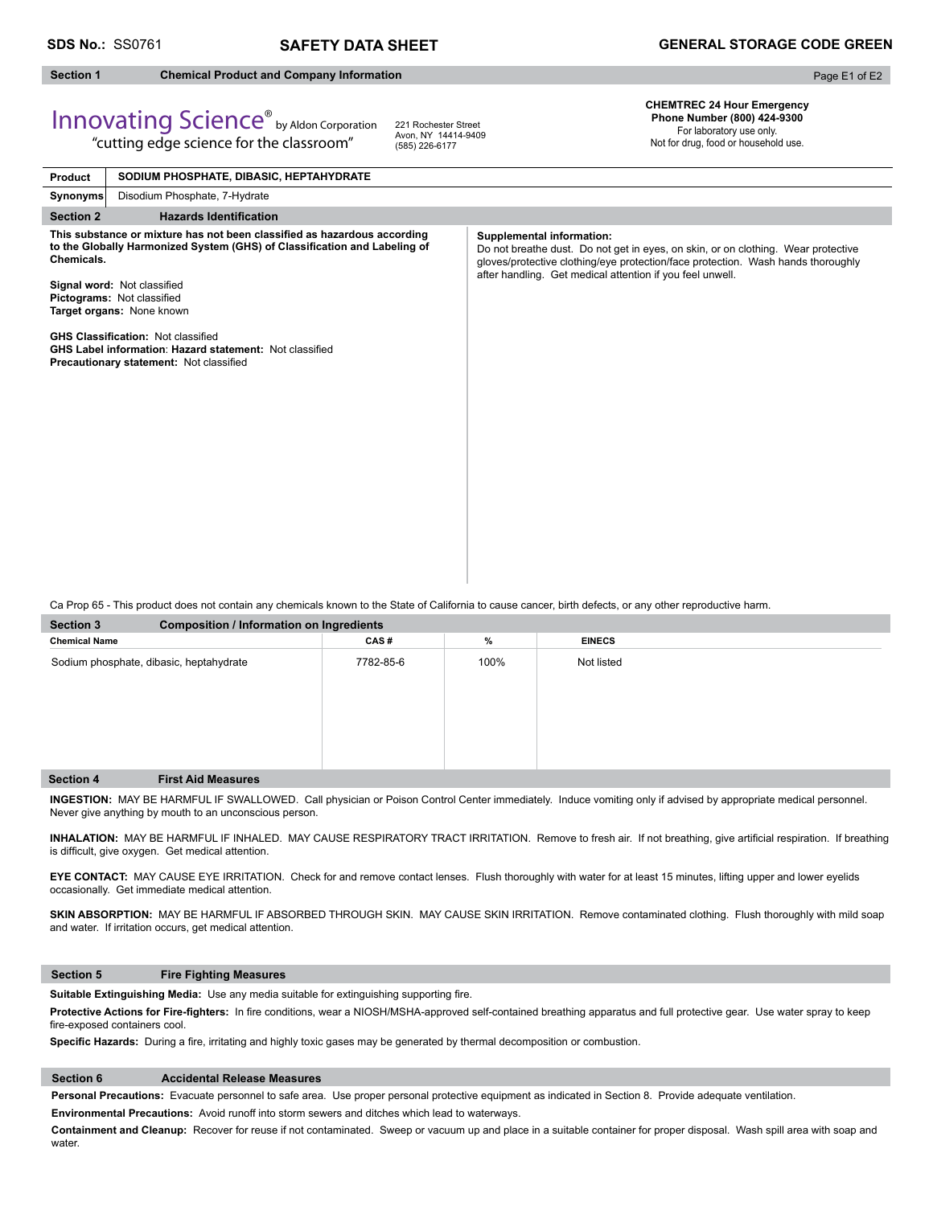**SDS No.:** SS0761 | **SAFETY DATA SHEET** | **GENERAL STORAGE CODE GREEN**

## Section 1 Chemical Product and Company Information

Innovating Science® by Aldon Corporation
"cutting edge science for the classroom"

221 Rochester Street
Avon, NY 14414-9409
(585) 226-6177

**CHEMTREC 24 Hour Emergency Phone Number (800) 424-9300**
For laboratory use only.
Not for drug, food or household use.

| **Product** | **SODIUM PHOSPHATE, DIBASIC, HEPTAHYDRATE** |
|---|---|
| **Synonyms** | Disodium Phosphate, 7-Hydrate |

## Section 2 Hazards Identification

**This substance or mixture has not been classified as hazardous according to the Globally Harmonized System (GHS) of Classification and Labeling of Chemicals.**

**Signal word:** Not classified
**Pictograms:** Not classified
**Target organs:** None known

**GHS Classification:** Not classified
**GHS Label information**: **Hazard statement:** Not classified
**Precautionary statement:** Not classified

**Supplemental information:**
Do not breathe dust. Do not get in eyes, on skin, or on clothing. Wear protective gloves/protective clothing/eye protection/face protection. Wash hands thoroughly after handling. Get medical attention if you feel unwell.

Ca Prop 65 - This product does not contain any chemicals known to the State of California to cause cancer, birth defects, or any other reproductive harm.

## Section 3 Composition / Information on Ingredients

| Chemical Name | CAS # | % | EINECS |
|---|---|---|---|
| Sodium phosphate, dibasic, heptahydrate | 7782-85-6 | 100% | Not listed |

## Section 4 First Aid Measures

**INGESTION:** MAY BE HARMFUL IF SWALLOWED. Call physician or Poison Control Center immediately. Induce vomiting only if advised by appropriate medical personnel. Never give anything by mouth to an unconscious person.

**INHALATION:** MAY BE HARMFUL IF INHALED. MAY CAUSE RESPIRATORY TRACT IRRITATION. Remove to fresh air. If not breathing, give artificial respiration. If breathing is difficult, give oxygen. Get medical attention.

**EYE CONTACT:** MAY CAUSE EYE IRRITATION. Check for and remove contact lenses. Flush thoroughly with water for at least 15 minutes, lifting upper and lower eyelids occasionally. Get immediate medical attention.

**SKIN ABSORPTION:** MAY BE HARMFUL IF ABSORBED THROUGH SKIN. MAY CAUSE SKIN IRRITATION. Remove contaminated clothing. Flush thoroughly with mild soap and water. If irritation occurs, get medical attention.

## Section 5 Fire Fighting Measures

**Suitable Extinguishing Media:** Use any media suitable for extinguishing supporting fire.

**Protective Actions for Fire-fighters:** In fire conditions, wear a NIOSH/MSHA-approved self-contained breathing apparatus and full protective gear. Use water spray to keep fire-exposed containers cool.

**Specific Hazards:** During a fire, irritating and highly toxic gases may be generated by thermal decomposition or combustion.

## Section 6 Accidental Release Measures

**Personal Precautions:** Evacuate personnel to safe area. Use proper personal protective equipment as indicated in Section 8. Provide adequate ventilation.

**Environmental Precautions:** Avoid runoff into storm sewers and ditches which lead to waterways.

**Containment and Cleanup:** Recover for reuse if not contaminated. Sweep or vacuum up and place in a suitable container for proper disposal. Wash spill area with soap and water.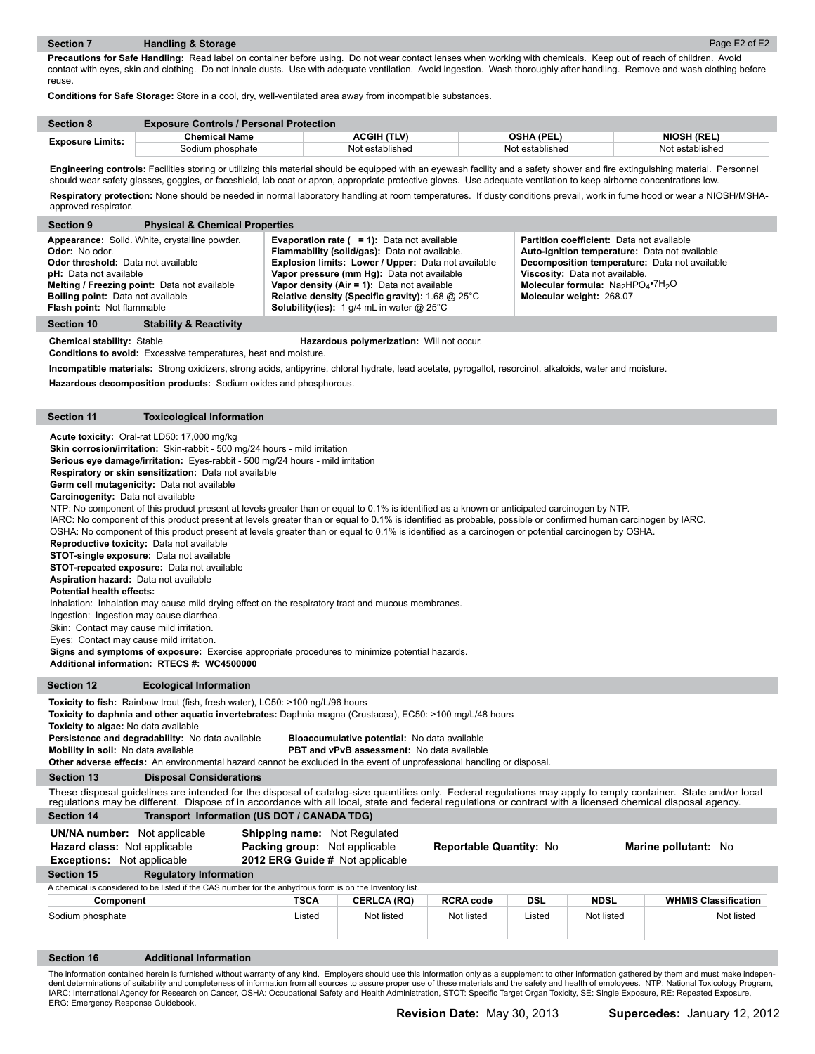## Section 7 Handling & Storage

**Precautions for Safe Handling:** Read label on container before using. Do not wear contact lenses when working with chemicals. Keep out of reach of children. Avoid contact with eyes, skin and clothing. Do not inhale dusts. Use with adequate ventilation. Avoid ingestion. Wash thoroughly after handling. Remove and wash clothing before reuse.

**Conditions for Safe Storage:** Store in a cool, dry, well-ventilated area away from incompatible substances.

## Section 8 Exposure Controls / Personal Protection

| Exposure Limits: | Chemical Name | ACGIH (TLV) | OSHA (PEL) | NIOSH (REL) |
|---|---|---|---|---|
| | Sodium phosphate | Not established | Not established | Not established |

**Engineering controls:** Facilities storing or utilizing this material should be equipped with an eyewash facility and a safety shower and fire extinguishing material. Personnel should wear safety glasses, goggles, or faceshield, lab coat or apron, appropriate protective gloves. Use adequate ventilation to keep airborne concentrations low.

**Respiratory protection:** None should be needed in normal laboratory handling at room temperatures. If dusty conditions prevail, work in fume hood or wear a NIOSH/MSHA-approved respirator.

## Section 9 Physical & Chemical Properties

**Appearance:** Solid. White, crystalline powder.
**Odor:** No odor.
**Odor threshold:** Data not available
**pH:** Data not available
**Melting / Freezing point:** Data not available
**Boiling point:** Data not available
**Flash point:** Not flammable

**Evaporation rate ( = 1):** Data not available
**Flammability (solid/gas):** Data not available.
**Explosion limits: Lower / Upper:** Data not available
**Vapor pressure (mm Hg):** Data not available
**Vapor density (Air = 1):** Data not available
**Relative density (Specific gravity):** 1.68 @ 25°C
**Solubility(ies):** 1 g/4 mL in water @ 25°C

**Partition coefficient:** Data not available
**Auto-ignition temperature:** Data not available
**Decomposition temperature:** Data not available
**Viscosity:** Data not available.
**Molecular formula:** $Na_2HPO_4 \cdot 7H_2O$
**Molecular weight:** 268.07

## Section 10 Stability & Reactivity

**Chemical stability:** Stable

**Hazardous polymerization:** Will not occur.

**Conditions to avoid:** Excessive temperatures, heat and moisture.

**Incompatible materials:** Strong oxidizers, strong acids, antipyrine, chloral hydrate, lead acetate, pyrogallol, resorcinol, alkaloids, water and moisture.

**Hazardous decomposition products:** Sodium oxides and phosphorous.

## Section 11 Toxicological Information

**Acute toxicity:** Oral-rat LD50: 17,000 mg/kg
**Skin corrosion/irritation:** Skin-rabbit - 500 mg/24 hours - mild irritation
**Serious eye damage/irritation:** Eyes-rabbit - 500 mg/24 hours - mild irritation
**Respiratory or skin sensitization:** Data not available
**Germ cell mutagenicity:** Data not available
**Carcinogenity:** Data not available
NTP: No component of this product present at levels greater than or equal to 0.1% is identified as a known or anticipated carcinogen by NTP.
IARC: No component of this product present at levels greater than or equal to 0.1% is identified as probable, possible or confirmed human carcinogen by IARC.
OSHA: No component of this product present at levels greater than or equal to 0.1% is identified as a carcinogen or potential carcinogen by OSHA.
**Reproductive toxicity:** Data not available
**STOT-single exposure:** Data not available
**STOT-repeated exposure:** Data not available
**Aspiration hazard:** Data not available
**Potential health effects:**
Inhalation: Inhalation may cause mild drying effect on the respiratory tract and mucous membranes.
Ingestion: Ingestion may cause diarrhea.
Skin: Contact may cause mild irritation.
Eyes: Contact may cause mild irritation.
**Signs and symptoms of exposure:** Exercise appropriate procedures to minimize potential hazards.
**Additional information: RTECS #: WC4500000**

## Section 12 Ecological Information

**Toxicity to fish:** Rainbow trout (fish, fresh water), LC50: >100 ng/L/96 hours
**Toxicity to daphnia and other aquatic invertebrates:** Daphnia magna (Crustacea), EC50: >100 mg/L/48 hours
**Toxicity to algae:** No data available
**Persistence and degradability:** No data available
**Bioaccumulative potential:** No data available
**Mobility in soil:** No data available
**PBT and vPvB assessment:** No data available
**Other adverse effects:** An environmental hazard cannot be excluded in the event of unprofessional handling or disposal.

## Section 13 Disposal Considerations

These disposal guidelines are intended for the disposal of catalog-size quantities only. Federal regulations may apply to empty container. State and/or local regulations may be different. Dispose of in accordance with all local, state and federal regulations or contract with a licensed chemical disposal agency.

## Section 14 Transport Information (US DOT / CANADA TDG)

**UN/NA number:** Not applicable
**Hazard class:** Not applicable
**Exceptions:** Not applicable
**Shipping name:** Not Regulated
**Packing group:** Not applicable
**2012 ERG Guide #** Not applicable
**Reportable Quantity:** No
**Marine pollutant:** No

## Section 15 Regulatory Information

A chemical is considered to be listed if the CAS number for the anhydrous form is on the Inventory list.

| Component | TSCA | CERLCA (RQ) | RCRA code | DSL | NDSL | WHMIS Classification |
|---|---|---|---|---|---|---|
| Sodium phosphate | Listed | Not listed | Not listed | Listed | Not listed | Not listed |

## Section 16 Additional Information

The information contained herein is furnished without warranty of any kind. Employers should use this information only as a supplement to other information gathered by them and must make independent determinations of suitability and completeness of information from all sources to assure proper use of these materials and the safety and health of employees. NTP: National Toxicology Program, IARC: International Agency for Research on Cancer, OSHA: Occupational Safety and Health Administration, STOT: Specific Target Organ Toxicity, SE: Single Exposure, RE: Repeated Exposure, ERG: Emergency Response Guidebook.

**Revision Date:** May 30, 2013 **Supercedes:** January 12, 2012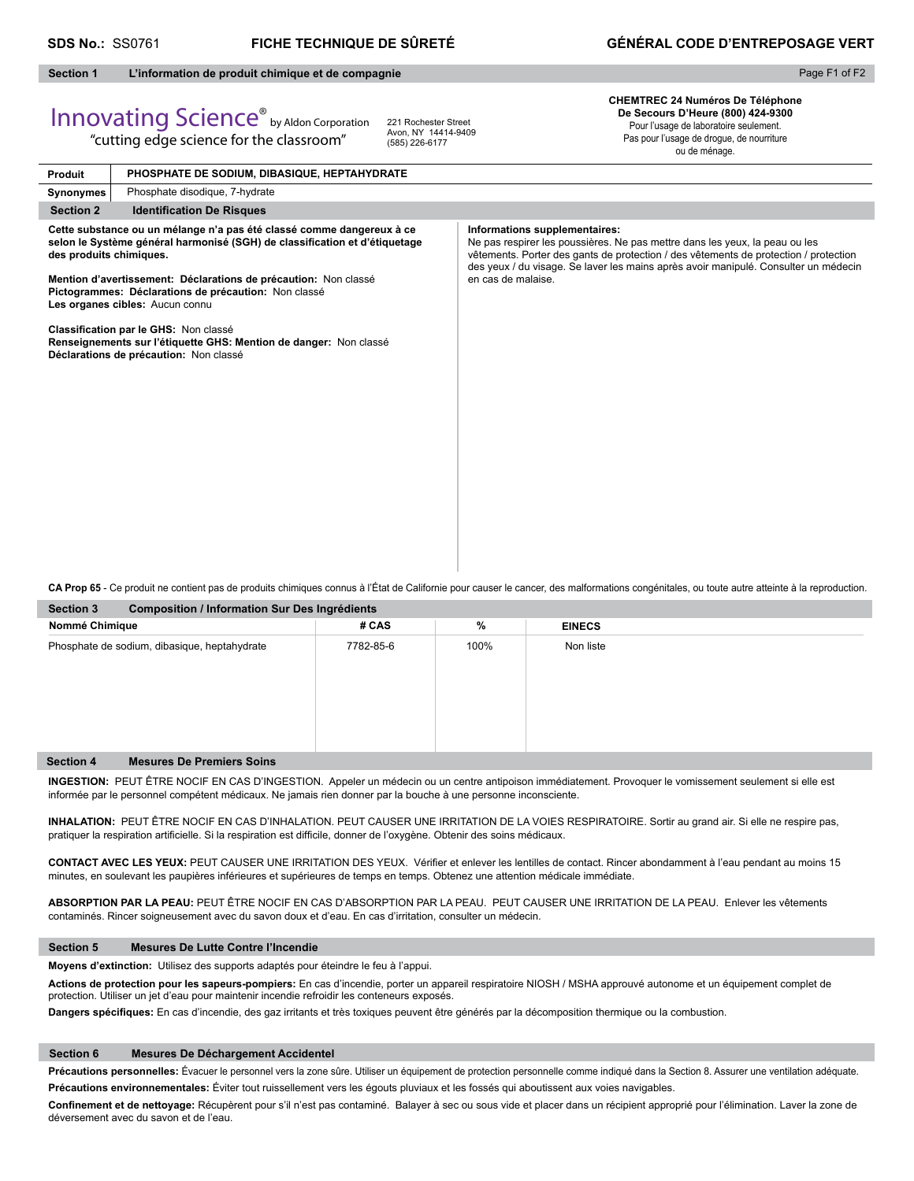**SDS No.:** SS0761 **FICHE TECHNIQUE DE SÛRETÉ** **GÉNÉRAL CODE D'ENTREPOSAGE VERT**

## Section 1 L'information de produit chimique et de compagnie

Innovating Science® by Aldon Corporation
"cutting edge science for the classroom"

221 Rochester Street
Avon, NY 14414-9409
(585) 226-6177

**CHEMTREC 24 Numéros De Téléphone De Secours D'Heure (800) 424-9300**
Pour l'usage de laboratoire seulement.
Pas pour l'usage de drogue, de nourriture ou de ménage.

| **Produit** | **PHOSPHATE DE SODIUM, DIBASIQUE, HEPTAHYDRATE** |
|---|---|
| **Synonymes** | Phosphate disodique, 7-hydrate |

## Section 2 Identification De Risques

**Cette substance ou un mélange n'a pas été classé comme dangereux à ce selon le Système général harmonisé (SGH) de classification et d'étiquetage des produits chimiques.**

**Mention d'avertissement: Déclarations de précaution:** Non classé
**Pictogrammes: Déclarations de précaution:** Non classé
**Les organes cibles:** Aucun connu

**Classification par le GHS:** Non classé
**Renseignements sur l'étiquette GHS: Mention de danger:** Non classé
**Déclarations de précaution:** Non classé

**Informations supplementaires:**
Ne pas respirer les poussières. Ne pas mettre dans les yeux, la peau ou les vêtements. Porter des gants de protection / des vêtements de protection / protection des yeux / du visage. Se laver les mains après avoir manipulé. Consulter un médecin en cas de malaise.

**CA Prop 65** - Ce produit ne contient pas de produits chimiques connus à l'État de Californie pour causer le cancer, des malformations congénitales, ou toute autre atteinte à la reproduction.

## Section 3 Composition / Information Sur Des Ingrédients

| Nommé Chimique | # CAS | % | EINECS |
|---|---|---|---|
| Phosphate de sodium, dibasique, heptahydrate | 7782-85-6 | 100% | Non liste |

## Section 4 Mesures De Premiers Soins

**INGESTION:** PEUT ÊTRE NOCIF EN CAS D'INGESTION. Appeler un médecin ou un centre antipoison immédiatement. Provoquer le vomissement seulement si elle est informée par le personnel compétent médicaux. Ne jamais rien donner par la bouche à une personne inconsciente.

**INHALATION:** PEUT ÊTRE NOCIF EN CAS D'INHALATION. PEUT CAUSER UNE IRRITATION DE LA VOIES RESPIRATOIRE. Sortir au grand air. Si elle ne respire pas, pratiquer la respiration artificielle. Si la respiration est difficile, donner de l'oxygène. Obtenir des soins médicaux.

**CONTACT AVEC LES YEUX:** PEUT CAUSER UNE IRRITATION DES YEUX. Vérifier et enlever les lentilles de contact. Rincer abondamment à l'eau pendant au moins 15 minutes, en soulevant les paupières inférieures et supérieures de temps en temps. Obtenez une attention médicale immédiate.

**ABSORPTION PAR LA PEAU:** PEUT ÊTRE NOCIF EN CAS D'ABSORPTION PAR LA PEAU. PEUT CAUSER UNE IRRITATION DE LA PEAU. Enlever les vêtements contaminés. Rincer soigneusement avec du savon doux et d'eau. En cas d'irritation, consulter un médecin.

## Section 5 Mesures De Lutte Contre l'Incendie

**Moyens d'extinction:** Utilisez des supports adaptés pour éteindre le feu à l'appui.

**Actions de protection pour les sapeurs-pompiers:** En cas d'incendie, porter un appareil respiratoire NIOSH / MSHA approuvé autonome et un équipement complet de protection. Utiliser un jet d'eau pour maintenir incendie refroidir les conteneurs exposés.

**Dangers spécifiques:** En cas d'incendie, des gaz irritants et très toxiques peuvent être générés par la décomposition thermique ou la combustion.

## Section 6 Mesures De Déchargement Accidentel

**Précautions personnelles:** Évacuer le personnel vers la zone sûre. Utiliser un équipement de protection personnelle comme indiqué dans la Section 8. Assurer une ventilation adéquate.

**Précautions environnementales:** Éviter tout ruissellement vers les égouts pluviaux et les fossés qui aboutissent aux voies navigables.

**Confinement et de nettoyage:** Récupèrent pour s'il n'est pas contaminé. Balayer à sec ou sous vide et placer dans un récipient approprié pour l'élimination. Laver la zone de déversement avec du savon et de l'eau.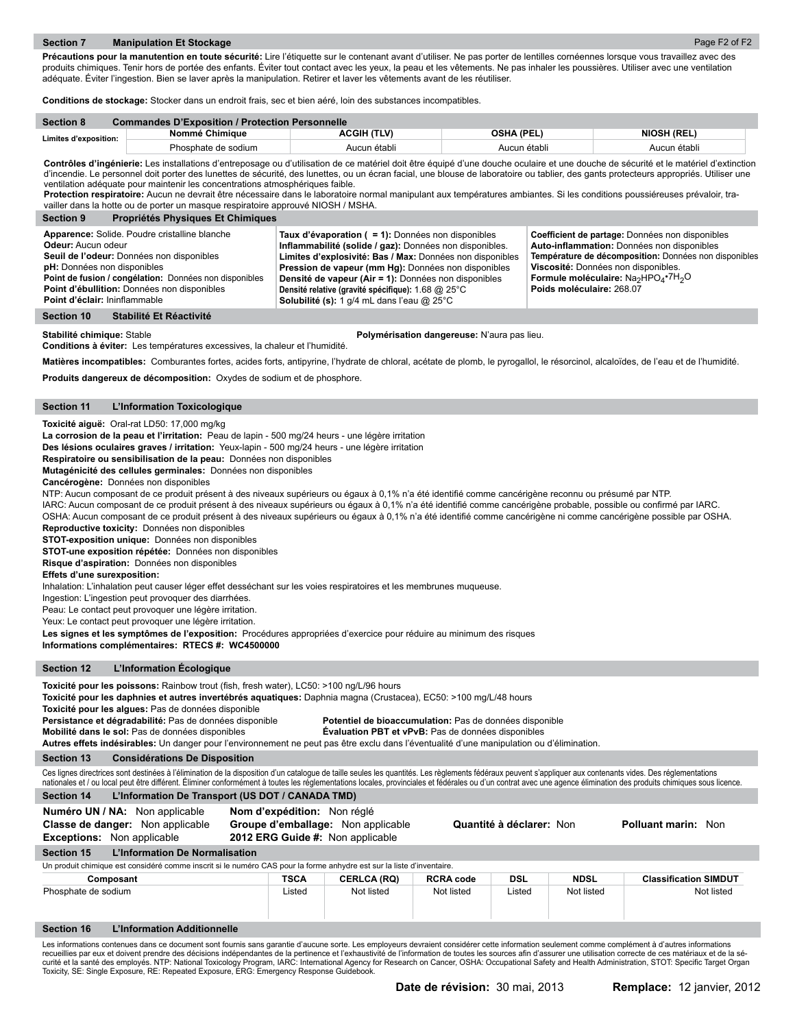## Section 7 Manipulation Et Stockage

**Précautions pour la manutention en toute sécurité:** Lire l'étiquette sur le contenant avant d'utiliser. Ne pas porter de lentilles cornéennes lorsque vous travaillez avec des produits chimiques. Tenir hors de portée des enfants. Éviter tout contact avec les yeux, la peau et les vêtements. Ne pas inhaler les poussières. Utiliser avec une ventilation adéquate. Éviter l'ingestion. Bien se laver après la manipulation. Retirer et laver les vêtements avant de les réutiliser.

**Conditions de stockage:** Stocker dans un endroit frais, sec et bien aéré, loin des substances incompatibles.

## Section 8 Commandes D'Exposition / Protection Personnelle

| Limites d'exposition: | Nommé Chimique | ACGIH (TLV) | OSHA (PEL) | NIOSH (REL) |
|---|---|---|---|---|
| | Phosphate de sodium | Aucun établi | Aucun établi | Aucun établi |

**Contrôles d'ingénierie:** Les installations d'entreposage ou d'utilisation de ce matériel doit être équipé d'une douche oculaire et une douche de sécurité et le matériel d'extinction d'incendie. Le personnel doit porter des lunettes de sécurité, des lunettes, ou un écran facial, une blouse de laboratoire ou tablier, des gants protecteurs appropriés. Utiliser une ventilation adéquate pour maintenir les concentrations atmosphériques faible.

**Protection respiratoire:** Aucun ne devrait être nécessaire dans le laboratoire normal manipulant aux températures ambiantes. Si les conditions poussiéreuses prévaloir, travailler dans la hotte ou de porter un masque respiratoire approuvé NIOSH / MSHA.

## Section 9 Propriétés Physiques Et Chimiques

**Apparence:** Solide. Poudre cristalline blanche
**Odeur:** Aucun odeur
**Seuil de l'odeur:** Données non disponibles
**pH:** Données non disponibles
**Point de fusion / congélation:** Données non disponibles
**Point d'ébullition:** Données non disponibles
**Point d'éclair:** Ininflammable

**Taux d'évaporation ( = 1):** Données non disponibles
**Inflammabilité (solide / gaz):** Données non disponibles.
**Limites d'explosivité: Bas / Max:** Données non disponibles
**Pression de vapeur (mm Hg):** Données non disponibles
**Densité de vapeur (Air = 1):** Données non disponibles
**Densité relative (gravité spécifique):** 1.68 @ 25°C
**Solubilité (s):** 1 g/4 mL dans l'eau @ 25°C

**Coefficient de partage:** Données non disponibles
**Auto-inflammation:** Données non disponibles
**Température de décomposition:** Données non disponibles
**Viscosité:** Données non disponibles.
**Formule moléculaire:** $Na_2HPO_4 \cdot 7H_2O$
**Poids moléculaire:** 268.07

## Section 10 Stabilité Et Réactivité

**Stabilité chimique:** Stable
**Polymérisation dangereuse:** N'aura pas lieu.
**Conditions à éviter:** Les températures excessives, la chaleur et l'humidité.

**Matières incompatibles:** Comburantes fortes, acides forts, antipyrine, l'hydrate de chloral, acétate de plomb, le pyrogallol, le résorcinol, alcaloïdes, de l'eau et de l'humidité.

**Produits dangereux de décomposition:** Oxydes de sodium et de phosphore.

## Section 11 L'Information Toxicologique

**Toxicité aiguë:** Oral-rat LD50: 17,000 mg/kg
**La corrosion de la peau et l'irritation:** Peau de lapin - 500 mg/24 heures - une légère irritation
**Des lésions oculaires graves / irritation:** Yeux-lapin - 500 mg/24 heures - une légère irritation
**Respiratoire ou sensibilisation de la peau:** Données non disponibles
**Mutagénicité des cellules germinales:** Données non disponibles
**Cancérogène:** Données non disponibles
NTP: Aucun composant de ce produit présent à des niveaux supérieurs ou égaux à 0,1% n'a été identifié comme cancérigène reconnu ou présumé par NTP.
IARC: Aucun composant de ce produit présent à des niveaux supérieurs ou égaux à 0,1% n'a été identifié comme cancérigène probable, possible ou confirmé par IARC.
OSHA: Aucun composant de ce produit présent à des niveaux supérieurs ou égaux à 0,1% n'a été identifié comme cancérigène ni comme cancérigène possible par OSHA.
**Reproductive toxicity:** Données non disponibles
**STOT-exposition unique:** Données non disponibles
**STOT-une exposition répétée:** Données non disponibles
**Risque d'aspiration:** Données non disponibles
**Effets d'une surexposition:**
Inhalation: L'inhalation peut causer léger effet desséchant sur les voies respiratoires et les membranes muqueuse.
Ingestion: L'ingestion peut provoquer des diarrhées.
Peau: Le contact peut provoquer une légère irritation.
Yeux: Le contact peut provoquer une légère irritation.
**Les signes et les symptômes de l'exposition:** Procédures appropriées d'exercice pour réduire au minimum des risques
**Informations complémentaires: RTECS #: WC4500000**

## Section 12 L'Information Écologique

**Toxicité pour les poissons:** Rainbow trout (fish, fresh water), LC50: >100 ng/L/96 hours
**Toxicité pour les daphnies et autres invertébrés aquatiques:** Daphnia magna (Crustacea), EC50: >100 mg/L/48 hours
**Toxicité pour les algues:** Pas de données disponible
**Persistance et dégradabilité:** Pas de données disponible
**Potentiel de bioaccumulation:** Pas de données disponible
**Mobilité dans le sol:** Pas de données disponibles
**Évaluation PBT et vPvB:** Pas de données disponibles
**Autres effets indésirables:** Un danger pour l'environnement ne peut pas être exclu dans l'éventualité d'une manipulation ou d'élimination.

## Section 13 Considérations De Disposition

Ces lignes directrices sont destinées à l'élimination de la disposition d'un catalogue de taille seules les quantités. Les règlements fédéraux peuvent s'appliquer aux contenants vides. Des réglementations nationales et / ou local peut être différent. Éliminer conformément à toutes les réglementations locales, provinciales et fédérales ou d'un contrat avec une agence élimination des produits chimiques sous licence.

## Section 14 L'Information De Transport (US DOT / CANADA TMD)

**Numéro UN / NA:** Non applicable
**Classe de danger:** Non applicable
**Exceptions:** Non applicable
**Nom d'expédition:** Non réglé
**Groupe d'emballage:** Non applicable
**2012 ERG Guide #:** Non applicable
**Quantité à déclarer:** Non
**Polluant marin:** Non

## Section 15 L'Information De Normalisation

Un produit chimique est considéré comme inscrit si le numéro CAS pour la forme anhydre est sur la liste d'inventaire.

| Composant | TSCA | CERLCA (RQ) | RCRA code | DSL | NDSL | Classification SIMDUT |
|---|---|---|---|---|---|---|
| Phosphate de sodium | Listed | Not listed | Not listed | Listed | Not listed | Not listed |

## Section 16 L'Information Additionnelle

Les informations contenues dans ce document sont fournis sans garantie d'aucune sorte. Les employeurs devraient considérer cette information seulement comme complément à d'autres informations recueillies par eux et doivent prendre des décisions indépendantes de la pertinence et l'exhaustivité de l'information de toutes les sources afin d'assurer une utilisation correcte de ces matériaux et de la sécurité et la santé des employés. NTP: National Toxicology Program, IARC: International Agency for Research on Cancer, OSHA: Occupational Safety and Health Administration, STOT: Specific Target Organ Toxicity, SE: Single Exposure, RE: Repeated Exposure, ERG: Emergency Response Guidebook.

**Date de révision:** 30 mai, 2013 **Remplace:** 12 janvier, 2012